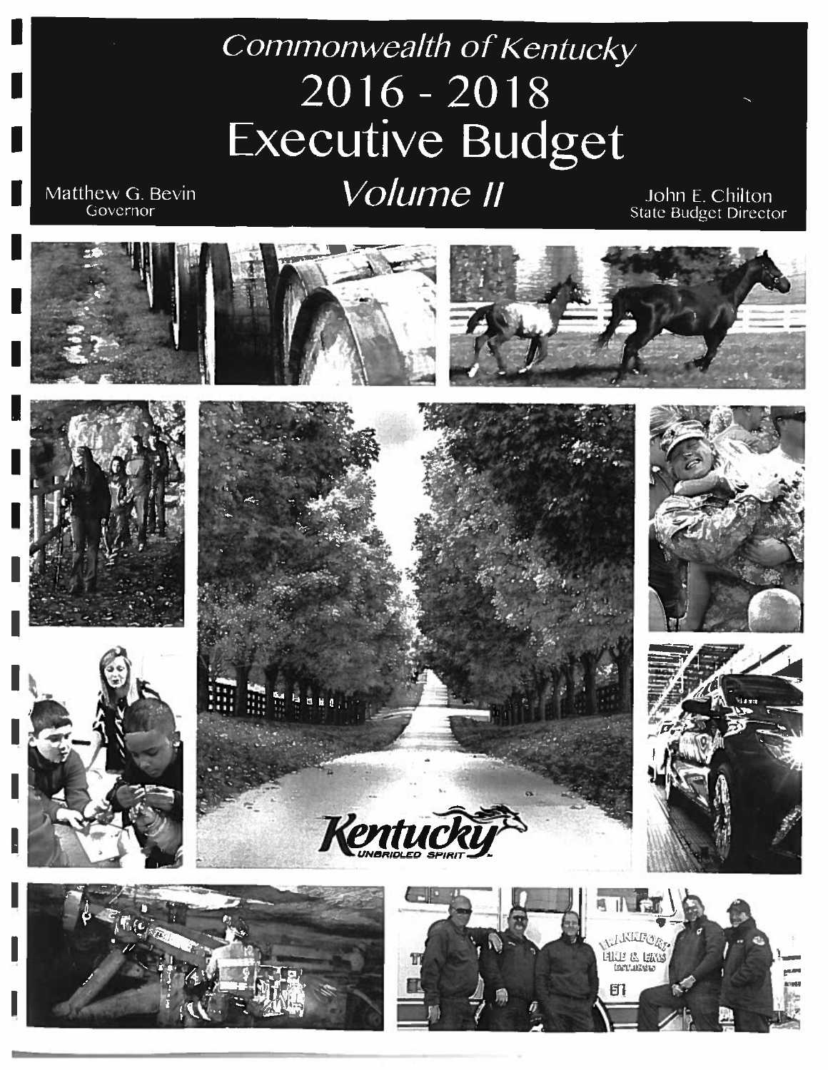# Commonwealth of Kentucky

# 2016 - 2018

# Executive Budget

## Volume II

Matthew G. Bevin
Governor

John E. Chilton
State Budget Director

Kentucky
UNBRIDLED SPIRIT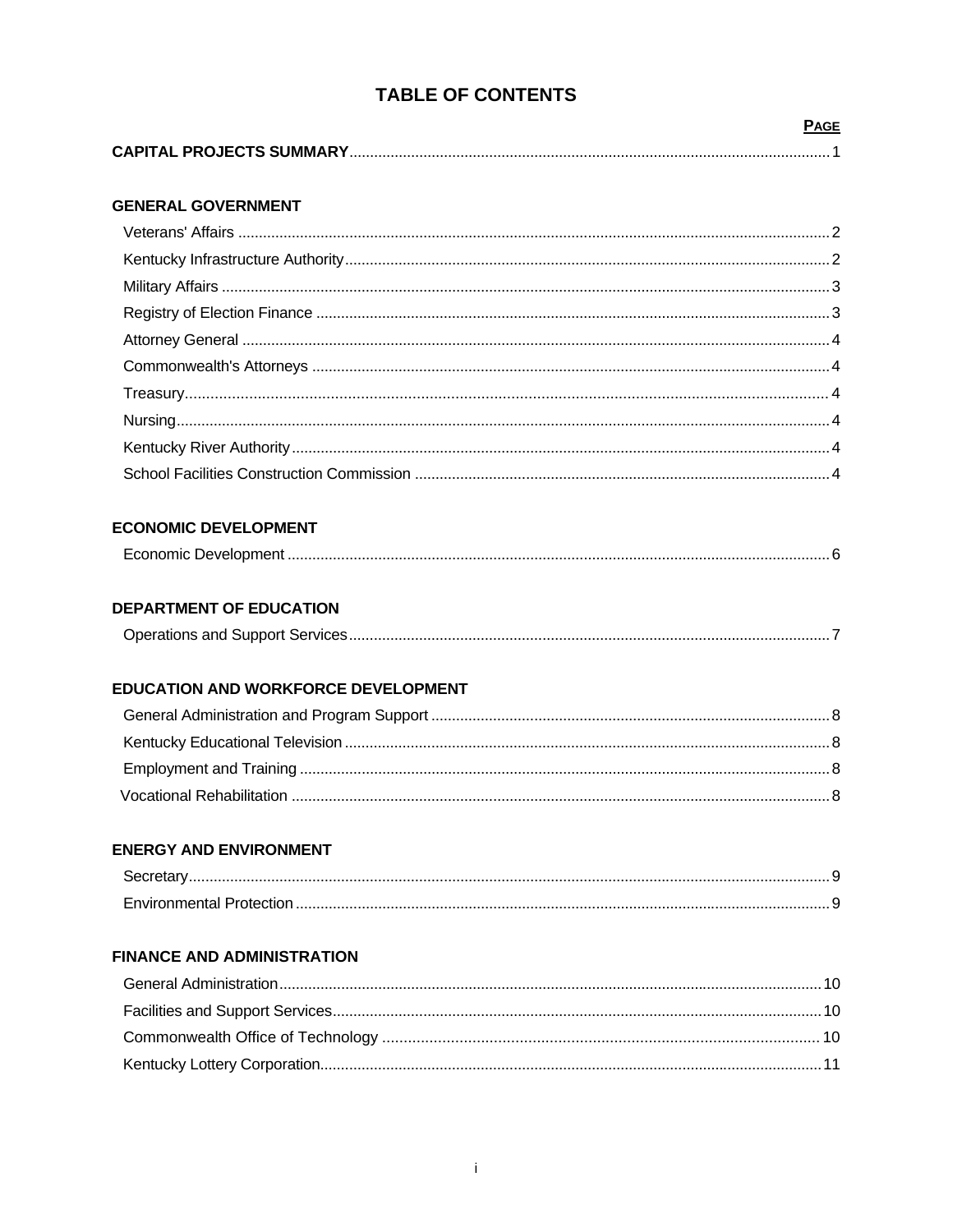# TABLE OF CONTENTS

| | PAGE |
|---|---|
| **CAPITAL PROJECTS SUMMARY** | 1 |
| **GENERAL GOVERNMENT** | |
| Veterans' Affairs | 2 |
| Kentucky Infrastructure Authority | 2 |
| Military Affairs | 3 |
| Registry of Election Finance | 3 |
| Attorney General | 4 |
| Commonwealth's Attorneys | 4 |
| Treasury | 4 |
| Nursing | 4 |
| Kentucky River Authority | 4 |
| School Facilities Construction Commission | 4 |
| **ECONOMIC DEVELOPMENT** | |
| Economic Development | 6 |
| **DEPARTMENT OF EDUCATION** | |
| Operations and Support Services | 7 |
| **EDUCATION AND WORKFORCE DEVELOPMENT** | |
| General Administration and Program Support | 8 |
| Kentucky Educational Television | 8 |
| Employment and Training | 8 |
| Vocational Rehabilitation | 8 |
| **ENERGY AND ENVIRONMENT** | |
| Secretary | 9 |
| Environmental Protection | 9 |
| **FINANCE AND ADMINISTRATION** | |
| General Administration | 10 |
| Facilities and Support Services | 10 |
| Commonwealth Office of Technology | 10 |
| Kentucky Lottery Corporation | 11 |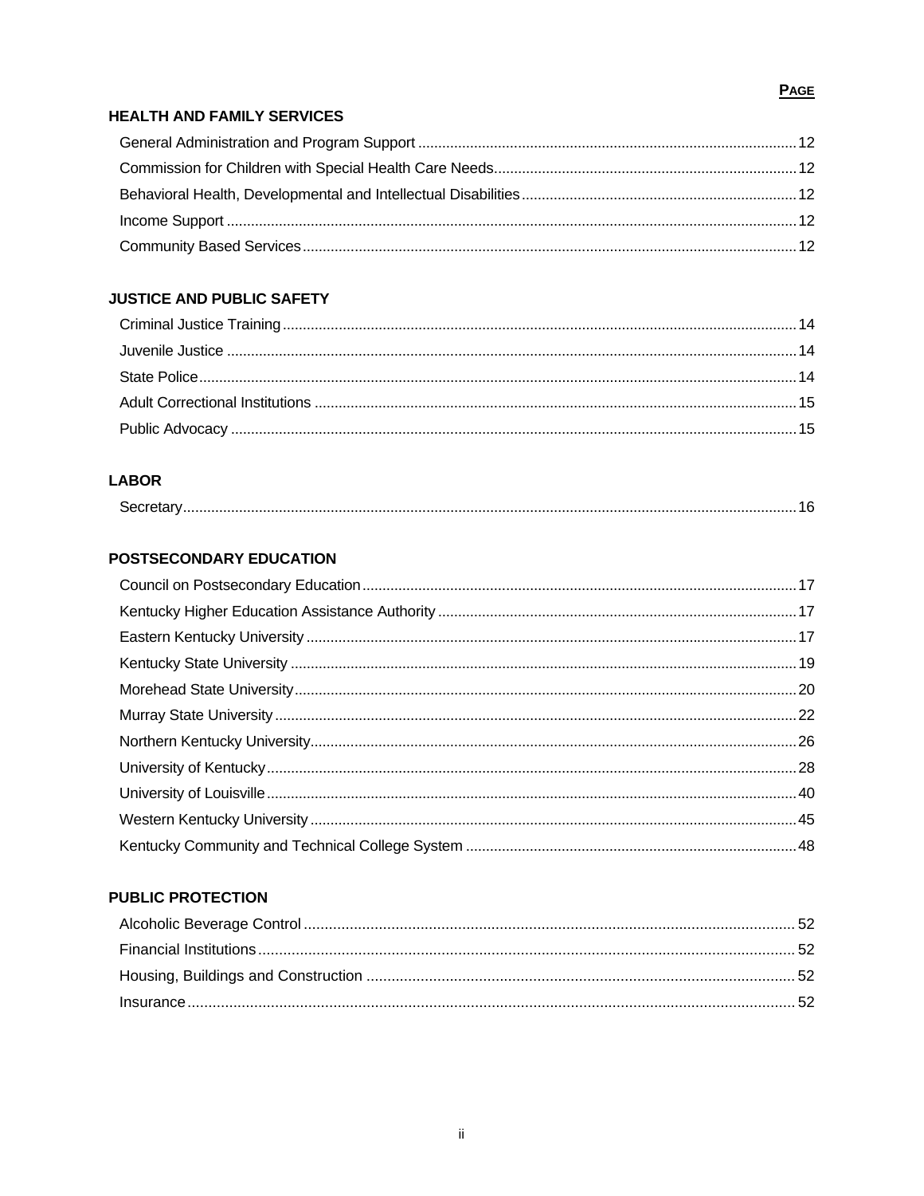| | PAGE |
|---|---|
| **HEALTH AND FAMILY SERVICES** | |
| General Administration and Program Support | 12 |
| Commission for Children with Special Health Care Needs | 12 |
| Behavioral Health, Developmental and Intellectual Disabilities | 12 |
| Income Support | 12 |
| Community Based Services | 12 |
| **JUSTICE AND PUBLIC SAFETY** | |
| Criminal Justice Training | 14 |
| Juvenile Justice | 14 |
| State Police | 14 |
| Adult Correctional Institutions | 15 |
| Public Advocacy | 15 |
| **LABOR** | |
| Secretary | 16 |
| **POSTSECONDARY EDUCATION** | |
| Council on Postsecondary Education | 17 |
| Kentucky Higher Education Assistance Authority | 17 |
| Eastern Kentucky University | 17 |
| Kentucky State University | 19 |
| Morehead State University | 20 |
| Murray State University | 22 |
| Northern Kentucky University | 26 |
| University of Kentucky | 28 |
| University of Louisville | 40 |
| Western Kentucky University | 45 |
| Kentucky Community and Technical College System | 48 |
| **PUBLIC PROTECTION** | |
| Alcoholic Beverage Control | 52 |
| Financial Institutions | 52 |
| Housing, Buildings and Construction | 52 |
| Insurance | 52 |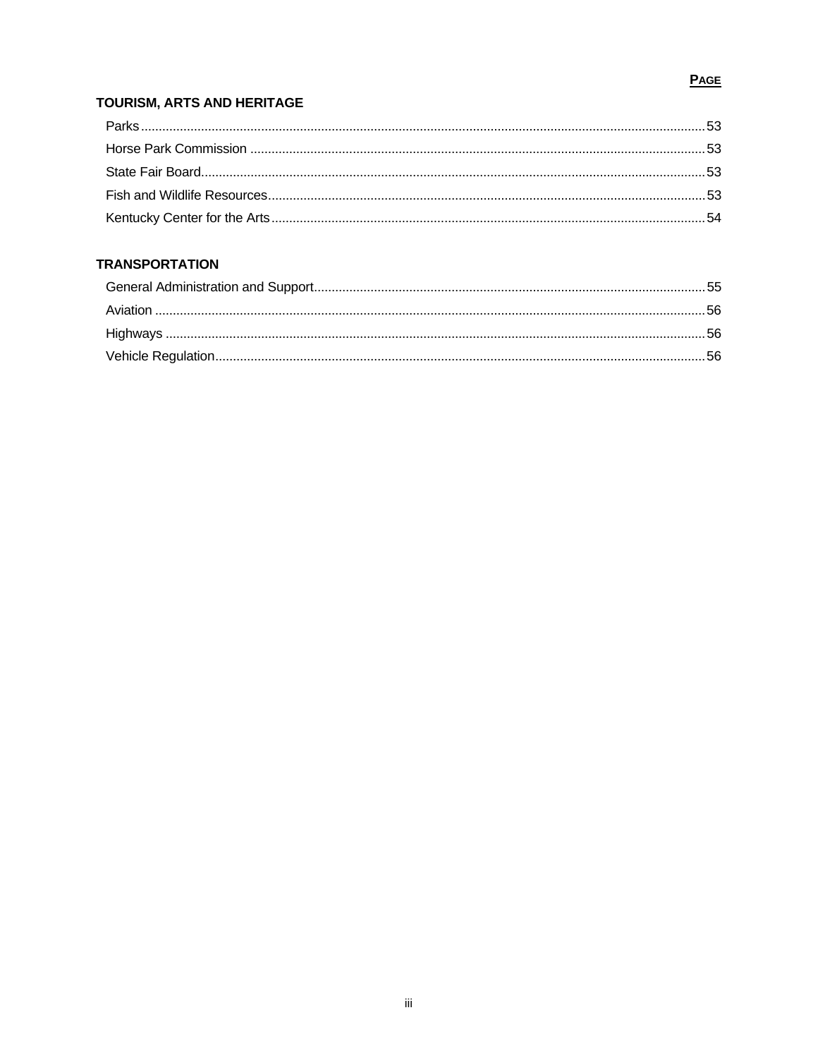| | Page |
|---|---|
| **TOURISM, ARTS AND HERITAGE** | |
| Parks | 53 |
| Horse Park Commission | 53 |
| State Fair Board | 53 |
| Fish and Wildlife Resources | 53 |
| Kentucky Center for the Arts | 54 |
| **TRANSPORTATION** | |
| General Administration and Support | 55 |
| Aviation | 56 |
| Highways | 56 |
| Vehicle Regulation | 56 |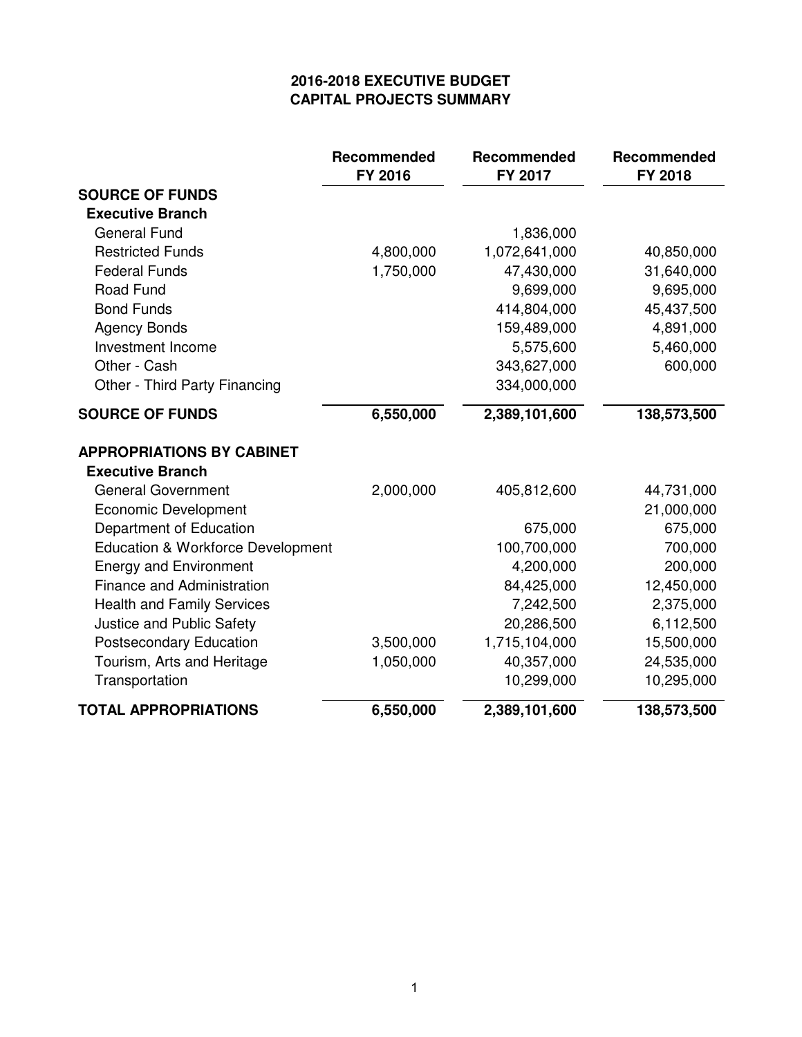# 2016-2018 EXECUTIVE BUDGET
## CAPITAL PROJECTS SUMMARY

| | Recommended FY 2016 | Recommended FY 2017 | Recommended FY 2018 |
|---|---|---|---|
| **SOURCE OF FUNDS** | | | |
| **Executive Branch** | | | |
| General Fund | | 1,836,000 | |
| Restricted Funds | 4,800,000 | 1,072,641,000 | 40,850,000 |
| Federal Funds | 1,750,000 | 47,430,000 | 31,640,000 |
| Road Fund | | 9,699,000 | 9,695,000 |
| Bond Funds | | 414,804,000 | 45,437,500 |
| Agency Bonds | | 159,489,000 | 4,891,000 |
| Investment Income | | 5,575,600 | 5,460,000 |
| Other - Cash | | 343,627,000 | 600,000 |
| Other - Third Party Financing | | 334,000,000 | |
| **SOURCE OF FUNDS** | **6,550,000** | **2,389,101,600** | **138,573,500** |
| **APPROPRIATIONS BY CABINET** | | | |
| **Executive Branch** | | | |
| General Government | 2,000,000 | 405,812,600 | 44,731,000 |
| Economic Development | | | 21,000,000 |
| Department of Education | | 675,000 | 675,000 |
| Education & Workforce Development | | 100,700,000 | 700,000 |
| Energy and Environment | | 4,200,000 | 200,000 |
| Finance and Administration | | 84,425,000 | 12,450,000 |
| Health and Family Services | | 7,242,500 | 2,375,000 |
| Justice and Public Safety | | 20,286,500 | 6,112,500 |
| Postsecondary Education | 3,500,000 | 1,715,104,000 | 15,500,000 |
| Tourism, Arts and Heritage | 1,050,000 | 40,357,000 | 24,535,000 |
| Transportation | | 10,299,000 | 10,295,000 |
| **TOTAL APPROPRIATIONS** | **6,550,000** | **2,389,101,600** | **138,573,500** |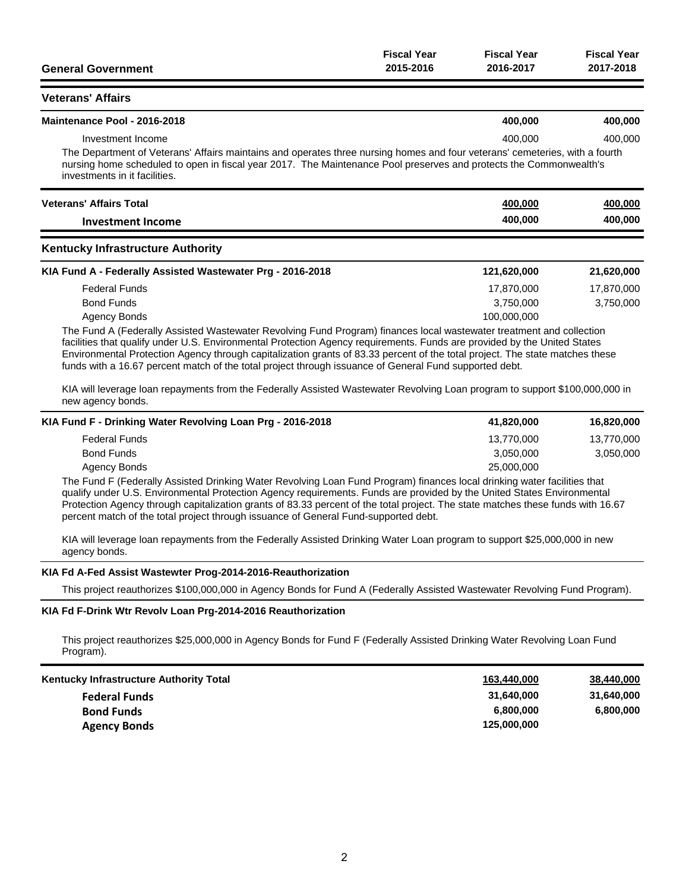| General Government | Fiscal Year 2015-2016 | Fiscal Year 2016-2017 | Fiscal Year 2017-2018 |
|---|---|---|---|

## Veterans' Affairs

| | Fiscal Year 2015-2016 | Fiscal Year 2016-2017 | Fiscal Year 2017-2018 |
|---|---|---|---|
| **Maintenance Pool - 2016-2018** | | **400,000** | **400,000** |
| Investment Income | | 400,000 | 400,000 |

The Department of Veterans' Affairs maintains and operates three nursing homes and four veterans' cemeteries, with a fourth nursing home scheduled to open in fiscal year 2017. The Maintenance Pool preserves and protects the Commonwealth's investments in it facilities.

| | Fiscal Year 2015-2016 | Fiscal Year 2016-2017 | Fiscal Year 2017-2018 |
|---|---|---|---|
| **Veterans' Affairs Total** | | **400,000** | **400,000** |
| **Investment Income** | | **400,000** | **400,000** |

## Kentucky Infrastructure Authority

| | Fiscal Year 2015-2016 | Fiscal Year 2016-2017 | Fiscal Year 2017-2018 |
|---|---|---|---|
| **KIA Fund A - Federally Assisted Wastewater Prg - 2016-2018** | | **121,620,000** | **21,620,000** |
| Federal Funds | | 17,870,000 | 17,870,000 |
| Bond Funds | | 3,750,000 | 3,750,000 |
| Agency Bonds | | 100,000,000 | |

The Fund A (Federally Assisted Wastewater Revolving Fund Program) finances local wastewater treatment and collection facilities that qualify under U.S. Environmental Protection Agency requirements. Funds are provided by the United States Environmental Protection Agency through capitalization grants of 83.33 percent of the total project. The state matches these funds with a 16.67 percent match of the total project through issuance of General Fund supported debt.

KIA will leverage loan repayments from the Federally Assisted Wastewater Revolving Loan program to support $100,000,000 in new agency bonds.

| | Fiscal Year 2015-2016 | Fiscal Year 2016-2017 | Fiscal Year 2017-2018 |
|---|---|---|---|
| **KIA Fund F - Drinking Water Revolving Loan Prg - 2016-2018** | | **41,820,000** | **16,820,000** |
| Federal Funds | | 13,770,000 | 13,770,000 |
| Bond Funds | | 3,050,000 | 3,050,000 |
| Agency Bonds | | 25,000,000 | |

The Fund F (Federally Assisted Drinking Water Revolving Loan Fund Program) finances local drinking water facilities that qualify under U.S. Environmental Protection Agency requirements. Funds are provided by the United States Environmental Protection Agency through capitalization grants of 83.33 percent of the total project. The state matches these funds with 16.67 percent match of the total project through issuance of General Fund-supported debt.

KIA will leverage loan repayments from the Federally Assisted Drinking Water Loan program to support $25,000,000 in new agency bonds.

**KIA Fd A-Fed Assist Wastewter Prog-2014-2016-Reauthorization**

This project reauthorizes $100,000,000 in Agency Bonds for Fund A (Federally Assisted Wastewater Revolving Fund Program).

**KIA Fd F-Drink Wtr Revolv Loan Prg-2014-2016 Reauthorization**

This project reauthorizes $25,000,000 in Agency Bonds for Fund F (Federally Assisted Drinking Water Revolving Loan Fund Program).

| | Fiscal Year 2015-2016 | Fiscal Year 2016-2017 | Fiscal Year 2017-2018 |
|---|---|---|---|
| **Kentucky Infrastructure Authority Total** | | **163,440,000** | **38,440,000** |
| **Federal Funds** | | **31,640,000** | **31,640,000** |
| **Bond Funds** | | **6,800,000** | **6,800,000** |
| **Agency Bonds** | | **125,000,000** | |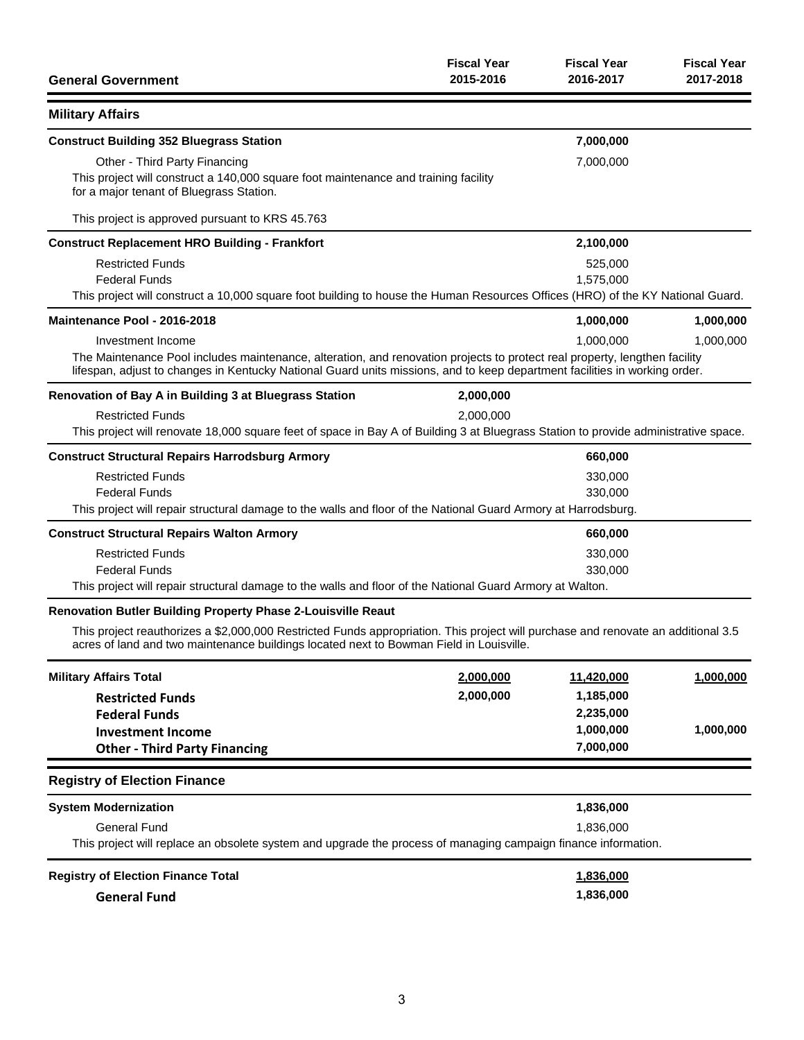| General Government | Fiscal Year 2015-2016 | Fiscal Year 2016-2017 | Fiscal Year 2017-2018 |
|---|---|---|---|
| **Military Affairs** | | | |
| **Construct Building 352 Bluegrass Station** | | **7,000,000** | |
| Other - Third Party Financing | | 7,000,000 | |

This project will construct a 140,000 square foot maintenance and training facility for a major tenant of Bluegrass Station.

This project is approved pursuant to KRS 45.763

| | Fiscal Year 2015-2016 | Fiscal Year 2016-2017 | Fiscal Year 2017-2018 |
|---|---|---|---|
| **Construct Replacement HRO Building - Frankfort** | | **2,100,000** | |
| Restricted Funds | | 525,000 | |
| Federal Funds | | 1,575,000 | |

This project will construct a 10,000 square foot building to house the Human Resources Offices (HRO) of the KY National Guard.

| | Fiscal Year 2015-2016 | Fiscal Year 2016-2017 | Fiscal Year 2017-2018 |
|---|---|---|---|
| **Maintenance Pool - 2016-2018** | | **1,000,000** | **1,000,000** |
| Investment Income | | 1,000,000 | 1,000,000 |

The Maintenance Pool includes maintenance, alteration, and renovation projects to protect real property, lengthen facility lifespan, adjust to changes in Kentucky National Guard units missions, and to keep department facilities in working order.

| | Fiscal Year 2015-2016 | Fiscal Year 2016-2017 | Fiscal Year 2017-2018 |
|---|---|---|---|
| **Renovation of Bay A in Building 3 at Bluegrass Station** | **2,000,000** | | |
| Restricted Funds | 2,000,000 | | |

This project will renovate 18,000 square feet of space in Bay A of Building 3 at Bluegrass Station to provide administrative space.

| | Fiscal Year 2015-2016 | Fiscal Year 2016-2017 | Fiscal Year 2017-2018 |
|---|---|---|---|
| **Construct Structural Repairs Harrodsburg Armory** | | **660,000** | |
| Restricted Funds | | 330,000 | |
| Federal Funds | | 330,000 | |

This project will repair structural damage to the walls and floor of the National Guard Armory at Harrodsburg.

| | Fiscal Year 2015-2016 | Fiscal Year 2016-2017 | Fiscal Year 2017-2018 |
|---|---|---|---|
| **Construct Structural Repairs Walton Armory** | | **660,000** | |
| Restricted Funds | | 330,000 | |
| Federal Funds | | 330,000 | |

This project will repair structural damage to the walls and floor of the National Guard Armory at Walton.

**Renovation Butler Building Property Phase 2-Louisville Reaut**

This project reauthorizes a $2,000,000 Restricted Funds appropriation. This project will purchase and renovate an additional 3.5 acres of land and two maintenance buildings located next to Bowman Field in Louisville.

| | Fiscal Year 2015-2016 | Fiscal Year 2016-2017 | Fiscal Year 2017-2018 |
|---|---|---|---|
| **Military Affairs Total** | **2,000,000** | **11,420,000** | **1,000,000** |
| **Restricted Funds** | **2,000,000** | **1,185,000** | |
| **Federal Funds** | | **2,235,000** | |
| **Investment Income** | | **1,000,000** | **1,000,000** |
| **Other - Third Party Financing** | | **7,000,000** | |

| | Fiscal Year 2015-2016 | Fiscal Year 2016-2017 | Fiscal Year 2017-2018 |
|---|---|---|---|
| **Registry of Election Finance** | | | |
| **System Modernization** | | **1,836,000** | |
| General Fund | | 1,836,000 | |

This project will replace an obsolete system and upgrade the process of managing campaign finance information.

| | Fiscal Year 2015-2016 | Fiscal Year 2016-2017 | Fiscal Year 2017-2018 |
|---|---|---|---|
| **Registry of Election Finance Total** | | **1,836,000** | |
| **General Fund** | | **1,836,000** | |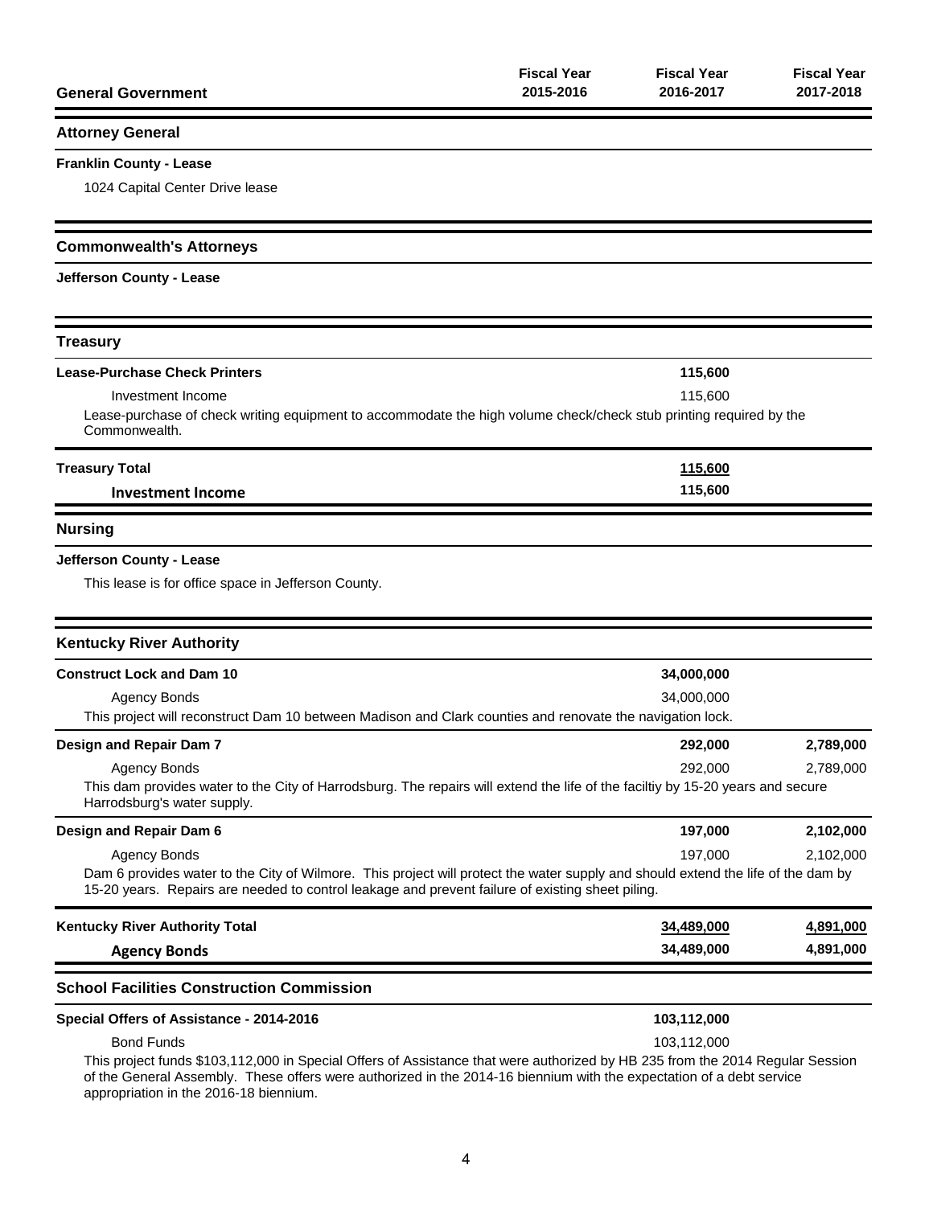| General Government | Fiscal Year 2015-2016 | Fiscal Year 2016-2017 | Fiscal Year 2017-2018 |
|---|---|---|---|

## Attorney General

**Franklin County - Lease**

1024 Capital Center Drive lease

## Commonwealth's Attorneys

**Jefferson County - Lease**

## Treasury

| | Fiscal Year 2015-2016 | Fiscal Year 2016-2017 | Fiscal Year 2017-2018 |
|---|---|---|---|
| **Lease-Purchase Check Printers** | | **115,600** | |
| Investment Income | | 115,600 | |

Lease-purchase of check writing equipment to accommodate the high volume check/check stub printing required by the Commonwealth.

| | Fiscal Year 2015-2016 | Fiscal Year 2016-2017 | Fiscal Year 2017-2018 |
|---|---|---|---|
| **Treasury Total** | | **115,600** | |
| **Investment Income** | | **115,600** | |

## Nursing

**Jefferson County - Lease**

This lease is for office space in Jefferson County.

## Kentucky River Authority

| | Fiscal Year 2015-2016 | Fiscal Year 2016-2017 | Fiscal Year 2017-2018 |
|---|---|---|---|
| **Construct Lock and Dam 10** | | **34,000,000** | |
| Agency Bonds | | 34,000,000 | |

This project will reconstruct Dam 10 between Madison and Clark counties and renovate the navigation lock.

| | Fiscal Year 2015-2016 | Fiscal Year 2016-2017 | Fiscal Year 2017-2018 |
|---|---|---|---|
| **Design and Repair Dam 7** | | **292,000** | **2,789,000** |
| Agency Bonds | | 292,000 | 2,789,000 |

This dam provides water to the City of Harrodsburg. The repairs will extend the life of the faciltiy by 15-20 years and secure Harrodsburg's water supply.

| | Fiscal Year 2015-2016 | Fiscal Year 2016-2017 | Fiscal Year 2017-2018 |
|---|---|---|---|
| **Design and Repair Dam 6** | | **197,000** | **2,102,000** |
| Agency Bonds | | 197,000 | 2,102,000 |

Dam 6 provides water to the City of Wilmore. This project will protect the water supply and should extend the life of the dam by 15-20 years. Repairs are needed to control leakage and prevent failure of existing sheet piling.

| | Fiscal Year 2015-2016 | Fiscal Year 2016-2017 | Fiscal Year 2017-2018 |
|---|---|---|---|
| **Kentucky River Authority Total** | | **34,489,000** | **4,891,000** |
| **Agency Bonds** | | **34,489,000** | **4,891,000** |

## School Facilities Construction Commission

| | Fiscal Year 2015-2016 | Fiscal Year 2016-2017 | Fiscal Year 2017-2018 |
|---|---|---|---|
| **Special Offers of Assistance - 2014-2016** | | **103,112,000** | |
| Bond Funds | | 103,112,000 | |

This project funds $103,112,000 in Special Offers of Assistance that were authorized by HB 235 from the 2014 Regular Session of the General Assembly. These offers were authorized in the 2014-16 biennium with the expectation of a debt service appropriation in the 2016-18 biennium.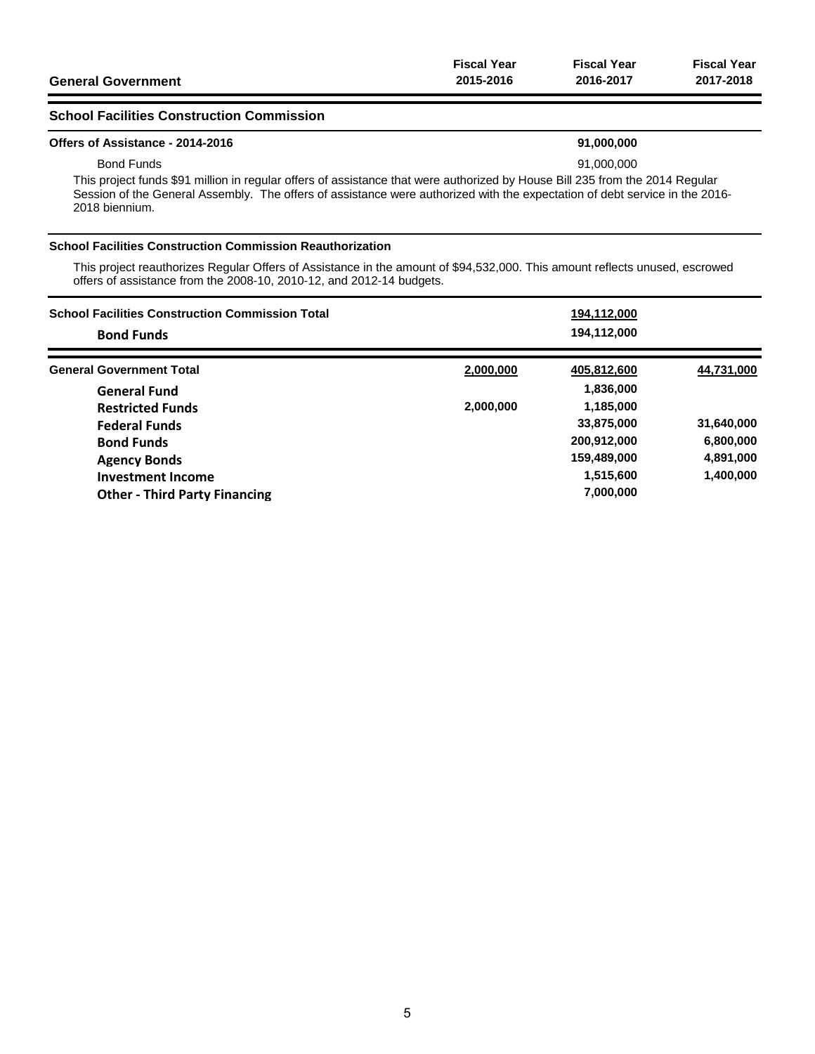| General Government | Fiscal Year 2015-2016 | Fiscal Year 2016-2017 | Fiscal Year 2017-2018 |
|---|---|---|---|

## School Facilities Construction Commission

| | Fiscal Year 2015-2016 | Fiscal Year 2016-2017 | Fiscal Year 2017-2018 |
|---|---|---|---|
| **Offers of Assistance - 2014-2016** | | **91,000,000** | |
| Bond Funds | | 91,000,000 | |

This project funds $91 million in regular offers of assistance that were authorized by House Bill 235 from the 2014 Regular Session of the General Assembly. The offers of assistance were authorized with the expectation of debt service in the 2016-2018 biennium.

**School Facilities Construction Commission Reauthorization**

This project reauthorizes Regular Offers of Assistance in the amount of $94,532,000. This amount reflects unused, escrowed offers of assistance from the 2008-10, 2010-12, and 2012-14 budgets.

| | Fiscal Year 2015-2016 | Fiscal Year 2016-2017 | Fiscal Year 2017-2018 |
|---|---|---|---|
| **School Facilities Construction Commission Total** | | **194,112,000** | |
| **Bond Funds** | | **194,112,000** | |

| | Fiscal Year 2015-2016 | Fiscal Year 2016-2017 | Fiscal Year 2017-2018 |
|---|---|---|---|
| **General Government Total** | **2,000,000** | **405,812,600** | **44,731,000** |
| **General Fund** | | **1,836,000** | |
| **Restricted Funds** | **2,000,000** | **1,185,000** | |
| **Federal Funds** | | **33,875,000** | **31,640,000** |
| **Bond Funds** | | **200,912,000** | **6,800,000** |
| **Agency Bonds** | | **159,489,000** | **4,891,000** |
| **Investment Income** | | **1,515,600** | **1,400,000** |
| **Other - Third Party Financing** | | **7,000,000** | |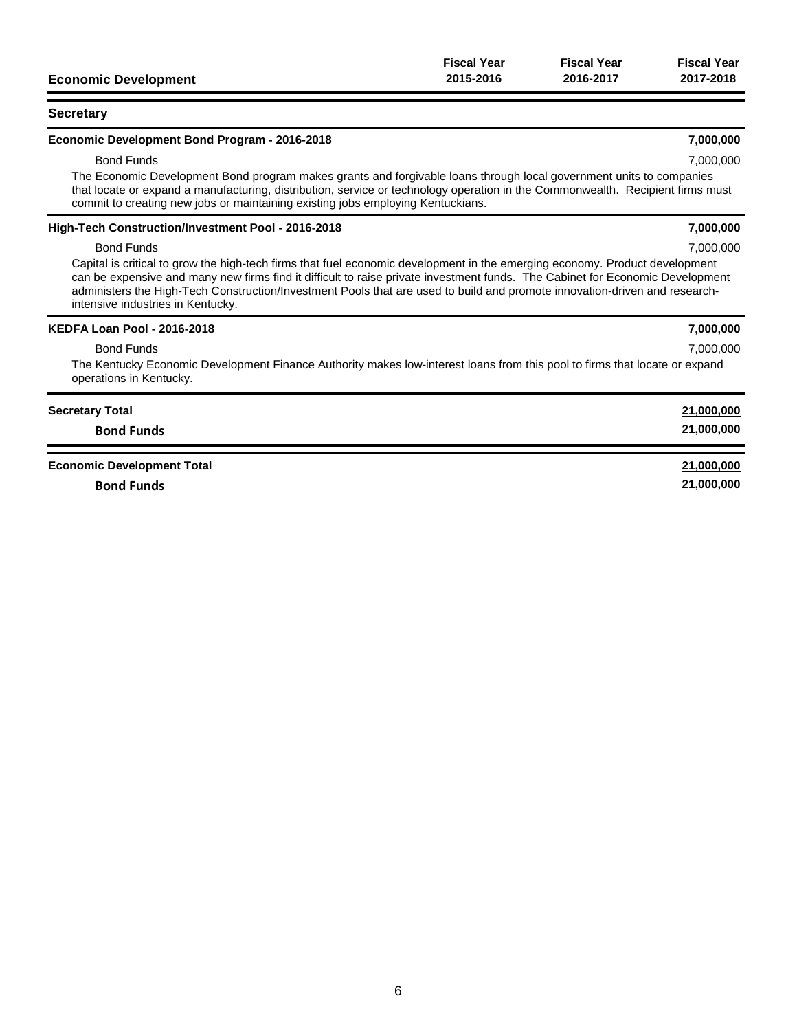| Economic Development | Fiscal Year 2015-2016 | Fiscal Year 2016-2017 | Fiscal Year 2017-2018 |
|---|---|---|---|
| **Secretary** | | | |
| **Economic Development Bond Program - 2016-2018** | | | **7,000,000** |
| Bond Funds | | | 7,000,000 |

The Economic Development Bond program makes grants and forgivable loans through local government units to companies that locate or expand a manufacturing, distribution, service or technology operation in the Commonwealth. Recipient firms must commit to creating new jobs or maintaining existing jobs employing Kentuckians.

| | Fiscal Year 2015-2016 | Fiscal Year 2016-2017 | Fiscal Year 2017-2018 |
|---|---|---|---|
| **High-Tech Construction/Investment Pool - 2016-2018** | | | **7,000,000** |
| Bond Funds | | | 7,000,000 |

Capital is critical to grow the high-tech firms that fuel economic development in the emerging economy. Product development can be expensive and many new firms find it difficult to raise private investment funds. The Cabinet for Economic Development administers the High-Tech Construction/Investment Pools that are used to build and promote innovation-driven and research-intensive industries in Kentucky.

| | Fiscal Year 2015-2016 | Fiscal Year 2016-2017 | Fiscal Year 2017-2018 |
|---|---|---|---|
| **KEDFA Loan Pool - 2016-2018** | | | **7,000,000** |
| Bond Funds | | | 7,000,000 |

The Kentucky Economic Development Finance Authority makes low-interest loans from this pool to firms that locate or expand operations in Kentucky.

| | Fiscal Year 2015-2016 | Fiscal Year 2016-2017 | Fiscal Year 2017-2018 |
|---|---|---|---|
| **Secretary Total** | | | **21,000,000** |
| **Bond Funds** | | | **21,000,000** |
| **Economic Development Total** | | | **21,000,000** |
| **Bond Funds** | | | **21,000,000** |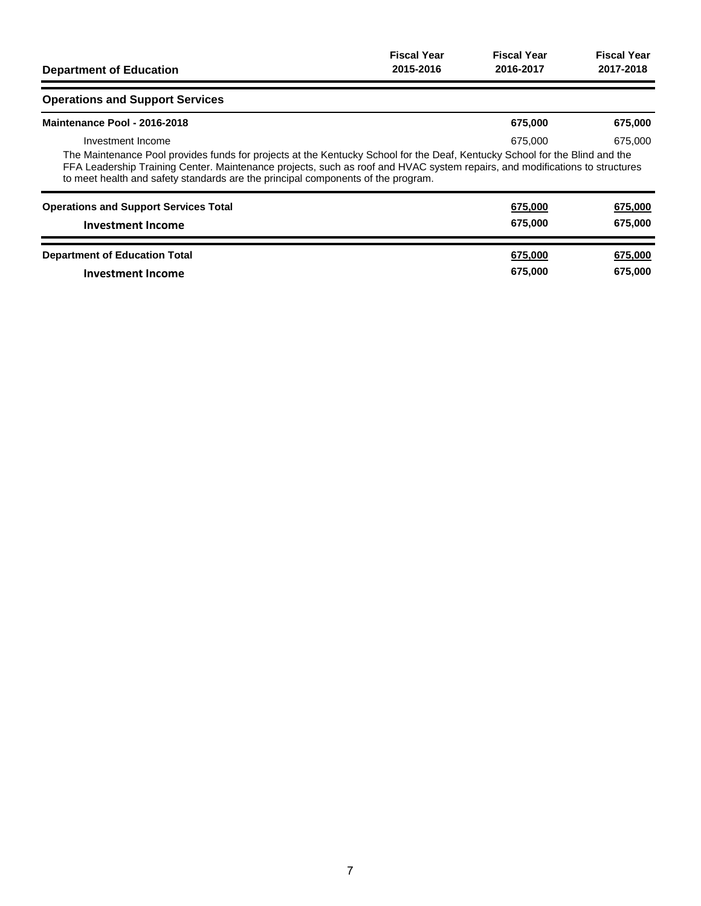| Department of Education | Fiscal Year 2015-2016 | Fiscal Year 2016-2017 | Fiscal Year 2017-2018 |
|---|---|---|---|
| **Operations and Support Services** | | | |
| **Maintenance Pool - 2016-2018** | | **675,000** | **675,000** |
| Investment Income | | 675,000 | 675,000 |

The Maintenance Pool provides funds for projects at the Kentucky School for the Deaf, Kentucky School for the Blind and the FFA Leadership Training Center. Maintenance projects, such as roof and HVAC system repairs, and modifications to structures to meet health and safety standards are the principal components of the program.

| | Fiscal Year 2015-2016 | Fiscal Year 2016-2017 | Fiscal Year 2017-2018 |
|---|---|---|---|
| **Operations and Support Services Total** | | **675,000** | **675,000** |
| **Investment Income** | | **675,000** | **675,000** |
| **Department of Education Total** | | **675,000** | **675,000** |
| **Investment Income** | | **675,000** | **675,000** |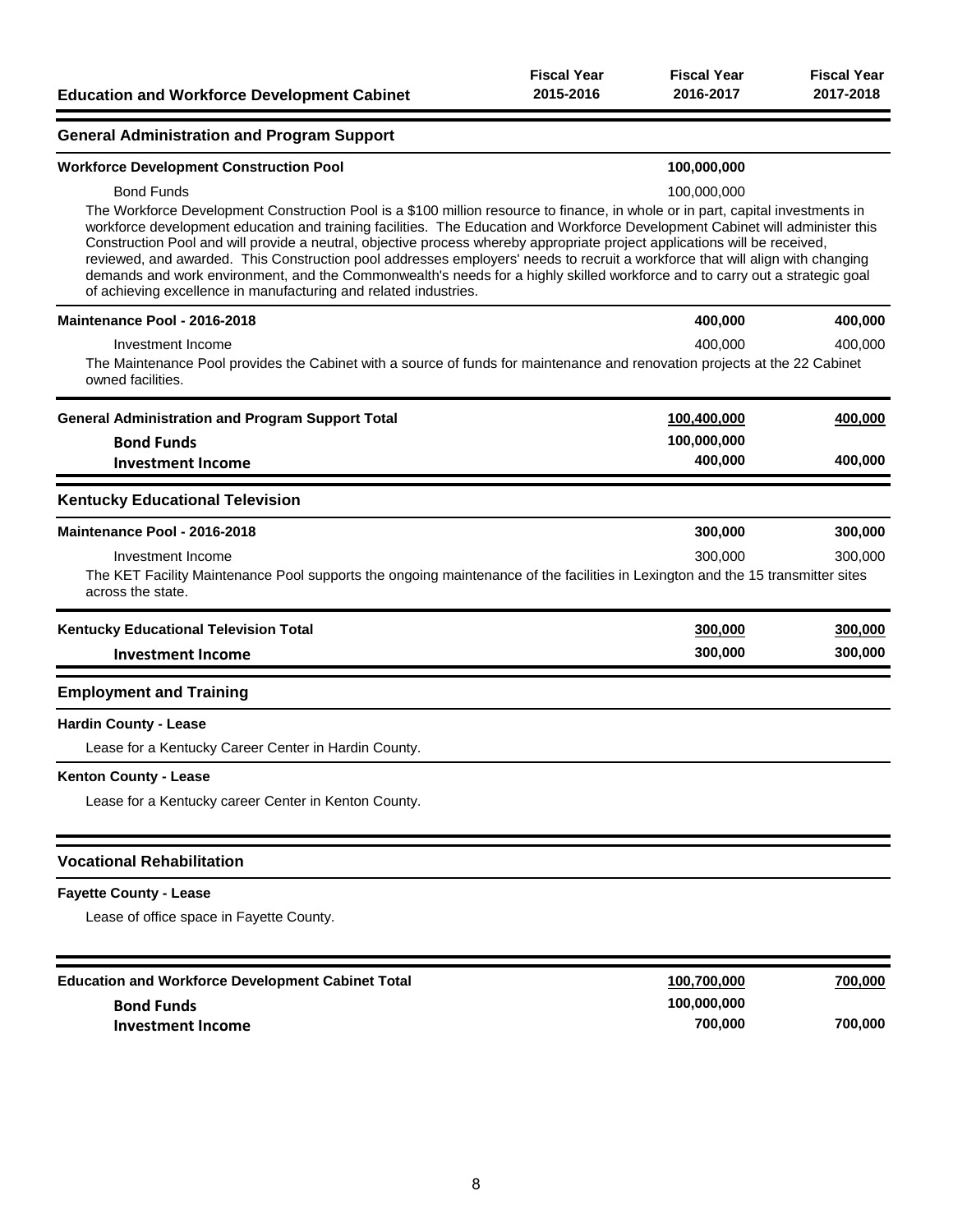# Education and Workforce Development Cabinet

| | Fiscal Year 2015-2016 | Fiscal Year 2016-2017 | Fiscal Year 2017-2018 |
|---|---|---|---|

## General Administration and Program Support

| | Fiscal Year 2015-2016 | Fiscal Year 2016-2017 | Fiscal Year 2017-2018 |
|---|---|---|---|
| **Workforce Development Construction Pool** | | **100,000,000** | |
| Bond Funds | | 100,000,000 | |

The Workforce Development Construction Pool is a $100 million resource to finance, in whole or in part, capital investments in workforce development education and training facilities. The Education and Workforce Development Cabinet will administer this Construction Pool and will provide a neutral, objective process whereby appropriate project applications will be received, reviewed, and awarded. This Construction pool addresses employers' needs to recruit a workforce that will align with changing demands and work environment, and the Commonwealth's needs for a highly skilled workforce and to carry out a strategic goal of achieving excellence in manufacturing and related industries.

| | Fiscal Year 2015-2016 | Fiscal Year 2016-2017 | Fiscal Year 2017-2018 |
|---|---|---|---|
| **Maintenance Pool - 2016-2018** | | **400,000** | **400,000** |
| Investment Income | | 400,000 | 400,000 |

The Maintenance Pool provides the Cabinet with a source of funds for maintenance and renovation projects at the 22 Cabinet owned facilities.

| | Fiscal Year 2015-2016 | Fiscal Year 2016-2017 | Fiscal Year 2017-2018 |
|---|---|---|---|
| **General Administration and Program Support Total** | | **100,400,000** | **400,000** |
| **Bond Funds** | | **100,000,000** | |
| **Investment Income** | | **400,000** | **400,000** |

## Kentucky Educational Television

| | Fiscal Year 2015-2016 | Fiscal Year 2016-2017 | Fiscal Year 2017-2018 |
|---|---|---|---|
| **Maintenance Pool - 2016-2018** | | **300,000** | **300,000** |
| Investment Income | | 300,000 | 300,000 |

The KET Facility Maintenance Pool supports the ongoing maintenance of the facilities in Lexington and the 15 transmitter sites across the state.

| | Fiscal Year 2015-2016 | Fiscal Year 2016-2017 | Fiscal Year 2017-2018 |
|---|---|---|---|
| **Kentucky Educational Television Total** | | **300,000** | **300,000** |
| **Investment Income** | | **300,000** | **300,000** |

## Employment and Training

**Hardin County - Lease**

Lease for a Kentucky Career Center in Hardin County.

**Kenton County - Lease**

Lease for a Kentucky career Center in Kenton County.

## Vocational Rehabilitation

**Fayette County - Lease**

Lease of office space in Fayette County.

| | Fiscal Year 2015-2016 | Fiscal Year 2016-2017 | Fiscal Year 2017-2018 |
|---|---|---|---|
| **Education and Workforce Development Cabinet Total** | | **100,700,000** | **700,000** |
| **Bond Funds** | | **100,000,000** | |
| **Investment Income** | | **700,000** | **700,000** |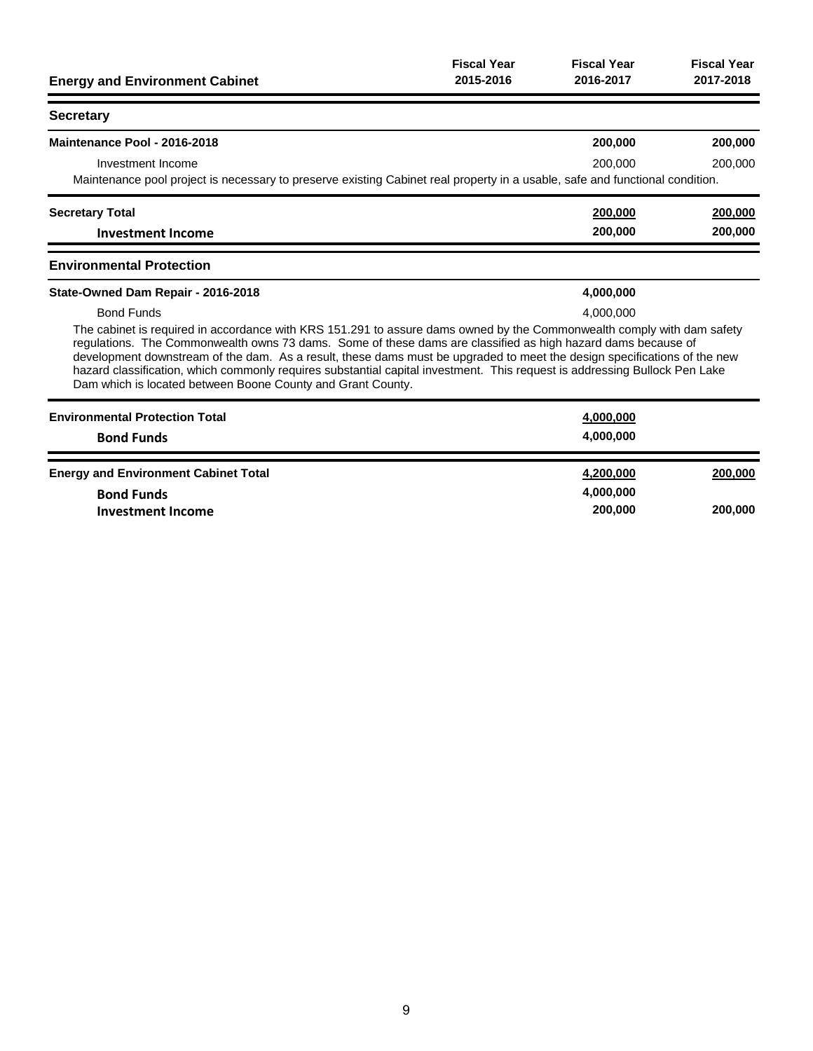| Energy and Environment Cabinet | Fiscal Year 2015-2016 | Fiscal Year 2016-2017 | Fiscal Year 2017-2018 |
|---|---|---|---|
| **Secretary** | | | |
| **Maintenance Pool - 2016-2018** | | **200,000** | **200,000** |
| Investment Income | | 200,000 | 200,000 |
| Maintenance pool project is necessary to preserve existing Cabinet real property in a usable, safe and functional condition. | | | |
| **Secretary Total** | | **200,000** | **200,000** |
| **Investment Income** | | **200,000** | **200,000** |
| **Environmental Protection** | | | |
| **State-Owned Dam Repair - 2016-2018** | | **4,000,000** | |
| Bond Funds | | 4,000,000 | |
| The cabinet is required in accordance with KRS 151.291 to assure dams owned by the Commonwealth comply with dam safety regulations. The Commonwealth owns 73 dams. Some of these dams are classified as high hazard dams because of development downstream of the dam. As a result, these dams must be upgraded to meet the design specifications of the new hazard classification, which commonly requires substantial capital investment. This request is addressing Bullock Pen Lake Dam which is located between Boone County and Grant County. | | | |
| **Environmental Protection Total** | | **4,000,000** | |
| **Bond Funds** | | **4,000,000** | |
| **Energy and Environment Cabinet Total** | | **4,200,000** | **200,000** |
| **Bond Funds** | | **4,000,000** | |
| **Investment Income** | | **200,000** | **200,000** |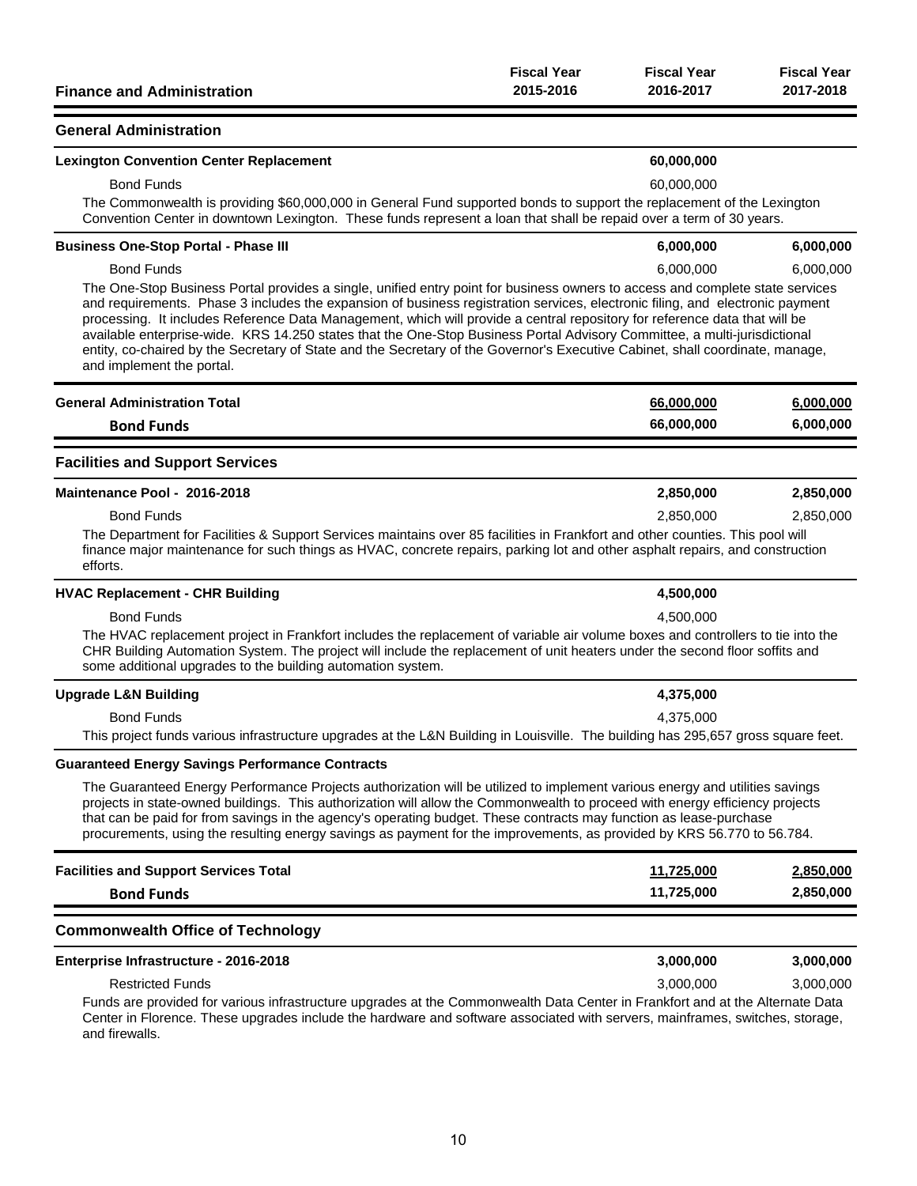| Finance and Administration | Fiscal Year 2015-2016 | Fiscal Year 2016-2017 | Fiscal Year 2017-2018 |
|---|---|---|---|

## General Administration

| | | | |
|---|---|---|---|
| **Lexington Convention Center Replacement** | | **60,000,000** | |
| Bond Funds | | 60,000,000 | |

The Commonwealth is providing $60,000,000 in General Fund supported bonds to support the replacement of the Lexington Convention Center in downtown Lexington. These funds represent a loan that shall be repaid over a term of 30 years.

| | | | |
|---|---|---|---|
| **Business One-Stop Portal - Phase III** | | **6,000,000** | **6,000,000** |
| Bond Funds | | 6,000,000 | 6,000,000 |

The One-Stop Business Portal provides a single, unified entry point for business owners to access and complete state services and requirements. Phase 3 includes the expansion of business registration services, electronic filing, and electronic payment processing. It includes Reference Data Management, which will provide a central repository for reference data that will be available enterprise-wide. KRS 14.250 states that the One-Stop Business Portal Advisory Committee, a multi-jurisdictional entity, co-chaired by the Secretary of State and the Secretary of the Governor's Executive Cabinet, shall coordinate, manage, and implement the portal.

| | | | |
|---|---|---|---|
| **General Administration Total** | | **66,000,000** | **6,000,000** |
| **Bond Funds** | | **66,000,000** | **6,000,000** |

## Facilities and Support Services

| | | | |
|---|---|---|---|
| **Maintenance Pool - 2016-2018** | | **2,850,000** | **2,850,000** |
| Bond Funds | | 2,850,000 | 2,850,000 |

The Department for Facilities & Support Services maintains over 85 facilities in Frankfort and other counties. This pool will finance major maintenance for such things as HVAC, concrete repairs, parking lot and other asphalt repairs, and construction efforts.

| | | | |
|---|---|---|---|
| **HVAC Replacement - CHR Building** | | **4,500,000** | |
| Bond Funds | | 4,500,000 | |

The HVAC replacement project in Frankfort includes the replacement of variable air volume boxes and controllers to tie into the CHR Building Automation System. The project will include the replacement of unit heaters under the second floor soffits and some additional upgrades to the building automation system.

| | | | |
|---|---|---|---|
| **Upgrade L&N Building** | | **4,375,000** | |
| Bond Funds | | 4,375,000 | |

This project funds various infrastructure upgrades at the L&N Building in Louisville. The building has 295,657 gross square feet.

**Guaranteed Energy Savings Performance Contracts**

The Guaranteed Energy Performance Projects authorization will be utilized to implement various energy and utilities savings projects in state-owned buildings. This authorization will allow the Commonwealth to proceed with energy efficiency projects that can be paid for from savings in the agency's operating budget. These contracts may function as lease-purchase procurements, using the resulting energy savings as payment for the improvements, as provided by KRS 56.770 to 56.784.

| | | | |
|---|---|---|---|
| **Facilities and Support Services Total** | | **11,725,000** | **2,850,000** |
| **Bond Funds** | | **11,725,000** | **2,850,000** |

## Commonwealth Office of Technology

| | | | |
|---|---|---|---|
| **Enterprise Infrastructure - 2016-2018** | | **3,000,000** | **3,000,000** |
| Restricted Funds | | 3,000,000 | 3,000,000 |

Funds are provided for various infrastructure upgrades at the Commonwealth Data Center in Frankfort and at the Alternate Data Center in Florence. These upgrades include the hardware and software associated with servers, mainframes, switches, storage, and firewalls.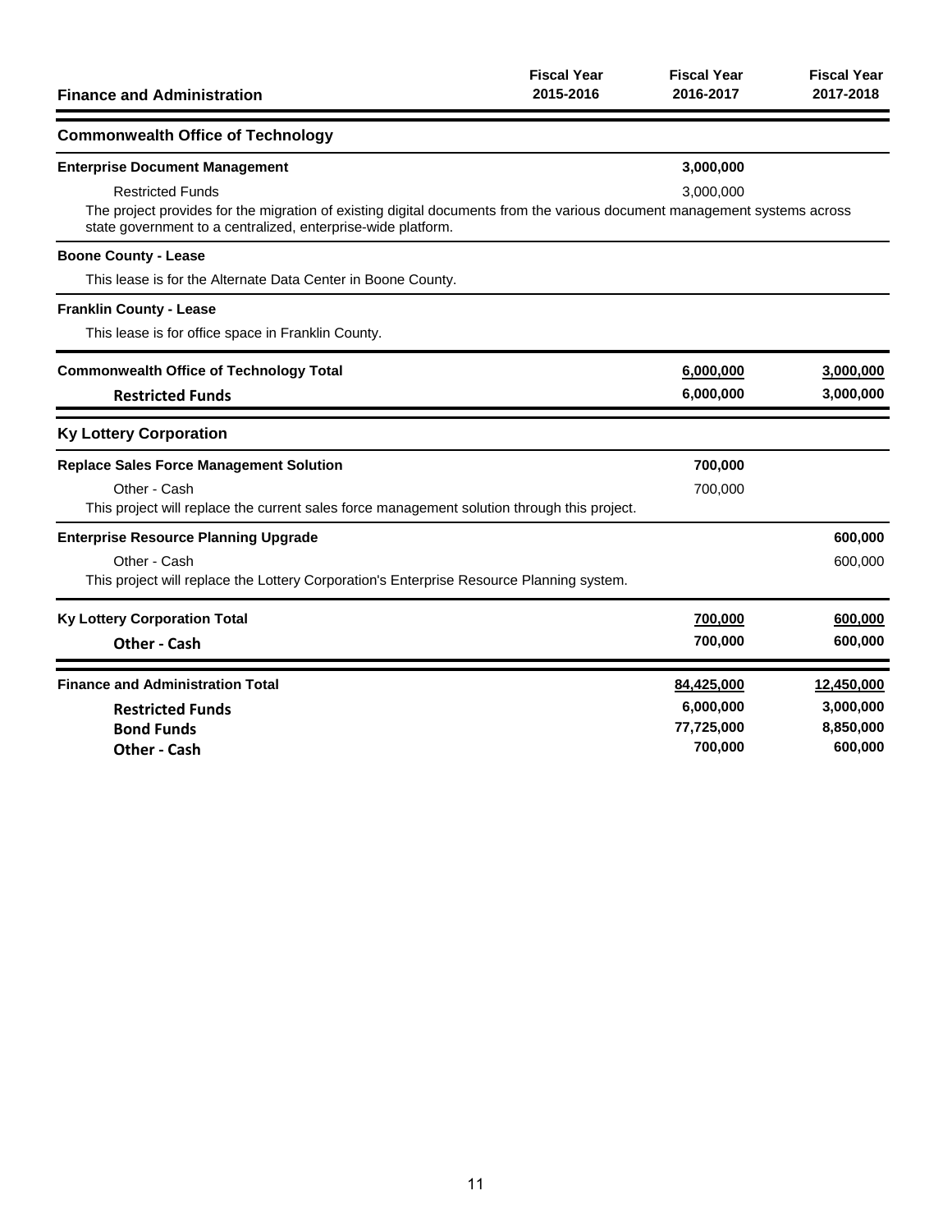| Finance and Administration | Fiscal Year 2015-2016 | Fiscal Year 2016-2017 | Fiscal Year 2017-2018 |
|---|---|---|---|
| **Commonwealth Office of Technology** | | | |
| **Enterprise Document Management** | | **3,000,000** | |
| Restricted Funds | | 3,000,000 | |
| The project provides for the migration of existing digital documents from the various document management systems across state government to a centralized, enterprise-wide platform. | | | |
| **Boone County - Lease** | | | |
| This lease is for the Alternate Data Center in Boone County. | | | |
| **Franklin County - Lease** | | | |
| This lease is for office space in Franklin County. | | | |
| **Commonwealth Office of Technology Total** | | **6,000,000** | **3,000,000** |
| **Restricted Funds** | | **6,000,000** | **3,000,000** |
| **Ky Lottery Corporation** | | | |
| **Replace Sales Force Management Solution** | | **700,000** | |
| Other - Cash | | 700,000 | |
| This project will replace the current sales force management solution through this project. | | | |
| **Enterprise Resource Planning Upgrade** | | | **600,000** |
| Other - Cash | | | 600,000 |
| This project will replace the Lottery Corporation's Enterprise Resource Planning system. | | | |
| **Ky Lottery Corporation Total** | | **700,000** | **600,000** |
| **Other - Cash** | | **700,000** | **600,000** |
| **Finance and Administration Total** | | **84,425,000** | **12,450,000** |
| **Restricted Funds** | | **6,000,000** | **3,000,000** |
| **Bond Funds** | | **77,725,000** | **8,850,000** |
| **Other - Cash** | | **700,000** | **600,000** |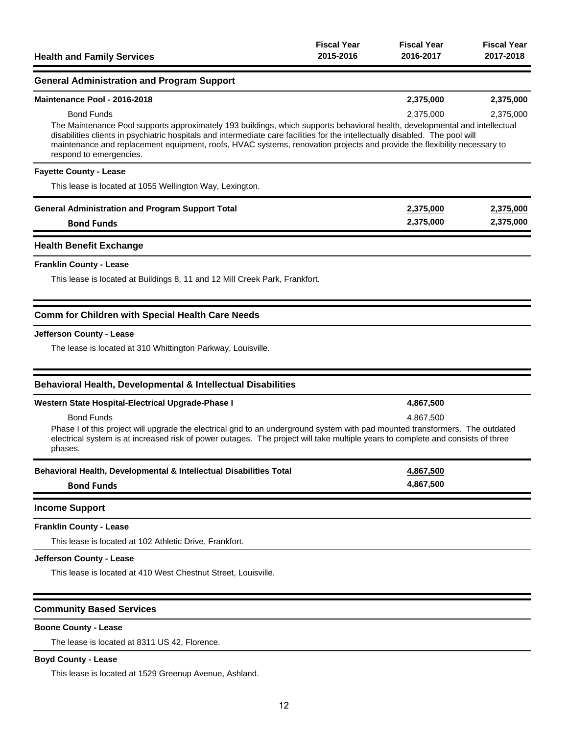| Health and Family Services | Fiscal Year 2015-2016 | Fiscal Year 2016-2017 | Fiscal Year 2017-2018 |
|---|---|---|---|

## General Administration and Program Support

| | Fiscal Year 2015-2016 | Fiscal Year 2016-2017 | Fiscal Year 2017-2018 |
|---|---|---|---|
| **Maintenance Pool - 2016-2018** | | **2,375,000** | **2,375,000** |
| Bond Funds | | 2,375,000 | 2,375,000 |

The Maintenance Pool supports approximately 193 buildings, which supports behavioral health, developmental and intellectual disabilities clients in psychiatric hospitals and intermediate care facilities for the intellectually disabled. The pool will maintenance and replacement equipment, roofs, HVAC systems, renovation projects and provide the flexibility necessary to respond to emergencies.

**Fayette County - Lease**

This lease is located at 1055 Wellington Way, Lexington.

| | Fiscal Year 2015-2016 | Fiscal Year 2016-2017 | Fiscal Year 2017-2018 |
|---|---|---|---|
| **General Administration and Program Support Total** | | **2,375,000** | **2,375,000** |
| **Bond Funds** | | **2,375,000** | **2,375,000** |

## Health Benefit Exchange

**Franklin County - Lease**

This lease is located at Buildings 8, 11 and 12 Mill Creek Park, Frankfort.

## Comm for Children with Special Health Care Needs

**Jefferson County - Lease**

The lease is located at 310 Whittington Parkway, Louisville.

## Behavioral Health, Developmental & Intellectual Disabilities

| | Fiscal Year 2015-2016 | Fiscal Year 2016-2017 | Fiscal Year 2017-2018 |
|---|---|---|---|
| **Western State Hospital-Electrical Upgrade-Phase I** | | **4,867,500** | |
| Bond Funds | | 4,867,500 | |

Phase I of this project will upgrade the electrical grid to an underground system with pad mounted transformers. The outdated electrical system is at increased risk of power outages. The project will take multiple years to complete and consists of three phases.

| | Fiscal Year 2015-2016 | Fiscal Year 2016-2017 | Fiscal Year 2017-2018 |
|---|---|---|---|
| **Behavioral Health, Developmental & Intellectual Disabilities Total** | | **4,867,500** | |
| **Bond Funds** | | **4,867,500** | |

## Income Support

**Franklin County - Lease**

This lease is located at 102 Athletic Drive, Frankfort.

**Jefferson County - Lease**

This lease is located at 410 West Chestnut Street, Louisville.

## Community Based Services

**Boone County - Lease**

The lease is located at 8311 US 42, Florence.

**Boyd County - Lease**

This lease is located at 1529 Greenup Avenue, Ashland.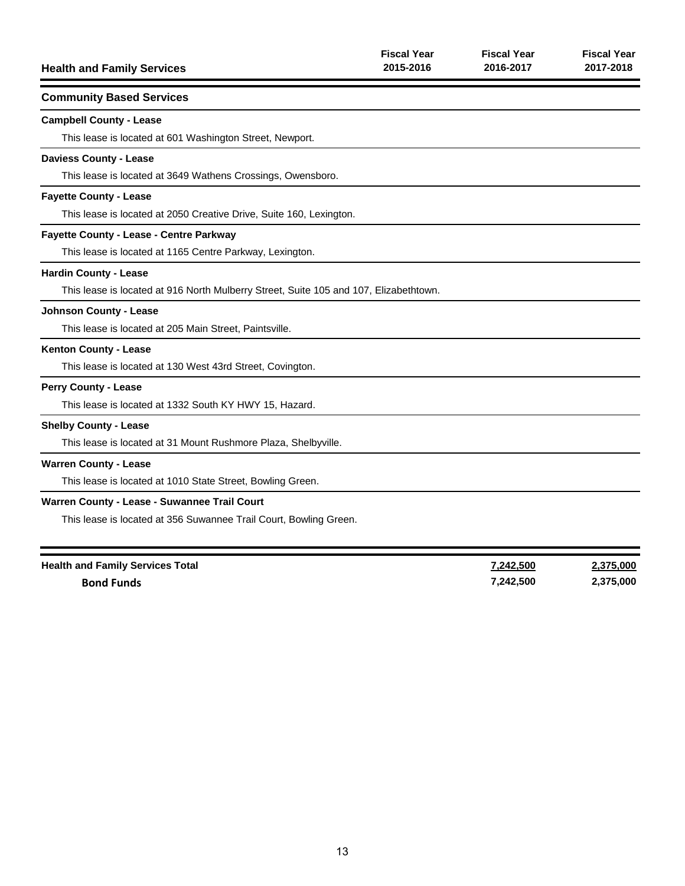| Health and Family Services | Fiscal Year 2015-2016 | Fiscal Year 2016-2017 | Fiscal Year 2017-2018 |
|---|---|---|---|

## Community Based Services

**Campbell County - Lease**

This lease is located at 601 Washington Street, Newport.

**Daviess County - Lease**

This lease is located at 3649 Wathens Crossings, Owensboro.

**Fayette County - Lease**

This lease is located at 2050 Creative Drive, Suite 160, Lexington.

**Fayette County - Lease - Centre Parkway**

This lease is located at 1165 Centre Parkway, Lexington.

**Hardin County - Lease**

This lease is located at 916 North Mulberry Street, Suite 105 and 107, Elizabethtown.

**Johnson County - Lease**

This lease is located at 205 Main Street, Paintsville.

**Kenton County - Lease**

This lease is located at 130 West 43rd Street, Covington.

**Perry County - Lease**

This lease is located at 1332 South KY HWY 15, Hazard.

**Shelby County - Lease**

This lease is located at 31 Mount Rushmore Plaza, Shelbyville.

**Warren County - Lease**

This lease is located at 1010 State Street, Bowling Green.

**Warren County - Lease - Suwannee Trail Court**

This lease is located at 356 Suwannee Trail Court, Bowling Green.

| | Fiscal Year 2015-2016 | Fiscal Year 2016-2017 | Fiscal Year 2017-2018 |
|---|---|---|---|
| **Health and Family Services Total** | | 7,242,500 | 2,375,000 |
| **Bond Funds** | | 7,242,500 | 2,375,000 |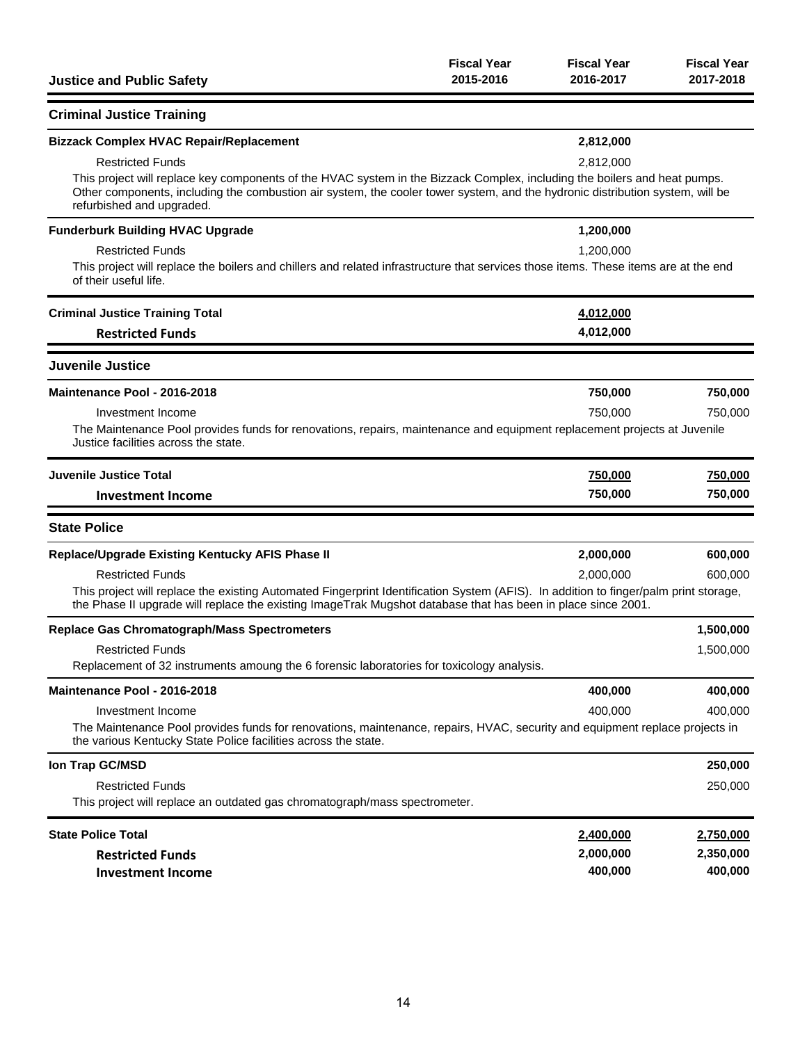| Justice and Public Safety | Fiscal Year 2015-2016 | Fiscal Year 2016-2017 | Fiscal Year 2017-2018 |
|---|---|---|---|
| **Criminal Justice Training** | | | |
| **Bizzack Complex HVAC Repair/Replacement** | | **2,812,000** | |
| Restricted Funds | | 2,812,000 | |
| This project will replace key components of the HVAC system in the Bizzack Complex, including the boilers and heat pumps. Other components, including the combustion air system, the cooler tower system, and the hydronic distribution system, will be refurbished and upgraded. | | | |
| **Funderburk Building HVAC Upgrade** | | **1,200,000** | |
| Restricted Funds | | 1,200,000 | |
| This project will replace the boilers and chillers and related infrastructure that services those items. These items are at the end of their useful life. | | | |
| **Criminal Justice Training Total** | | **4,012,000** | |
| **Restricted Funds** | | **4,012,000** | |
| **Juvenile Justice** | | | |
| **Maintenance Pool - 2016-2018** | | **750,000** | **750,000** |
| Investment Income | | 750,000 | 750,000 |
| The Maintenance Pool provides funds for renovations, repairs, maintenance and equipment replacement projects at Juvenile Justice facilities across the state. | | | |
| **Juvenile Justice Total** | | **750,000** | **750,000** |
| **Investment Income** | | **750,000** | **750,000** |
| **State Police** | | | |
| **Replace/Upgrade Existing Kentucky AFIS Phase II** | | **2,000,000** | **600,000** |
| Restricted Funds | | 2,000,000 | 600,000 |
| This project will replace the existing Automated Fingerprint Identification System (AFIS). In addition to finger/palm print storage, the Phase II upgrade will replace the existing ImageTrak Mugshot database that has been in place since 2001. | | | |
| **Replace Gas Chromatograph/Mass Spectrometers** | | | **1,500,000** |
| Restricted Funds | | | 1,500,000 |
| Replacement of 32 instruments amoung the 6 forensic laboratories for toxicology analysis. | | | |
| **Maintenance Pool - 2016-2018** | | **400,000** | **400,000** |
| Investment Income | | 400,000 | 400,000 |
| The Maintenance Pool provides funds for renovations, maintenance, repairs, HVAC, security and equipment replace projects in the various Kentucky State Police facilities across the state. | | | |
| **Ion Trap GC/MSD** | | | **250,000** |
| Restricted Funds | | | 250,000 |
| This project will replace an outdated gas chromatograph/mass spectrometer. | | | |
| **State Police Total** | | **2,400,000** | **2,750,000** |
| **Restricted Funds** | | **2,000,000** | **2,350,000** |
| **Investment Income** | | **400,000** | **400,000** |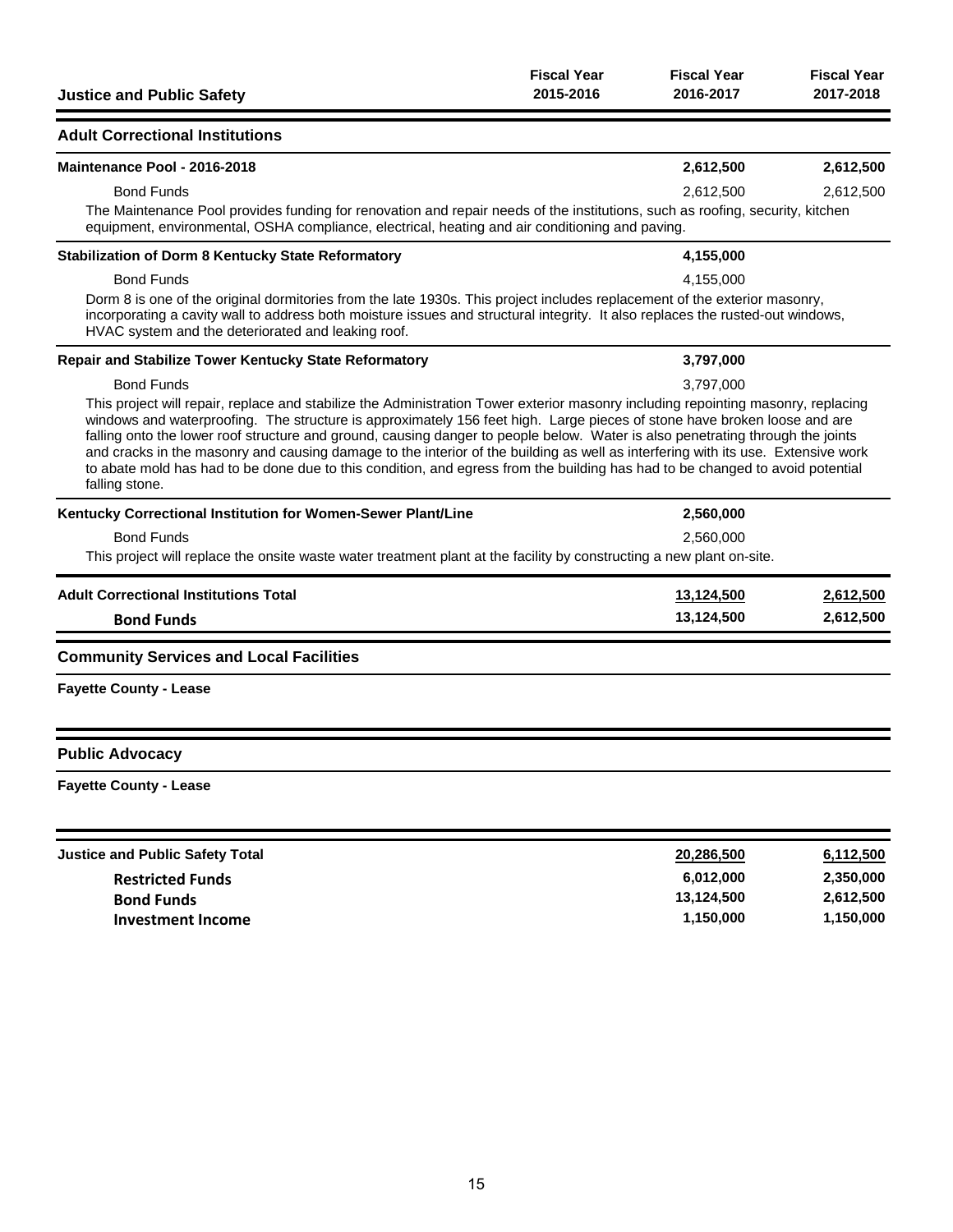| Justice and Public Safety | Fiscal Year 2015-2016 | Fiscal Year 2016-2017 | Fiscal Year 2017-2018 |
|---|---|---|---|
| **Adult Correctional Institutions** | | | |
| **Maintenance Pool - 2016-2018** | | **2,612,500** | **2,612,500** |
| Bond Funds | | 2,612,500 | 2,612,500 |
| The Maintenance Pool provides funding for renovation and repair needs of the institutions, such as roofing, security, kitchen equipment, environmental, OSHA compliance, electrical, heating and air conditioning and paving. | | | |
| **Stabilization of Dorm 8 Kentucky State Reformatory** | | **4,155,000** | |
| Bond Funds | | 4,155,000 | |
| Dorm 8 is one of the original dormitories from the late 1930s. This project includes replacement of the exterior masonry, incorporating a cavity wall to address both moisture issues and structural integrity. It also replaces the rusted-out windows, HVAC system and the deteriorated and leaking roof. | | | |
| **Repair and Stabilize Tower Kentucky State Reformatory** | | **3,797,000** | |
| Bond Funds | | 3,797,000 | |
| This project will repair, replace and stabilize the Administration Tower exterior masonry including repointing masonry, replacing windows and waterproofing. The structure is approximately 156 feet high. Large pieces of stone have broken loose and are falling onto the lower roof structure and ground, causing danger to people below. Water is also penetrating through the joints and cracks in the masonry and causing damage to the interior of the building as well as interfering with its use. Extensive work to abate mold has had to be done due to this condition, and egress from the building has had to be changed to avoid potential falling stone. | | | |
| **Kentucky Correctional Institution for Women-Sewer Plant/Line** | | **2,560,000** | |
| Bond Funds | | 2,560,000 | |
| This project will replace the onsite waste water treatment plant at the facility by constructing a new plant on-site. | | | |
| **Adult Correctional Institutions Total** | | **13,124,500** | **2,612,500** |
| **Bond Funds** | | **13,124,500** | **2,612,500** |
| **Community Services and Local Facilities** | | | |
| **Fayette County - Lease** | | | |
| **Public Advocacy** | | | |
| **Fayette County - Lease** | | | |
| **Justice and Public Safety Total** | | **20,286,500** | **6,112,500** |
| **Restricted Funds** | | **6,012,000** | **2,350,000** |
| **Bond Funds** | | **13,124,500** | **2,612,500** |
| **Investment Income** | | **1,150,000** | **1,150,000** |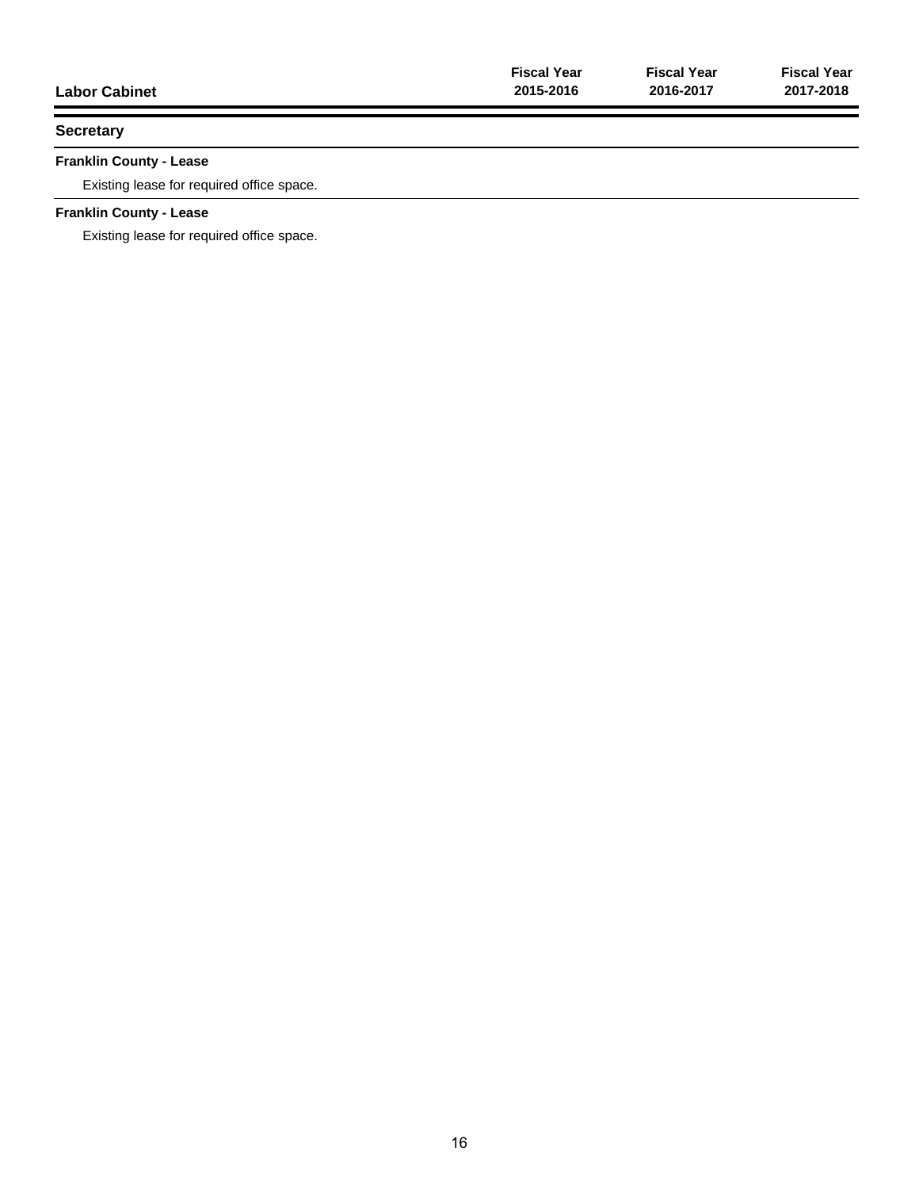| Labor Cabinet | Fiscal Year 2015-2016 | Fiscal Year 2016-2017 | Fiscal Year 2017-2018 |
| --- | --- | --- | --- |

## Secretary

**Franklin County - Lease**

Existing lease for required office space.

**Franklin County - Lease**

Existing lease for required office space.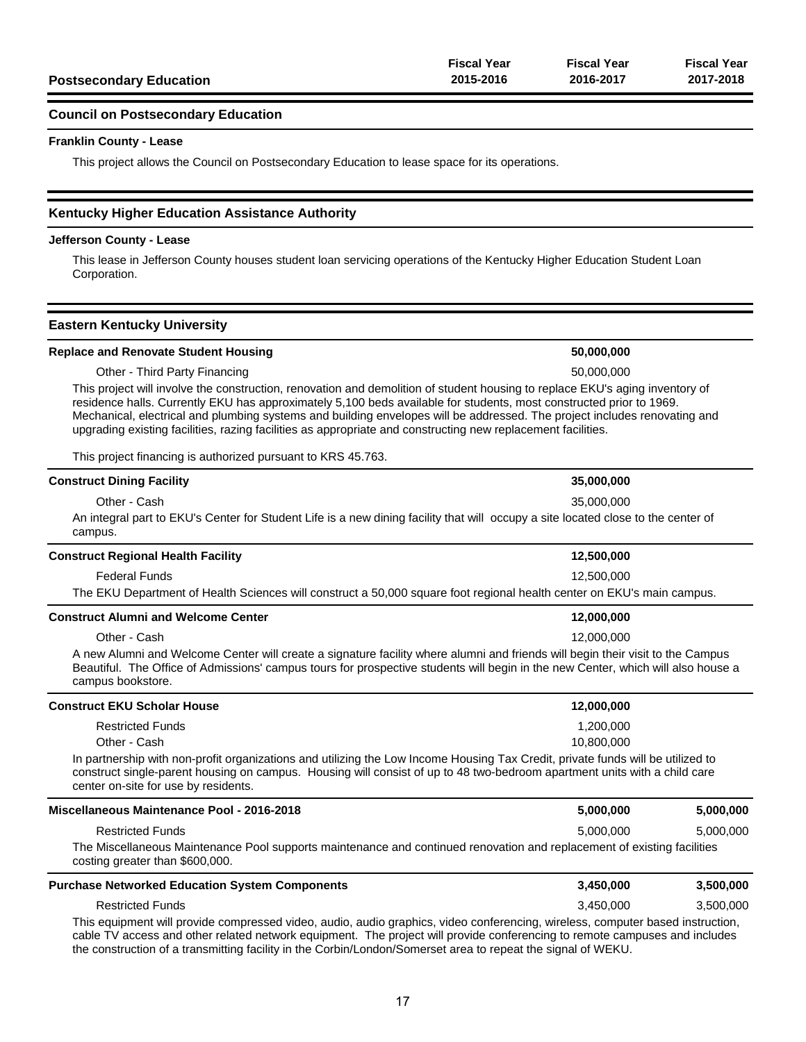# Postsecondary Education

| | Fiscal Year 2015-2016 | Fiscal Year 2016-2017 | Fiscal Year 2017-2018 |
|---|---|---|---|

## Council on Postsecondary Education

### Franklin County - Lease

This project allows the Council on Postsecondary Education to lease space for its operations.

## Kentucky Higher Education Assistance Authority

### Jefferson County - Lease

This lease in Jefferson County houses student loan servicing operations of the Kentucky Higher Education Student Loan Corporation.

## Eastern Kentucky University

| | Fiscal Year 2015-2016 | Fiscal Year 2016-2017 | Fiscal Year 2017-2018 |
|---|---|---|---|
| **Replace and Renovate Student Housing** | | **50,000,000** | |
| Other - Third Party Financing | | 50,000,000 | |

This project will involve the construction, renovation and demolition of student housing to replace EKU's aging inventory of residence halls. Currently EKU has approximately 5,100 beds available for students, most constructed prior to 1969. Mechanical, electrical and plumbing systems and building envelopes will be addressed. The project includes renovating and upgrading existing facilities, razing facilities as appropriate and constructing new replacement facilities.

This project financing is authorized pursuant to KRS 45.763.

| | Fiscal Year 2015-2016 | Fiscal Year 2016-2017 | Fiscal Year 2017-2018 |
|---|---|---|---|
| **Construct Dining Facility** | | **35,000,000** | |
| Other - Cash | | 35,000,000 | |

An integral part to EKU's Center for Student Life is a new dining facility that will occupy a site located close to the center of campus.

| | Fiscal Year 2015-2016 | Fiscal Year 2016-2017 | Fiscal Year 2017-2018 |
|---|---|---|---|
| **Construct Regional Health Facility** | | **12,500,000** | |
| Federal Funds | | 12,500,000 | |

The EKU Department of Health Sciences will construct a 50,000 square foot regional health center on EKU's main campus.

| | Fiscal Year 2015-2016 | Fiscal Year 2016-2017 | Fiscal Year 2017-2018 |
|---|---|---|---|
| **Construct Alumni and Welcome Center** | | **12,000,000** | |
| Other - Cash | | 12,000,000 | |

A new Alumni and Welcome Center will create a signature facility where alumni and friends will begin their visit to the Campus Beautiful. The Office of Admissions' campus tours for prospective students will begin in the new Center, which will also house a campus bookstore.

| | Fiscal Year 2015-2016 | Fiscal Year 2016-2017 | Fiscal Year 2017-2018 |
|---|---|---|---|
| **Construct EKU Scholar House** | | **12,000,000** | |
| Restricted Funds | | 1,200,000 | |
| Other - Cash | | 10,800,000 | |

In partnership with non-profit organizations and utilizing the Low Income Housing Tax Credit, private funds will be utilized to construct single-parent housing on campus. Housing will consist of up to 48 two-bedroom apartment units with a child care center on-site for use by residents.

| | Fiscal Year 2015-2016 | Fiscal Year 2016-2017 | Fiscal Year 2017-2018 |
|---|---|---|---|
| **Miscellaneous Maintenance Pool - 2016-2018** | | **5,000,000** | **5,000,000** |
| Restricted Funds | | 5,000,000 | 5,000,000 |

The Miscellaneous Maintenance Pool supports maintenance and continued renovation and replacement of existing facilities costing greater than $600,000.

| | Fiscal Year 2015-2016 | Fiscal Year 2016-2017 | Fiscal Year 2017-2018 |
|---|---|---|---|
| **Purchase Networked Education System Components** | | **3,450,000** | **3,500,000** |
| Restricted Funds | | 3,450,000 | 3,500,000 |

This equipment will provide compressed video, audio, audio graphics, video conferencing, wireless, computer based instruction, cable TV access and other related network equipment. The project will provide conferencing to remote campuses and includes the construction of a transmitting facility in the Corbin/London/Somerset area to repeat the signal of WEKU.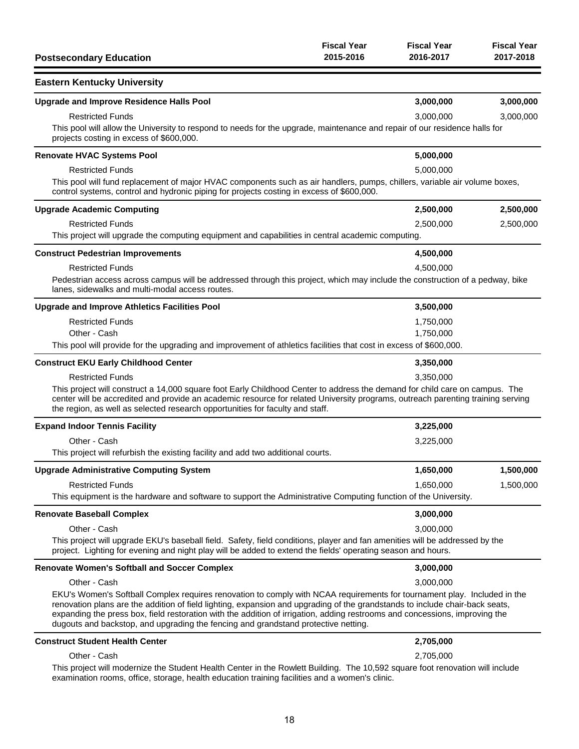| Postsecondary Education | Fiscal Year 2015-2016 | Fiscal Year 2016-2017 | Fiscal Year 2017-2018 |
|---|---|---|---|

## Eastern Kentucky University

| | Fiscal Year 2015-2016 | Fiscal Year 2016-2017 | Fiscal Year 2017-2018 |
|---|---|---|---|
| **Upgrade and Improve Residence Halls Pool** | | **3,000,000** | **3,000,000** |
| Restricted Funds | | 3,000,000 | 3,000,000 |

This pool will allow the University to respond to needs for the upgrade, maintenance and repair of our residence halls for projects costing in excess of $600,000.

| | Fiscal Year 2015-2016 | Fiscal Year 2016-2017 | Fiscal Year 2017-2018 |
|---|---|---|---|
| **Renovate HVAC Systems Pool** | | **5,000,000** | |
| Restricted Funds | | 5,000,000 | |

This pool will fund replacement of major HVAC components such as air handlers, pumps, chillers, variable air volume boxes, control systems, control and hydronic piping for projects costing in excess of $600,000.

| | Fiscal Year 2015-2016 | Fiscal Year 2016-2017 | Fiscal Year 2017-2018 |
|---|---|---|---|
| **Upgrade Academic Computing** | | **2,500,000** | **2,500,000** |
| Restricted Funds | | 2,500,000 | 2,500,000 |

This project will upgrade the computing equipment and capabilities in central academic computing.

| | Fiscal Year 2015-2016 | Fiscal Year 2016-2017 | Fiscal Year 2017-2018 |
|---|---|---|---|
| **Construct Pedestrian Improvements** | | **4,500,000** | |
| Restricted Funds | | 4,500,000 | |

Pedestrian access across campus will be addressed through this project, which may include the construction of a pedway, bike lanes, sidewalks and multi-modal access routes.

| | Fiscal Year 2015-2016 | Fiscal Year 2016-2017 | Fiscal Year 2017-2018 |
|---|---|---|---|
| **Upgrade and Improve Athletics Facilities Pool** | | **3,500,000** | |
| Restricted Funds | | 1,750,000 | |
| Other - Cash | | 1,750,000 | |

This pool will provide for the upgrading and improvement of athletics facilities that cost in excess of $600,000.

| | Fiscal Year 2015-2016 | Fiscal Year 2016-2017 | Fiscal Year 2017-2018 |
|---|---|---|---|
| **Construct EKU Early Childhood Center** | | **3,350,000** | |
| Restricted Funds | | 3,350,000 | |

This project will construct a 14,000 square foot Early Childhood Center to address the demand for child care on campus. The center will be accredited and provide an academic resource for related University programs, outreach parenting training serving the region, as well as selected research opportunities for faculty and staff.

| | Fiscal Year 2015-2016 | Fiscal Year 2016-2017 | Fiscal Year 2017-2018 |
|---|---|---|---|
| **Expand Indoor Tennis Facility** | | **3,225,000** | |
| Other - Cash | | 3,225,000 | |

This project will refurbish the existing facility and add two additional courts.

| | Fiscal Year 2015-2016 | Fiscal Year 2016-2017 | Fiscal Year 2017-2018 |
|---|---|---|---|
| **Upgrade Administrative Computing System** | | **1,650,000** | **1,500,000** |
| Restricted Funds | | 1,650,000 | 1,500,000 |

This equipment is the hardware and software to support the Administrative Computing function of the University.

| | Fiscal Year 2015-2016 | Fiscal Year 2016-2017 | Fiscal Year 2017-2018 |
|---|---|---|---|
| **Renovate Baseball Complex** | | **3,000,000** | |
| Other - Cash | | 3,000,000 | |

This project will upgrade EKU's baseball field. Safety, field conditions, player and fan amenities will be addressed by the project. Lighting for evening and night play will be added to extend the fields' operating season and hours.

| | Fiscal Year 2015-2016 | Fiscal Year 2016-2017 | Fiscal Year 2017-2018 |
|---|---|---|---|
| **Renovate Women's Softball and Soccer Complex** | | **3,000,000** | |
| Other - Cash | | 3,000,000 | |

EKU's Women's Softball Complex requires renovation to comply with NCAA requirements for tournament play. Included in the renovation plans are the addition of field lighting, expansion and upgrading of the grandstands to include chair-back seats, expanding the press box, field restoration with the addition of irrigation, adding restrooms and concessions, improving the dugouts and backstop, and upgrading the fencing and grandstand protective netting.

| | Fiscal Year 2015-2016 | Fiscal Year 2016-2017 | Fiscal Year 2017-2018 |
|---|---|---|---|
| **Construct Student Health Center** | | **2,705,000** | |
| Other - Cash | | 2,705,000 | |

This project will modernize the Student Health Center in the Rowlett Building. The 10,592 square foot renovation will include examination rooms, office, storage, health education training facilities and a women's clinic.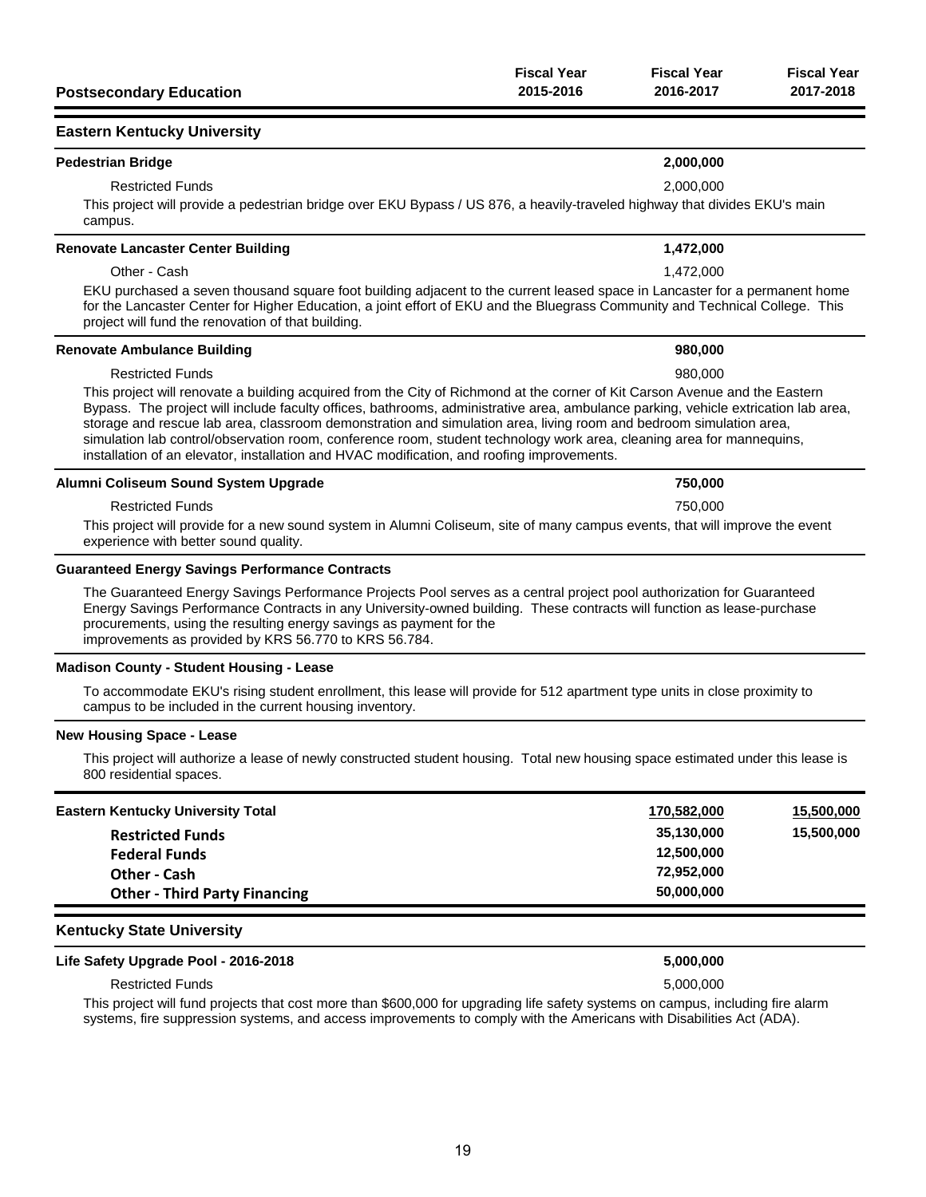| Postsecondary Education | Fiscal Year 2015-2016 | Fiscal Year 2016-2017 | Fiscal Year 2017-2018 |
|---|---|---|---|

## Eastern Kentucky University

**Pedestrian Bridge** — **2,000,000** (Fiscal Year 2016-2017)

| | Fiscal Year 2015-2016 | Fiscal Year 2016-2017 | Fiscal Year 2017-2018 |
|---|---|---|---|
| Restricted Funds | | 2,000,000 | |

This project will provide a pedestrian bridge over EKU Bypass / US 876, a heavily-traveled highway that divides EKU's main campus.

**Renovate Lancaster Center Building** — **1,472,000** (Fiscal Year 2016-2017)

| | Fiscal Year 2015-2016 | Fiscal Year 2016-2017 | Fiscal Year 2017-2018 |
|---|---|---|---|
| Other - Cash | | 1,472,000 | |

EKU purchased a seven thousand square foot building adjacent to the current leased space in Lancaster for a permanent home for the Lancaster Center for Higher Education, a joint effort of EKU and the Bluegrass Community and Technical College. This project will fund the renovation of that building.

**Renovate Ambulance Building** — **980,000** (Fiscal Year 2016-2017)

| | Fiscal Year 2015-2016 | Fiscal Year 2016-2017 | Fiscal Year 2017-2018 |
|---|---|---|---|
| Restricted Funds | | 980,000 | |

This project will renovate a building acquired from the City of Richmond at the corner of Kit Carson Avenue and the Eastern Bypass. The project will include faculty offices, bathrooms, administrative area, ambulance parking, vehicle extrication lab area, storage and rescue lab area, classroom demonstration and simulation area, living room and bedroom simulation area, simulation lab control/observation room, conference room, student technology work area, cleaning area for mannequins, installation of an elevator, installation and HVAC modification, and roofing improvements.

**Alumni Coliseum Sound System Upgrade** — **750,000** (Fiscal Year 2016-2017)

| | Fiscal Year 2015-2016 | Fiscal Year 2016-2017 | Fiscal Year 2017-2018 |
|---|---|---|---|
| Restricted Funds | | 750,000 | |

This project will provide for a new sound system in Alumni Coliseum, site of many campus events, that will improve the event experience with better sound quality.

**Guaranteed Energy Savings Performance Contracts**

The Guaranteed Energy Savings Performance Projects Pool serves as a central project pool authorization for Guaranteed Energy Savings Performance Contracts in any University-owned building. These contracts will function as lease-purchase procurements, using the resulting energy savings as payment for the improvements as provided by KRS 56.770 to KRS 56.784.

**Madison County - Student Housing - Lease**

To accommodate EKU's rising student enrollment, this lease will provide for 512 apartment type units in close proximity to campus to be included in the current housing inventory.

**New Housing Space - Lease**

This project will authorize a lease of newly constructed student housing. Total new housing space estimated under this lease is 800 residential spaces.

| | Fiscal Year 2015-2016 | Fiscal Year 2016-2017 | Fiscal Year 2017-2018 |
|---|---|---|---|
| **Eastern Kentucky University Total** | | **170,582,000** | **15,500,000** |
| **Restricted Funds** | | **35,130,000** | **15,500,000** |
| **Federal Funds** | | **12,500,000** | |
| **Other - Cash** | | **72,952,000** | |
| **Other - Third Party Financing** | | **50,000,000** | |

## Kentucky State University

**Life Safety Upgrade Pool - 2016-2018** — **5,000,000** (Fiscal Year 2016-2017)

| | Fiscal Year 2015-2016 | Fiscal Year 2016-2017 | Fiscal Year 2017-2018 |
|---|---|---|---|
| Restricted Funds | | 5,000,000 | |

This project will fund projects that cost more than $600,000 for upgrading life safety systems on campus, including fire alarm systems, fire suppression systems, and access improvements to comply with the Americans with Disabilities Act (ADA).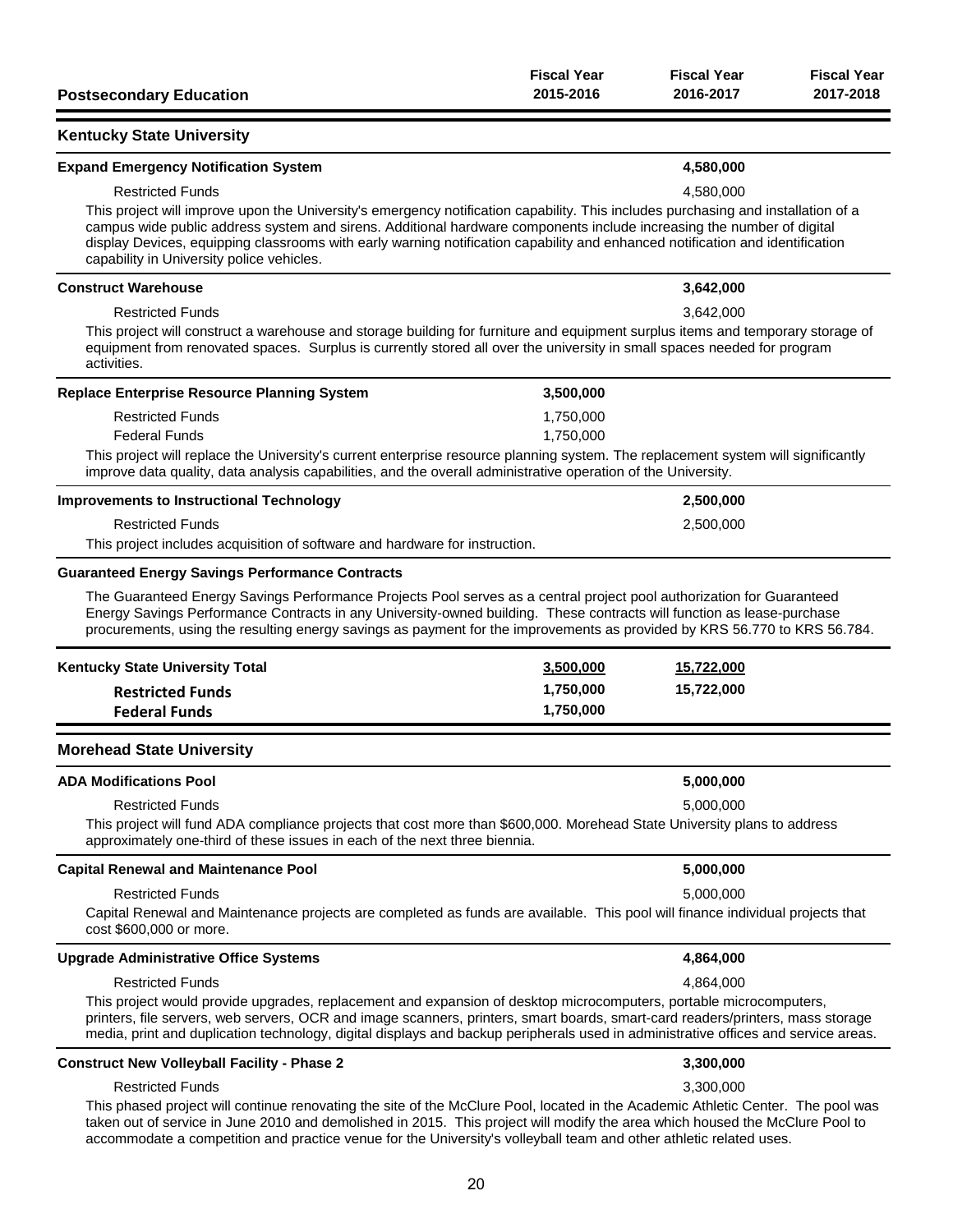| Postsecondary Education | Fiscal Year 2015-2016 | Fiscal Year 2016-2017 | Fiscal Year 2017-2018 |
|---|---|---|---|

## Kentucky State University

| | Fiscal Year 2015-2016 | Fiscal Year 2016-2017 | Fiscal Year 2017-2018 |
|---|---|---|---|
| **Expand Emergency Notification System** | | **4,580,000** | |
| Restricted Funds | | 4,580,000 | |

This project will improve upon the University's emergency notification capability. This includes purchasing and installation of a campus wide public address system and sirens. Additional hardware components include increasing the number of digital display Devices, equipping classrooms with early warning notification capability and enhanced notification and identification capability in University police vehicles.

| | Fiscal Year 2015-2016 | Fiscal Year 2016-2017 | Fiscal Year 2017-2018 |
|---|---|---|---|
| **Construct Warehouse** | | **3,642,000** | |
| Restricted Funds | | 3,642,000 | |

This project will construct a warehouse and storage building for furniture and equipment surplus items and temporary storage of equipment from renovated spaces. Surplus is currently stored all over the university in small spaces needed for program activities.

| | Fiscal Year 2015-2016 | Fiscal Year 2016-2017 | Fiscal Year 2017-2018 |
|---|---|---|---|
| **Replace Enterprise Resource Planning System** | **3,500,000** | | |
| Restricted Funds | 1,750,000 | | |
| Federal Funds | 1,750,000 | | |

This project will replace the University's current enterprise resource planning system. The replacement system will significantly improve data quality, data analysis capabilities, and the overall administrative operation of the University.

| | Fiscal Year 2015-2016 | Fiscal Year 2016-2017 | Fiscal Year 2017-2018 |
|---|---|---|---|
| **Improvements to Instructional Technology** | | **2,500,000** | |
| Restricted Funds | | 2,500,000 | |

This project includes acquisition of software and hardware for instruction.

**Guaranteed Energy Savings Performance Contracts**

The Guaranteed Energy Savings Performance Projects Pool serves as a central project pool authorization for Guaranteed Energy Savings Performance Contracts in any University-owned building. These contracts will function as lease-purchase procurements, using the resulting energy savings as payment for the improvements as provided by KRS 56.770 to KRS 56.784.

| | Fiscal Year 2015-2016 | Fiscal Year 2016-2017 | Fiscal Year 2017-2018 |
|---|---|---|---|
| **Kentucky State University Total** | **3,500,000** | **15,722,000** | |
| **Restricted Funds** | **1,750,000** | **15,722,000** | |
| **Federal Funds** | **1,750,000** | | |

## Morehead State University

| | Fiscal Year 2015-2016 | Fiscal Year 2016-2017 | Fiscal Year 2017-2018 |
|---|---|---|---|
| **ADA Modifications Pool** | | **5,000,000** | |
| Restricted Funds | | 5,000,000 | |

This project will fund ADA compliance projects that cost more than $600,000. Morehead State University plans to address approximately one-third of these issues in each of the next three biennia.

| | Fiscal Year 2015-2016 | Fiscal Year 2016-2017 | Fiscal Year 2017-2018 |
|---|---|---|---|
| **Capital Renewal and Maintenance Pool** | | **5,000,000** | |
| Restricted Funds | | 5,000,000 | |

Capital Renewal and Maintenance projects are completed as funds are available. This pool will finance individual projects that cost $600,000 or more.

| | Fiscal Year 2015-2016 | Fiscal Year 2016-2017 | Fiscal Year 2017-2018 |
|---|---|---|---|
| **Upgrade Administrative Office Systems** | | **4,864,000** | |
| Restricted Funds | | 4,864,000 | |

This project would provide upgrades, replacement and expansion of desktop microcomputers, portable microcomputers, printers, file servers, web servers, OCR and image scanners, printers, smart boards, smart-card readers/printers, mass storage media, print and duplication technology, digital displays and backup peripherals used in administrative offices and service areas.

| | Fiscal Year 2015-2016 | Fiscal Year 2016-2017 | Fiscal Year 2017-2018 |
|---|---|---|---|
| **Construct New Volleyball Facility - Phase 2** | | **3,300,000** | |
| Restricted Funds | | 3,300,000 | |

This phased project will continue renovating the site of the McClure Pool, located in the Academic Athletic Center. The pool was taken out of service in June 2010 and demolished in 2015. This project will modify the area which housed the McClure Pool to accommodate a competition and practice venue for the University's volleyball team and other athletic related uses.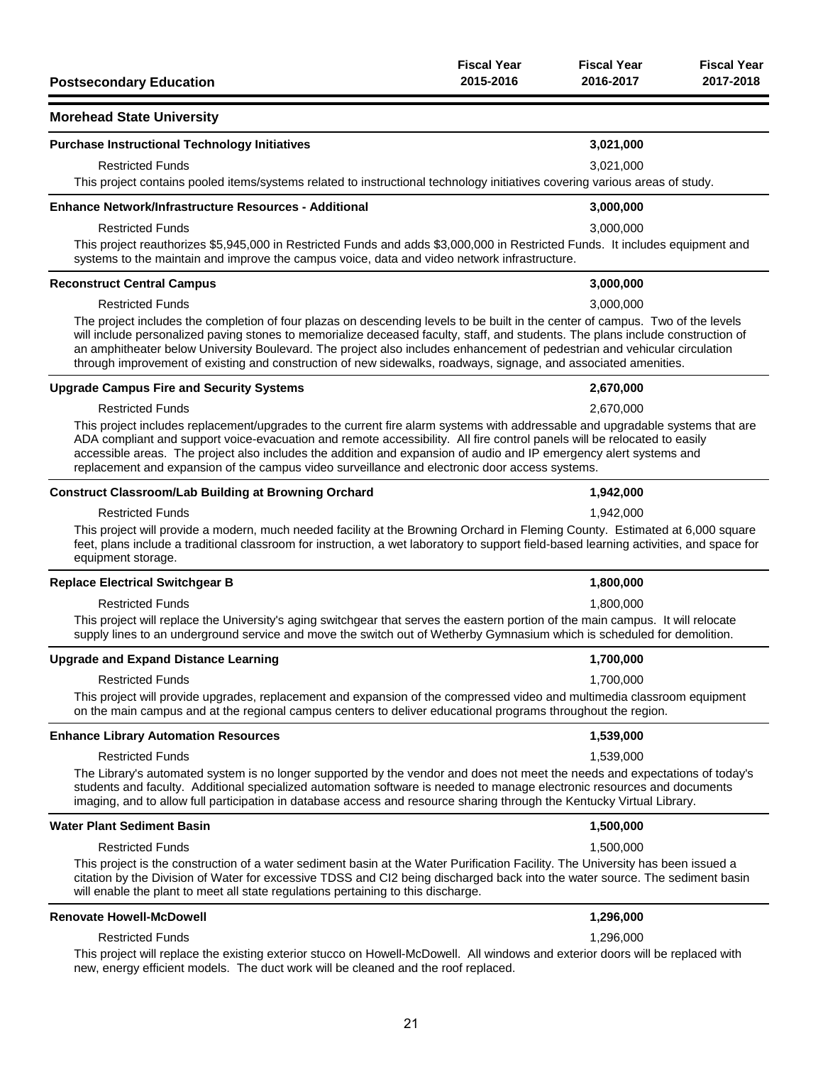| Postsecondary Education | Fiscal Year 2015-2016 | Fiscal Year 2016-2017 | Fiscal Year 2017-2018 |
|---|---|---|---|

## Morehead State University

**Purchase Instructional Technology Initiatives** — **3,021,000**

| | Fiscal Year 2015-2016 | Fiscal Year 2016-2017 | Fiscal Year 2017-2018 |
|---|---|---|---|
| Restricted Funds | | 3,021,000 | |

This project contains pooled items/systems related to instructional technology initiatives covering various areas of study.

**Enhance Network/Infrastructure Resources - Additional** — **3,000,000**

| | Fiscal Year 2015-2016 | Fiscal Year 2016-2017 | Fiscal Year 2017-2018 |
|---|---|---|---|
| Restricted Funds | | 3,000,000 | |

This project reauthorizes $5,945,000 in Restricted Funds and adds $3,000,000 in Restricted Funds. It includes equipment and systems to the maintain and improve the campus voice, data and video network infrastructure.

**Reconstruct Central Campus** — **3,000,000**

| | Fiscal Year 2015-2016 | Fiscal Year 2016-2017 | Fiscal Year 2017-2018 |
|---|---|---|---|
| Restricted Funds | | 3,000,000 | |

The project includes the completion of four plazas on descending levels to be built in the center of campus. Two of the levels will include personalized paving stones to memorialize deceased faculty, staff, and students. The plans include construction of an amphitheater below University Boulevard. The project also includes enhancement of pedestrian and vehicular circulation through improvement of existing and construction of new sidewalks, roadways, signage, and associated amenities.

**Upgrade Campus Fire and Security Systems** — **2,670,000**

| | Fiscal Year 2015-2016 | Fiscal Year 2016-2017 | Fiscal Year 2017-2018 |
|---|---|---|---|
| Restricted Funds | | 2,670,000 | |

This project includes replacement/upgrades to the current fire alarm systems with addressable and upgradable systems that are ADA compliant and support voice-evacuation and remote accessibility. All fire control panels will be relocated to easily accessible areas. The project also includes the addition and expansion of audio and IP emergency alert systems and replacement and expansion of the campus video surveillance and electronic door access systems.

**Construct Classroom/Lab Building at Browning Orchard** — **1,942,000**

| | Fiscal Year 2015-2016 | Fiscal Year 2016-2017 | Fiscal Year 2017-2018 |
|---|---|---|---|
| Restricted Funds | | 1,942,000 | |

This project will provide a modern, much needed facility at the Browning Orchard in Fleming County. Estimated at 6,000 square feet, plans include a traditional classroom for instruction, a wet laboratory to support field-based learning activities, and space for equipment storage.

**Replace Electrical Switchgear B** — **1,800,000**

| | Fiscal Year 2015-2016 | Fiscal Year 2016-2017 | Fiscal Year 2017-2018 |
|---|---|---|---|
| Restricted Funds | | 1,800,000 | |

This project will replace the University's aging switchgear that serves the eastern portion of the main campus. It will relocate supply lines to an underground service and move the switch out of Wetherby Gymnasium which is scheduled for demolition.

**Upgrade and Expand Distance Learning** — **1,700,000**

| | Fiscal Year 2015-2016 | Fiscal Year 2016-2017 | Fiscal Year 2017-2018 |
|---|---|---|---|
| Restricted Funds | | 1,700,000 | |

This project will provide upgrades, replacement and expansion of the compressed video and multimedia classroom equipment on the main campus and at the regional campus centers to deliver educational programs throughout the region.

**Enhance Library Automation Resources** — **1,539,000**

| | Fiscal Year 2015-2016 | Fiscal Year 2016-2017 | Fiscal Year 2017-2018 |
|---|---|---|---|
| Restricted Funds | | 1,539,000 | |

The Library's automated system is no longer supported by the vendor and does not meet the needs and expectations of today's students and faculty. Additional specialized automation software is needed to manage electronic resources and documents imaging, and to allow full participation in database access and resource sharing through the Kentucky Virtual Library.

**Water Plant Sediment Basin** — **1,500,000**

| | Fiscal Year 2015-2016 | Fiscal Year 2016-2017 | Fiscal Year 2017-2018 |
|---|---|---|---|
| Restricted Funds | | 1,500,000 | |

This project is the construction of a water sediment basin at the Water Purification Facility. The University has been issued a citation by the Division of Water for excessive TDSS and CI2 being discharged back into the water source. The sediment basin will enable the plant to meet all state regulations pertaining to this discharge.

**Renovate Howell-McDowell** — **1,296,000**

| | Fiscal Year 2015-2016 | Fiscal Year 2016-2017 | Fiscal Year 2017-2018 |
|---|---|---|---|
| Restricted Funds | | 1,296,000 | |

This project will replace the existing exterior stucco on Howell-McDowell. All windows and exterior doors will be replaced with new, energy efficient models. The duct work will be cleaned and the roof replaced.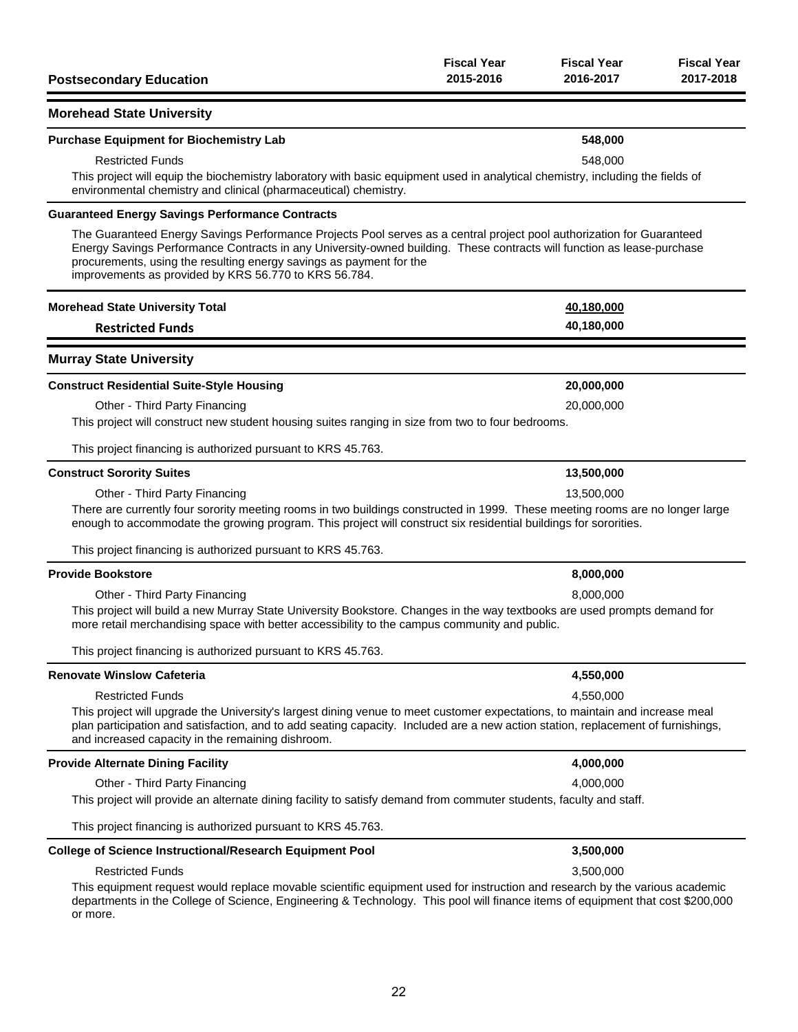| Postsecondary Education | Fiscal Year 2015-2016 | Fiscal Year 2016-2017 | Fiscal Year 2017-2018 |
|---|---|---|---|

## Morehead State University

**Purchase Equipment for Biochemistry Lab** — **548,000**

| | 2015-2016 | 2016-2017 | 2017-2018 |
|---|---|---|---|
| Restricted Funds | 548,000 | | |

This project will equip the biochemistry laboratory with basic equipment used in analytical chemistry, including the fields of environmental chemistry and clinical (pharmaceutical) chemistry.

**Guaranteed Energy Savings Performance Contracts**

The Guaranteed Energy Savings Performance Projects Pool serves as a central project pool authorization for Guaranteed Energy Savings Performance Contracts in any University-owned building. These contracts will function as lease-purchase procurements, using the resulting energy savings as payment for the improvements as provided by KRS 56.770 to KRS 56.784.

| | 2015-2016 | 2016-2017 | 2017-2018 |
|---|---|---|---|
| **Morehead State University Total** | **40,180,000** | | |
| **Restricted Funds** | **40,180,000** | | |

## Murray State University

**Construct Residential Suite-Style Housing** — **20,000,000**

| | 2015-2016 | 2016-2017 | 2017-2018 |
|---|---|---|---|
| Other - Third Party Financing | 20,000,000 | | |

This project will construct new student housing suites ranging in size from two to four bedrooms.

This project financing is authorized pursuant to KRS 45.763.

**Construct Sorority Suites** — **13,500,000**

| | 2015-2016 | 2016-2017 | 2017-2018 |
|---|---|---|---|
| Other - Third Party Financing | 13,500,000 | | |

There are currently four sorority meeting rooms in two buildings constructed in 1999. These meeting rooms are no longer large enough to accommodate the growing program. This project will construct six residential buildings for sororities.

This project financing is authorized pursuant to KRS 45.763.

**Provide Bookstore** — **8,000,000**

| | 2015-2016 | 2016-2017 | 2017-2018 |
|---|---|---|---|
| Other - Third Party Financing | 8,000,000 | | |

This project will build a new Murray State University Bookstore. Changes in the way textbooks are used prompts demand for more retail merchandising space with better accessibility to the campus community and public.

This project financing is authorized pursuant to KRS 45.763.

**Renovate Winslow Cafeteria** — **4,550,000**

| | 2015-2016 | 2016-2017 | 2017-2018 |
|---|---|---|---|
| Restricted Funds | 4,550,000 | | |

This project will upgrade the University's largest dining venue to meet customer expectations, to maintain and increase meal plan participation and satisfaction, and to add seating capacity. Included are a new action station, replacement of furnishings, and increased capacity in the remaining dishroom.

**Provide Alternate Dining Facility** — **4,000,000**

| | 2015-2016 | 2016-2017 | 2017-2018 |
|---|---|---|---|
| Other - Third Party Financing | 4,000,000 | | |

This project will provide an alternate dining facility to satisfy demand from commuter students, faculty and staff.

This project financing is authorized pursuant to KRS 45.763.

**College of Science Instructional/Research Equipment Pool** — **3,500,000**

| | 2015-2016 | 2016-2017 | 2017-2018 |
|---|---|---|---|
| Restricted Funds | 3,500,000 | | |

This equipment request would replace movable scientific equipment used for instruction and research by the various academic departments in the College of Science, Engineering & Technology. This pool will finance items of equipment that cost $200,000 or more.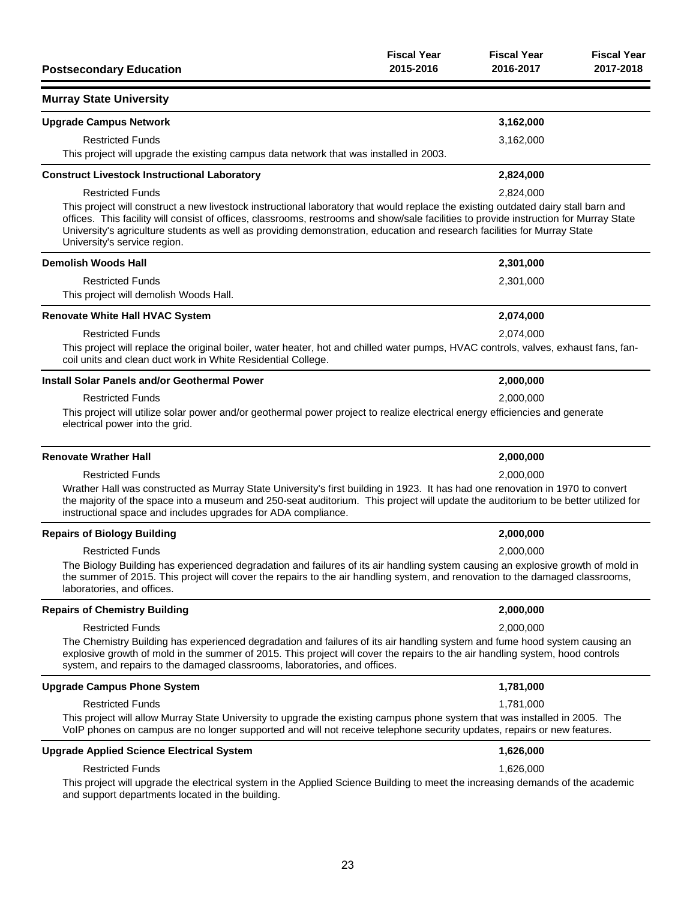| Postsecondary Education | Fiscal Year 2015-2016 | Fiscal Year 2016-2017 | Fiscal Year 2017-2018 |
|---|---|---|---|

## Murray State University

| | Fiscal Year 2015-2016 | Fiscal Year 2016-2017 | Fiscal Year 2017-2018 |
|---|---|---|---|
| **Upgrade Campus Network** | | **3,162,000** | |
| Restricted Funds | | 3,162,000 | |

This project will upgrade the existing campus data network that was installed in 2003.

| | Fiscal Year 2015-2016 | Fiscal Year 2016-2017 | Fiscal Year 2017-2018 |
|---|---|---|---|
| **Construct Livestock Instructional Laboratory** | | **2,824,000** | |
| Restricted Funds | | 2,824,000 | |

This project will construct a new livestock instructional laboratory that would replace the existing outdated dairy stall barn and offices. This facility will consist of offices, classrooms, restrooms and show/sale facilities to provide instruction for Murray State University's agriculture students as well as providing demonstration, education and research facilities for Murray State University's service region.

| | Fiscal Year 2015-2016 | Fiscal Year 2016-2017 | Fiscal Year 2017-2018 |
|---|---|---|---|
| **Demolish Woods Hall** | | **2,301,000** | |
| Restricted Funds | | 2,301,000 | |

This project will demolish Woods Hall.

| | Fiscal Year 2015-2016 | Fiscal Year 2016-2017 | Fiscal Year 2017-2018 |
|---|---|---|---|
| **Renovate White Hall HVAC System** | | **2,074,000** | |
| Restricted Funds | | 2,074,000 | |

This project will replace the original boiler, water heater, hot and chilled water pumps, HVAC controls, valves, exhaust fans, fan-coil units and clean duct work in White Residential College.

| | Fiscal Year 2015-2016 | Fiscal Year 2016-2017 | Fiscal Year 2017-2018 |
|---|---|---|---|
| **Install Solar Panels and/or Geothermal Power** | | **2,000,000** | |
| Restricted Funds | | 2,000,000 | |

This project will utilize solar power and/or geothermal power project to realize electrical energy efficiencies and generate electrical power into the grid.

| | Fiscal Year 2015-2016 | Fiscal Year 2016-2017 | Fiscal Year 2017-2018 |
|---|---|---|---|
| **Renovate Wrather Hall** | | **2,000,000** | |
| Restricted Funds | | 2,000,000 | |

Wrather Hall was constructed as Murray State University's first building in 1923. It has had one renovation in 1970 to convert the majority of the space into a museum and 250-seat auditorium. This project will update the auditorium to be better utilized for instructional space and includes upgrades for ADA compliance.

| | Fiscal Year 2015-2016 | Fiscal Year 2016-2017 | Fiscal Year 2017-2018 |
|---|---|---|---|
| **Repairs of Biology Building** | | **2,000,000** | |
| Restricted Funds | | 2,000,000 | |

The Biology Building has experienced degradation and failures of its air handling system causing an explosive growth of mold in the summer of 2015. This project will cover the repairs to the air handling system, and renovation to the damaged classrooms, laboratories, and offices.

| | Fiscal Year 2015-2016 | Fiscal Year 2016-2017 | Fiscal Year 2017-2018 |
|---|---|---|---|
| **Repairs of Chemistry Building** | | **2,000,000** | |
| Restricted Funds | | 2,000,000 | |

The Chemistry Building has experienced degradation and failures of its air handling system and fume hood system causing an explosive growth of mold in the summer of 2015. This project will cover the repairs to the air handling system, hood controls system, and repairs to the damaged classrooms, laboratories, and offices.

| | Fiscal Year 2015-2016 | Fiscal Year 2016-2017 | Fiscal Year 2017-2018 |
|---|---|---|---|
| **Upgrade Campus Phone System** | | **1,781,000** | |
| Restricted Funds | | 1,781,000 | |

This project will allow Murray State University to upgrade the existing campus phone system that was installed in 2005. The VoIP phones on campus are no longer supported and will not receive telephone security updates, repairs or new features.

| | Fiscal Year 2015-2016 | Fiscal Year 2016-2017 | Fiscal Year 2017-2018 |
|---|---|---|---|
| **Upgrade Applied Science Electrical System** | | **1,626,000** | |
| Restricted Funds | | 1,626,000 | |

This project will upgrade the electrical system in the Applied Science Building to meet the increasing demands of the academic and support departments located in the building.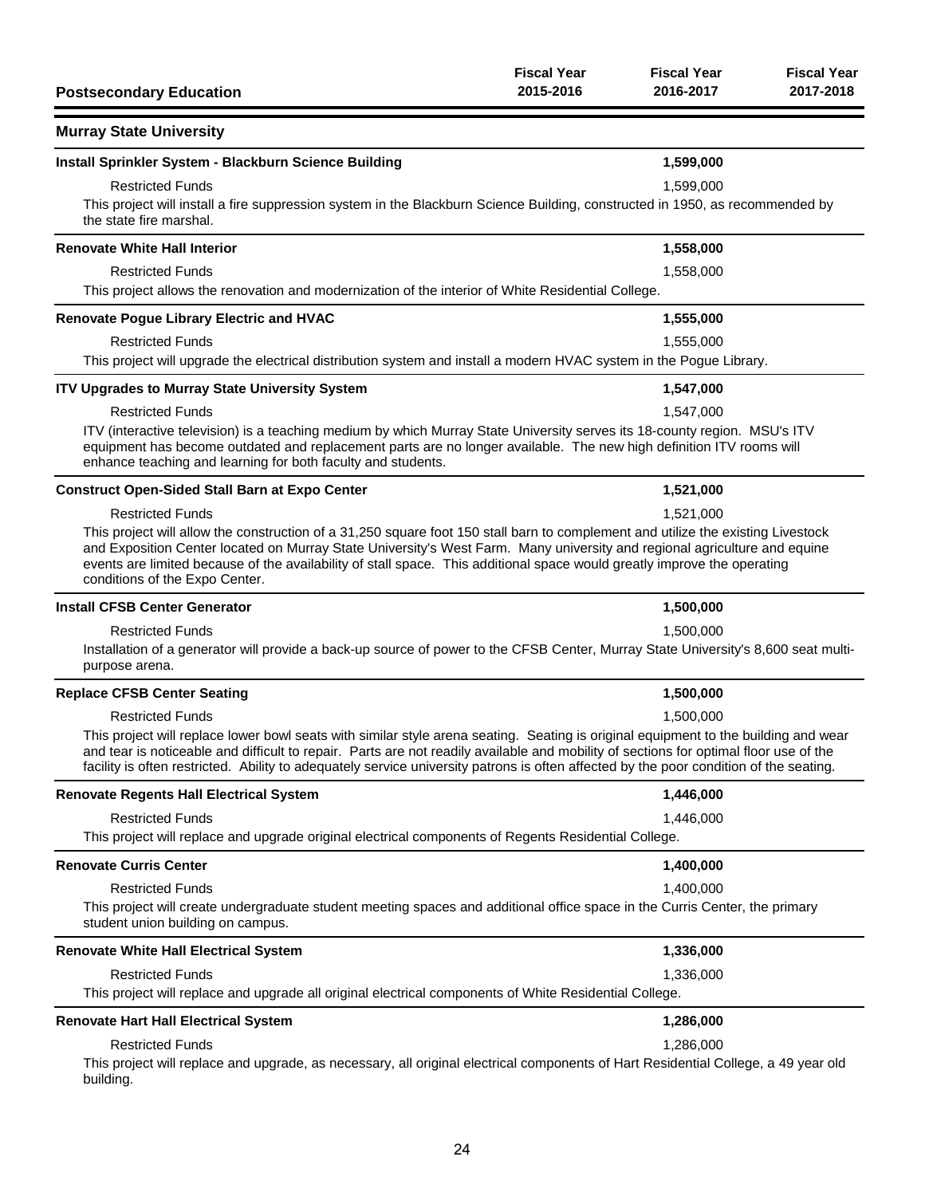| Postsecondary Education | Fiscal Year 2015-2016 | Fiscal Year 2016-2017 | Fiscal Year 2017-2018 |
|---|---|---|---|

## Murray State University

| | Fiscal Year 2015-2016 | Fiscal Year 2016-2017 | Fiscal Year 2017-2018 |
|---|---|---|---|
| **Install Sprinkler System - Blackburn Science Building** | | **1,599,000** | |
| Restricted Funds | | 1,599,000 | |

This project will install a fire suppression system in the Blackburn Science Building, constructed in 1950, as recommended by the state fire marshal.

| | Fiscal Year 2015-2016 | Fiscal Year 2016-2017 | Fiscal Year 2017-2018 |
|---|---|---|---|
| **Renovate White Hall Interior** | | **1,558,000** | |
| Restricted Funds | | 1,558,000 | |

This project allows the renovation and modernization of the interior of White Residential College.

| | Fiscal Year 2015-2016 | Fiscal Year 2016-2017 | Fiscal Year 2017-2018 |
|---|---|---|---|
| **Renovate Pogue Library Electric and HVAC** | | **1,555,000** | |
| Restricted Funds | | 1,555,000 | |

This project will upgrade the electrical distribution system and install a modern HVAC system in the Pogue Library.

| | Fiscal Year 2015-2016 | Fiscal Year 2016-2017 | Fiscal Year 2017-2018 |
|---|---|---|---|
| **ITV Upgrades to Murray State University System** | | **1,547,000** | |
| Restricted Funds | | 1,547,000 | |

ITV (interactive television) is a teaching medium by which Murray State University serves its 18-county region. MSU's ITV equipment has become outdated and replacement parts are no longer available. The new high definition ITV rooms will enhance teaching and learning for both faculty and students.

| | Fiscal Year 2015-2016 | Fiscal Year 2016-2017 | Fiscal Year 2017-2018 |
|---|---|---|---|
| **Construct Open-Sided Stall Barn at Expo Center** | | **1,521,000** | |
| Restricted Funds | | 1,521,000 | |

This project will allow the construction of a 31,250 square foot 150 stall barn to complement and utilize the existing Livestock and Exposition Center located on Murray State University's West Farm. Many university and regional agriculture and equine events are limited because of the availability of stall space. This additional space would greatly improve the operating conditions of the Expo Center.

| | Fiscal Year 2015-2016 | Fiscal Year 2016-2017 | Fiscal Year 2017-2018 |
|---|---|---|---|
| **Install CFSB Center Generator** | | **1,500,000** | |
| Restricted Funds | | 1,500,000 | |

Installation of a generator will provide a back-up source of power to the CFSB Center, Murray State University's 8,600 seat multi-purpose arena.

| | Fiscal Year 2015-2016 | Fiscal Year 2016-2017 | Fiscal Year 2017-2018 |
|---|---|---|---|
| **Replace CFSB Center Seating** | | **1,500,000** | |
| Restricted Funds | | 1,500,000 | |

This project will replace lower bowl seats with similar style arena seating. Seating is original equipment to the building and wear and tear is noticeable and difficult to repair. Parts are not readily available and mobility of sections for optimal floor use of the facility is often restricted. Ability to adequately service university patrons is often affected by the poor condition of the seating.

| | Fiscal Year 2015-2016 | Fiscal Year 2016-2017 | Fiscal Year 2017-2018 |
|---|---|---|---|
| **Renovate Regents Hall Electrical System** | | **1,446,000** | |
| Restricted Funds | | 1,446,000 | |

This project will replace and upgrade original electrical components of Regents Residential College.

| | Fiscal Year 2015-2016 | Fiscal Year 2016-2017 | Fiscal Year 2017-2018 |
|---|---|---|---|
| **Renovate Curris Center** | | **1,400,000** | |
| Restricted Funds | | 1,400,000 | |

This project will create undergraduate student meeting spaces and additional office space in the Curris Center, the primary student union building on campus.

| | Fiscal Year 2015-2016 | Fiscal Year 2016-2017 | Fiscal Year 2017-2018 |
|---|---|---|---|
| **Renovate White Hall Electrical System** | | **1,336,000** | |
| Restricted Funds | | 1,336,000 | |

This project will replace and upgrade all original electrical components of White Residential College.

| | Fiscal Year 2015-2016 | Fiscal Year 2016-2017 | Fiscal Year 2017-2018 |
|---|---|---|---|
| **Renovate Hart Hall Electrical System** | | **1,286,000** | |
| Restricted Funds | | 1,286,000 | |

This project will replace and upgrade, as necessary, all original electrical components of Hart Residential College, a 49 year old building.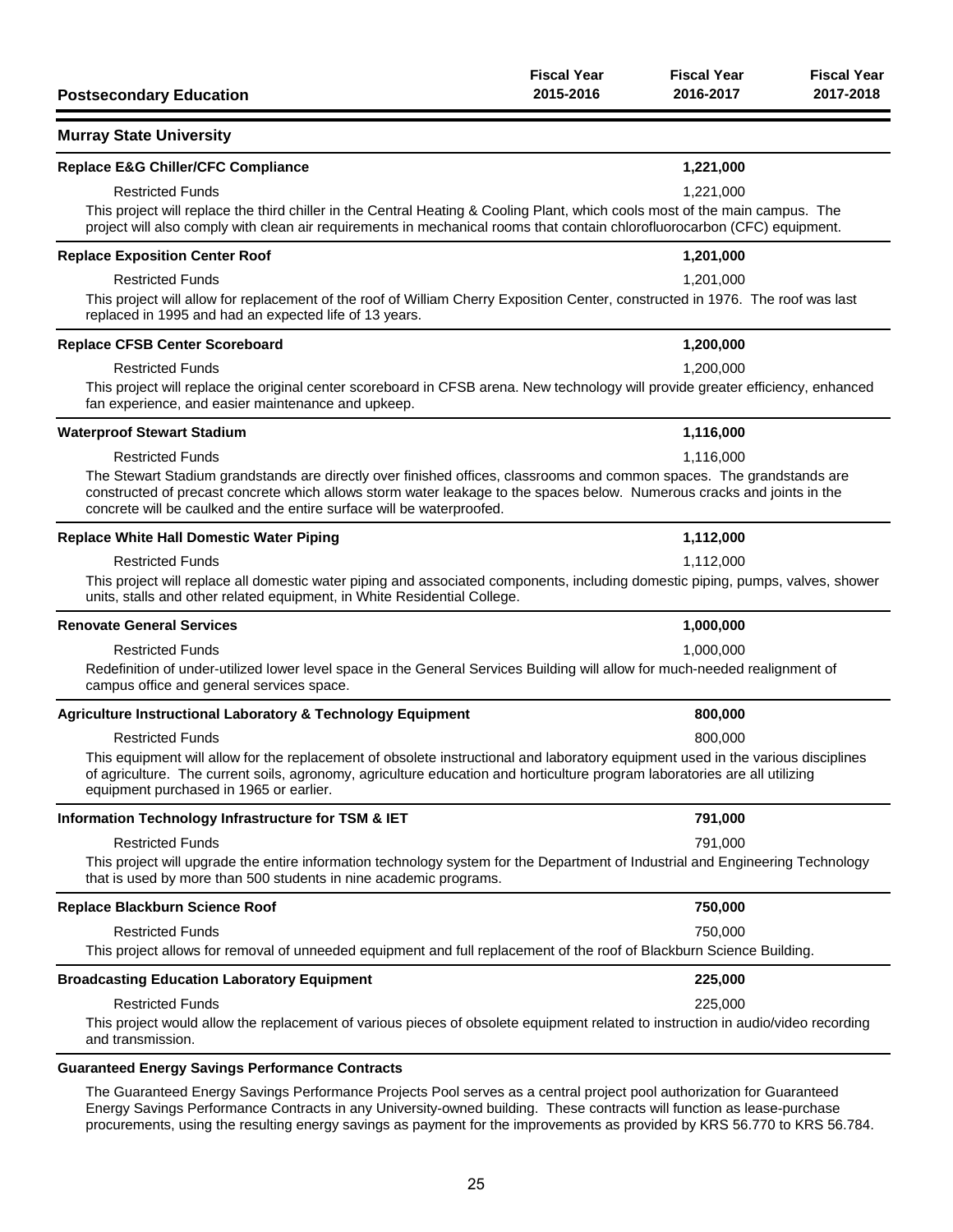| Postsecondary Education | Fiscal Year 2015-2016 | Fiscal Year 2016-2017 | Fiscal Year 2017-2018 |
|---|---|---|---|

## Murray State University

| | | | |
|---|---|---|---|
| **Replace E&G Chiller/CFC Compliance** | | **1,221,000** | |
| Restricted Funds | | 1,221,000 | |

This project will replace the third chiller in the Central Heating & Cooling Plant, which cools most of the main campus. The project will also comply with clean air requirements in mechanical rooms that contain chlorofluorocarbon (CFC) equipment.

| | | | |
|---|---|---|---|
| **Replace Exposition Center Roof** | | **1,201,000** | |
| Restricted Funds | | 1,201,000 | |

This project will allow for replacement of the roof of William Cherry Exposition Center, constructed in 1976. The roof was last replaced in 1995 and had an expected life of 13 years.

| | | | |
|---|---|---|---|
| **Replace CFSB Center Scoreboard** | | **1,200,000** | |
| Restricted Funds | | 1,200,000 | |

This project will replace the original center scoreboard in CFSB arena. New technology will provide greater efficiency, enhanced fan experience, and easier maintenance and upkeep.

| | | | |
|---|---|---|---|
| **Waterproof Stewart Stadium** | | **1,116,000** | |
| Restricted Funds | | 1,116,000 | |

The Stewart Stadium grandstands are directly over finished offices, classrooms and common spaces. The grandstands are constructed of precast concrete which allows storm water leakage to the spaces below. Numerous cracks and joints in the concrete will be caulked and the entire surface will be waterproofed.

| | | | |
|---|---|---|---|
| **Replace White Hall Domestic Water Piping** | | **1,112,000** | |
| Restricted Funds | | 1,112,000 | |

This project will replace all domestic water piping and associated components, including domestic piping, pumps, valves, shower units, stalls and other related equipment, in White Residential College.

| | | | |
|---|---|---|---|
| **Renovate General Services** | | **1,000,000** | |
| Restricted Funds | | 1,000,000 | |

Redefinition of under-utilized lower level space in the General Services Building will allow for much-needed realignment of campus office and general services space.

| | | | |
|---|---|---|---|
| **Agriculture Instructional Laboratory & Technology Equipment** | | **800,000** | |
| Restricted Funds | | 800,000 | |

This equipment will allow for the replacement of obsolete instructional and laboratory equipment used in the various disciplines of agriculture. The current soils, agronomy, agriculture education and horticulture program laboratories are all utilizing equipment purchased in 1965 or earlier.

| | | | |
|---|---|---|---|
| **Information Technology Infrastructure for TSM & IET** | | **791,000** | |
| Restricted Funds | | 791,000 | |

This project will upgrade the entire information technology system for the Department of Industrial and Engineering Technology that is used by more than 500 students in nine academic programs.

| | | | |
|---|---|---|---|
| **Replace Blackburn Science Roof** | | **750,000** | |
| Restricted Funds | | 750,000 | |

This project allows for removal of unneeded equipment and full replacement of the roof of Blackburn Science Building.

| | | | |
|---|---|---|---|
| **Broadcasting Education Laboratory Equipment** | | **225,000** | |
| Restricted Funds | | 225,000 | |

This project would allow the replacement of various pieces of obsolete equipment related to instruction in audio/video recording and transmission.

**Guaranteed Energy Savings Performance Contracts**

The Guaranteed Energy Savings Performance Projects Pool serves as a central project pool authorization for Guaranteed Energy Savings Performance Contracts in any University-owned building. These contracts will function as lease-purchase procurements, using the resulting energy savings as payment for the improvements as provided by KRS 56.770 to KRS 56.784.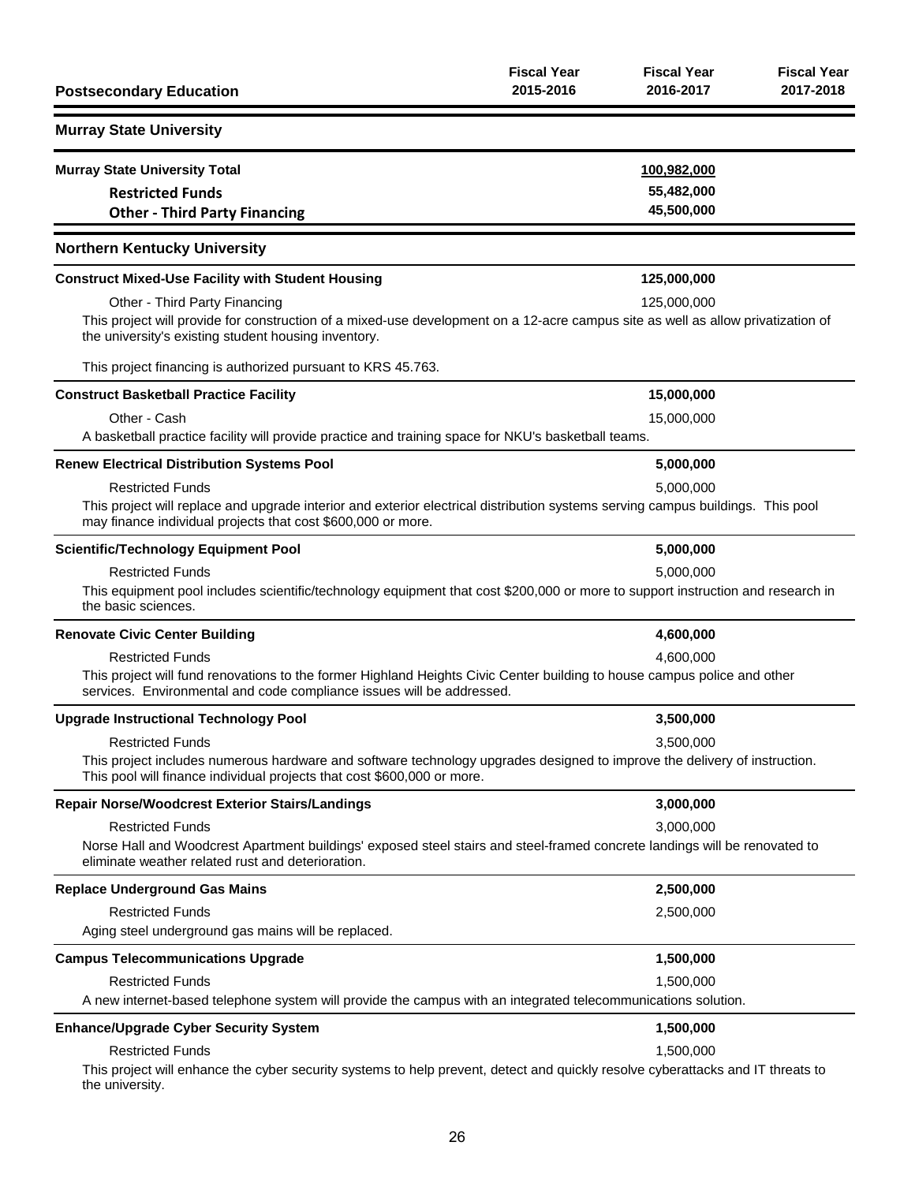| Postsecondary Education | Fiscal Year 2015-2016 | Fiscal Year 2016-2017 | Fiscal Year 2017-2018 |
|---|---|---|---|

## Murray State University

| | Fiscal Year 2015-2016 | Fiscal Year 2016-2017 | Fiscal Year 2017-2018 |
|---|---|---|---|
| **Murray State University Total** | | **100,982,000** | |
| **Restricted Funds** | | 55,482,000 | |
| **Other - Third Party Financing** | | 45,500,000 | |

## Northern Kentucky University

**Construct Mixed-Use Facility with Student Housing** — **125,000,000** (Fiscal Year 2016-2017)

Other - Third Party Financing — 125,000,000

This project will provide for construction of a mixed-use development on a 12-acre campus site as well as allow privatization of the university's existing student housing inventory.

This project financing is authorized pursuant to KRS 45.763.

**Construct Basketball Practice Facility** — **15,000,000** (Fiscal Year 2016-2017)

Other - Cash — 15,000,000

A basketball practice facility will provide practice and training space for NKU's basketball teams.

**Renew Electrical Distribution Systems Pool** — **5,000,000** (Fiscal Year 2016-2017)

Restricted Funds — 5,000,000

This project will replace and upgrade interior and exterior electrical distribution systems serving campus buildings. This pool may finance individual projects that cost $600,000 or more.

**Scientific/Technology Equipment Pool** — **5,000,000** (Fiscal Year 2016-2017)

Restricted Funds — 5,000,000

This equipment pool includes scientific/technology equipment that cost $200,000 or more to support instruction and research in the basic sciences.

**Renovate Civic Center Building** — **4,600,000** (Fiscal Year 2016-2017)

Restricted Funds — 4,600,000

This project will fund renovations to the former Highland Heights Civic Center building to house campus police and other services. Environmental and code compliance issues will be addressed.

**Upgrade Instructional Technology Pool** — **3,500,000** (Fiscal Year 2016-2017)

Restricted Funds — 3,500,000

This project includes numerous hardware and software technology upgrades designed to improve the delivery of instruction. This pool will finance individual projects that cost $600,000 or more.

**Repair Norse/Woodcrest Exterior Stairs/Landings** — **3,000,000** (Fiscal Year 2016-2017)

Restricted Funds — 3,000,000

Norse Hall and Woodcrest Apartment buildings' exposed steel stairs and steel-framed concrete landings will be renovated to eliminate weather related rust and deterioration.

**Replace Underground Gas Mains** — **2,500,000** (Fiscal Year 2016-2017)

Restricted Funds — 2,500,000

Aging steel underground gas mains will be replaced.

**Campus Telecommunications Upgrade** — **1,500,000** (Fiscal Year 2016-2017)

Restricted Funds — 1,500,000

A new internet-based telephone system will provide the campus with an integrated telecommunications solution.

**Enhance/Upgrade Cyber Security System** — **1,500,000** (Fiscal Year 2016-2017)

Restricted Funds — 1,500,000

This project will enhance the cyber security systems to help prevent, detect and quickly resolve cyberattacks and IT threats to the university.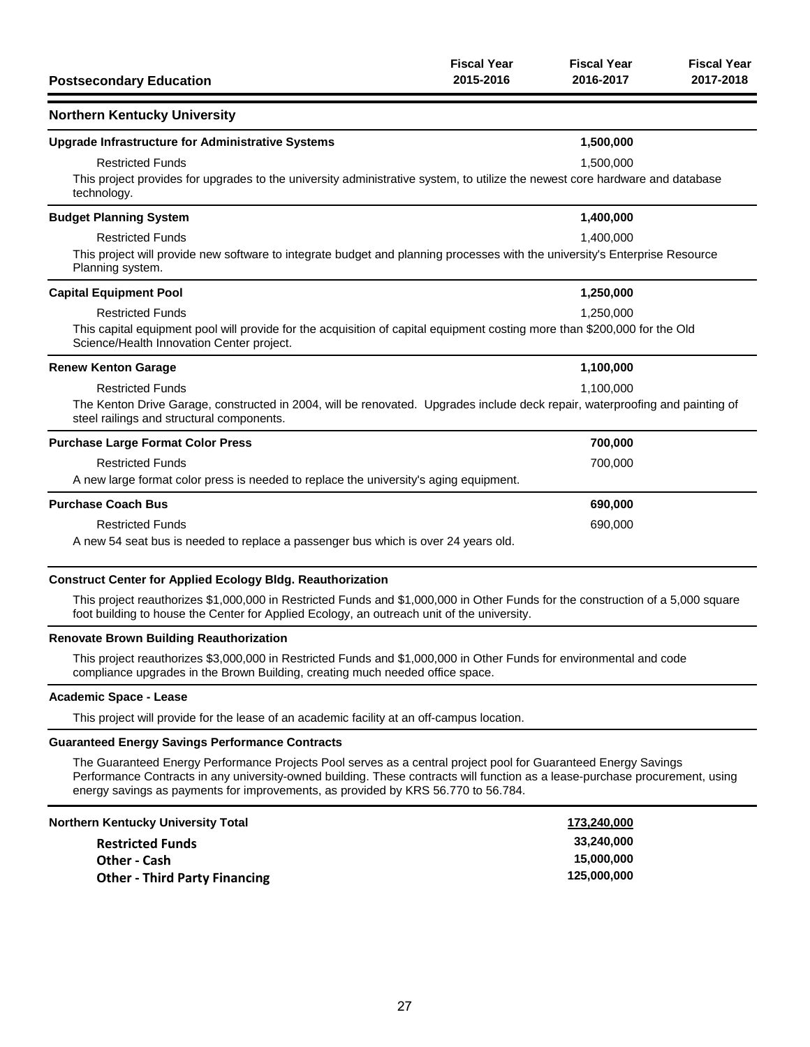| Postsecondary Education | Fiscal Year 2015-2016 | Fiscal Year 2016-2017 | Fiscal Year 2017-2018 |
|---|---|---|---|

## Northern Kentucky University

| | Fiscal Year 2015-2016 | Fiscal Year 2016-2017 | Fiscal Year 2017-2018 |
|---|---|---|---|
| **Upgrade Infrastructure for Administrative Systems** | | **1,500,000** | |
| Restricted Funds | | 1,500,000 | |

This project provides for upgrades to the university administrative system, to utilize the newest core hardware and database technology.

| | Fiscal Year 2015-2016 | Fiscal Year 2016-2017 | Fiscal Year 2017-2018 |
|---|---|---|---|
| **Budget Planning System** | | **1,400,000** | |
| Restricted Funds | | 1,400,000 | |

This project will provide new software to integrate budget and planning processes with the university's Enterprise Resource Planning system.

| | Fiscal Year 2015-2016 | Fiscal Year 2016-2017 | Fiscal Year 2017-2018 |
|---|---|---|---|
| **Capital Equipment Pool** | | **1,250,000** | |
| Restricted Funds | | 1,250,000 | |

This capital equipment pool will provide for the acquisition of capital equipment costing more than $200,000 for the Old Science/Health Innovation Center project.

| | Fiscal Year 2015-2016 | Fiscal Year 2016-2017 | Fiscal Year 2017-2018 |
|---|---|---|---|
| **Renew Kenton Garage** | | **1,100,000** | |
| Restricted Funds | | 1,100,000 | |

The Kenton Drive Garage, constructed in 2004, will be renovated. Upgrades include deck repair, waterproofing and painting of steel railings and structural components.

| | Fiscal Year 2015-2016 | Fiscal Year 2016-2017 | Fiscal Year 2017-2018 |
|---|---|---|---|
| **Purchase Large Format Color Press** | | **700,000** | |
| Restricted Funds | | 700,000 | |

A new large format color press is needed to replace the university's aging equipment.

| | Fiscal Year 2015-2016 | Fiscal Year 2016-2017 | Fiscal Year 2017-2018 |
|---|---|---|---|
| **Purchase Coach Bus** | | **690,000** | |
| Restricted Funds | | 690,000 | |

A new 54 seat bus is needed to replace a passenger bus which is over 24 years old.

**Construct Center for Applied Ecology Bldg. Reauthorization**

This project reauthorizes $1,000,000 in Restricted Funds and $1,000,000 in Other Funds for the construction of a 5,000 square foot building to house the Center for Applied Ecology, an outreach unit of the university.

**Renovate Brown Building Reauthorization**

This project reauthorizes $3,000,000 in Restricted Funds and $1,000,000 in Other Funds for environmental and code compliance upgrades in the Brown Building, creating much needed office space.

**Academic Space - Lease**

This project will provide for the lease of an academic facility at an off-campus location.

**Guaranteed Energy Savings Performance Contracts**

The Guaranteed Energy Performance Projects Pool serves as a central project pool for Guaranteed Energy Savings Performance Contracts in any university-owned building. These contracts will function as a lease-purchase procurement, using energy savings as payments for improvements, as provided by KRS 56.770 to 56.784.

| | Fiscal Year 2015-2016 | Fiscal Year 2016-2017 | Fiscal Year 2017-2018 |
|---|---|---|---|
| **Northern Kentucky University Total** | | **173,240,000** | |
| **Restricted Funds** | | **33,240,000** | |
| **Other - Cash** | | **15,000,000** | |
| **Other - Third Party Financing** | | **125,000,000** | |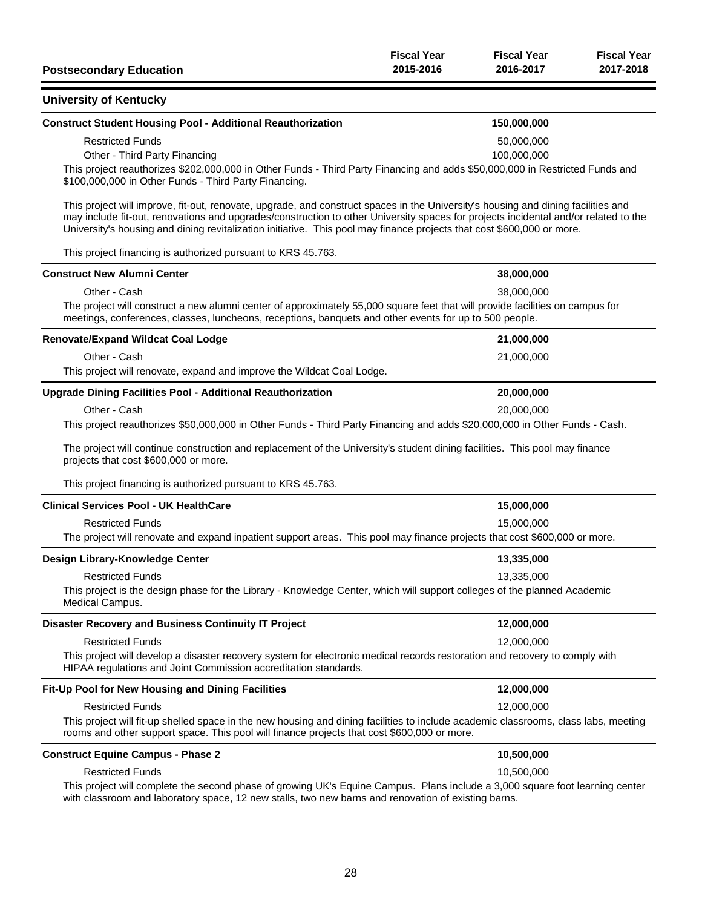| Postsecondary Education | Fiscal Year 2015-2016 | Fiscal Year 2016-2017 | Fiscal Year 2017-2018 |
|---|---|---|---|

## University of Kentucky

### Construct Student Housing Pool - Additional Reauthorization

| | | 150,000,000 | |
|---|---|---|---|
| Restricted Funds | | 50,000,000 | |
| Other - Third Party Financing | | 100,000,000 | |

This project reauthorizes $202,000,000 in Other Funds - Third Party Financing and adds $50,000,000 in Restricted Funds and $100,000,000 in Other Funds - Third Party Financing.

This project will improve, fit-out, renovate, upgrade, and construct spaces in the University's housing and dining facilities and may include fit-out, renovations and upgrades/construction to other University spaces for projects incidental and/or related to the University's housing and dining revitalization initiative. This pool may finance projects that cost $600,000 or more.

This project financing is authorized pursuant to KRS 45.763.

### Construct New Alumni Center

| | | 38,000,000 | |
|---|---|---|---|
| Other - Cash | | 38,000,000 | |

The project will construct a new alumni center of approximately 55,000 square feet that will provide facilities on campus for meetings, conferences, classes, luncheons, receptions, banquets and other events for up to 500 people.

### Renovate/Expand Wildcat Coal Lodge

| | | 21,000,000 | |
|---|---|---|---|
| Other - Cash | | 21,000,000 | |

This project will renovate, expand and improve the Wildcat Coal Lodge.

### Upgrade Dining Facilities Pool - Additional Reauthorization

| | | 20,000,000 | |
|---|---|---|---|
| Other - Cash | | 20,000,000 | |

This project reauthorizes $50,000,000 in Other Funds - Third Party Financing and adds $20,000,000 in Other Funds - Cash.

The project will continue construction and replacement of the University's student dining facilities. This pool may finance projects that cost $600,000 or more.

This project financing is authorized pursuant to KRS 45.763.

### Clinical Services Pool - UK HealthCare

| | | 15,000,000 | |
|---|---|---|---|
| Restricted Funds | | 15,000,000 | |

The project will renovate and expand inpatient support areas. This pool may finance projects that cost $600,000 or more.

### Design Library-Knowledge Center

| | | 13,335,000 | |
|---|---|---|---|
| Restricted Funds | | 13,335,000 | |

This project is the design phase for the Library - Knowledge Center, which will support colleges of the planned Academic Medical Campus.

### Disaster Recovery and Business Continuity IT Project

| | | 12,000,000 | |
|---|---|---|---|
| Restricted Funds | | 12,000,000 | |

This project will develop a disaster recovery system for electronic medical records restoration and recovery to comply with HIPAA regulations and Joint Commission accreditation standards.

### Fit-Up Pool for New Housing and Dining Facilities

| | | 12,000,000 | |
|---|---|---|---|
| Restricted Funds | | 12,000,000 | |

This project will fit-up shelled space in the new housing and dining facilities to include academic classrooms, class labs, meeting rooms and other support space. This pool will finance projects that cost $600,000 or more.

### Construct Equine Campus - Phase 2

| | | 10,500,000 | |
|---|---|---|---|
| Restricted Funds | | 10,500,000 | |

This project will complete the second phase of growing UK's Equine Campus. Plans include a 3,000 square foot learning center with classroom and laboratory space, 12 new stalls, two new barns and renovation of existing barns.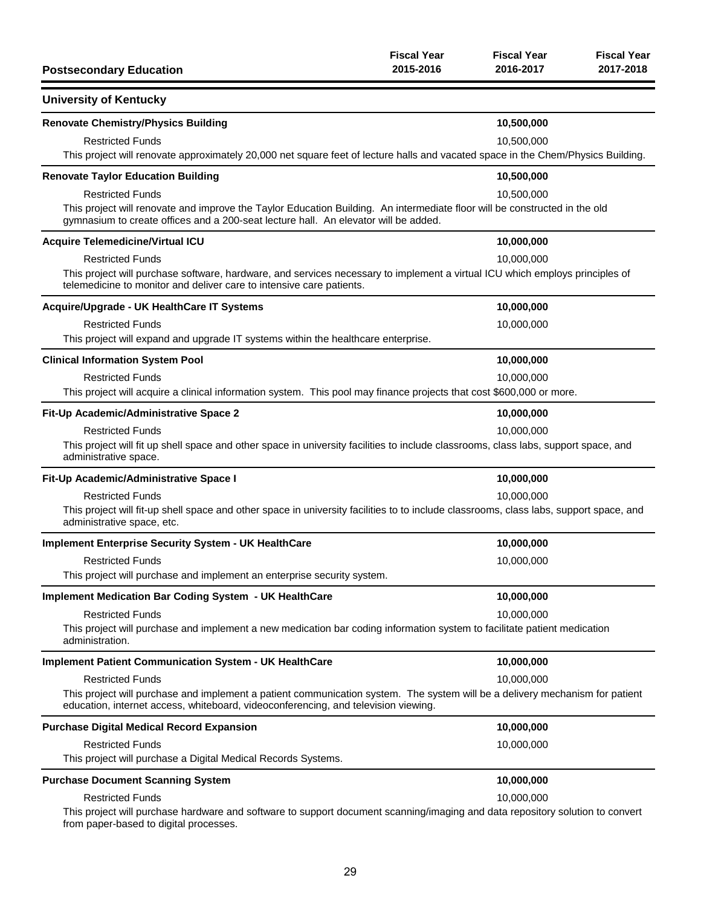| Postsecondary Education | Fiscal Year 2015-2016 | Fiscal Year 2016-2017 | Fiscal Year 2017-2018 |
|---|---|---|---|

## University of Kentucky

| | Fiscal Year 2015-2016 | Fiscal Year 2016-2017 | Fiscal Year 2017-2018 |
|---|---|---|---|
| **Renovate Chemistry/Physics Building** | | **10,500,000** | |
| Restricted Funds | | 10,500,000 | |

This project will renovate approximately 20,000 net square feet of lecture halls and vacated space in the Chem/Physics Building.

| | Fiscal Year 2015-2016 | Fiscal Year 2016-2017 | Fiscal Year 2017-2018 |
|---|---|---|---|
| **Renovate Taylor Education Building** | | **10,500,000** | |
| Restricted Funds | | 10,500,000 | |

This project will renovate and improve the Taylor Education Building. An intermediate floor will be constructed in the old gymnasium to create offices and a 200-seat lecture hall. An elevator will be added.

| | Fiscal Year 2015-2016 | Fiscal Year 2016-2017 | Fiscal Year 2017-2018 |
|---|---|---|---|
| **Acquire Telemedicine/Virtual ICU** | | **10,000,000** | |
| Restricted Funds | | 10,000,000 | |

This project will purchase software, hardware, and services necessary to implement a virtual ICU which employs principles of telemedicine to monitor and deliver care to intensive care patients.

| | Fiscal Year 2015-2016 | Fiscal Year 2016-2017 | Fiscal Year 2017-2018 |
|---|---|---|---|
| **Acquire/Upgrade - UK HealthCare IT Systems** | | **10,000,000** | |
| Restricted Funds | | 10,000,000 | |

This project will expand and upgrade IT systems within the healthcare enterprise.

| | Fiscal Year 2015-2016 | Fiscal Year 2016-2017 | Fiscal Year 2017-2018 |
|---|---|---|---|
| **Clinical Information System Pool** | | **10,000,000** | |
| Restricted Funds | | 10,000,000 | |

This project will acquire a clinical information system. This pool may finance projects that cost $600,000 or more.

| | Fiscal Year 2015-2016 | Fiscal Year 2016-2017 | Fiscal Year 2017-2018 |
|---|---|---|---|
| **Fit-Up Academic/Administrative Space 2** | | **10,000,000** | |
| Restricted Funds | | 10,000,000 | |

This project will fit up shell space and other space in university facilities to include classrooms, class labs, support space, and administrative space.

| | Fiscal Year 2015-2016 | Fiscal Year 2016-2017 | Fiscal Year 2017-2018 |
|---|---|---|---|
| **Fit-Up Academic/Administrative Space I** | | **10,000,000** | |
| Restricted Funds | | 10,000,000 | |

This project will fit-up shell space and other space in university facilities to to include classrooms, class labs, support space, and administrative space, etc.

| | Fiscal Year 2015-2016 | Fiscal Year 2016-2017 | Fiscal Year 2017-2018 |
|---|---|---|---|
| **Implement Enterprise Security System - UK HealthCare** | | **10,000,000** | |
| Restricted Funds | | 10,000,000 | |

This project will purchase and implement an enterprise security system.

| | Fiscal Year 2015-2016 | Fiscal Year 2016-2017 | Fiscal Year 2017-2018 |
|---|---|---|---|
| **Implement Medication Bar Coding System - UK HealthCare** | | **10,000,000** | |
| Restricted Funds | | 10,000,000 | |

This project will purchase and implement a new medication bar coding information system to facilitate patient medication administration.

| | Fiscal Year 2015-2016 | Fiscal Year 2016-2017 | Fiscal Year 2017-2018 |
|---|---|---|---|
| **Implement Patient Communication System - UK HealthCare** | | **10,000,000** | |
| Restricted Funds | | 10,000,000 | |

This project will purchase and implement a patient communication system. The system will be a delivery mechanism for patient education, internet access, whiteboard, videoconferencing, and television viewing.

| | Fiscal Year 2015-2016 | Fiscal Year 2016-2017 | Fiscal Year 2017-2018 |
|---|---|---|---|
| **Purchase Digital Medical Record Expansion** | | **10,000,000** | |
| Restricted Funds | | 10,000,000 | |

This project will purchase a Digital Medical Records Systems.

| | Fiscal Year 2015-2016 | Fiscal Year 2016-2017 | Fiscal Year 2017-2018 |
|---|---|---|---|
| **Purchase Document Scanning System** | | **10,000,000** | |
| Restricted Funds | | 10,000,000 | |

This project will purchase hardware and software to support document scanning/imaging and data repository solution to convert from paper-based to digital processes.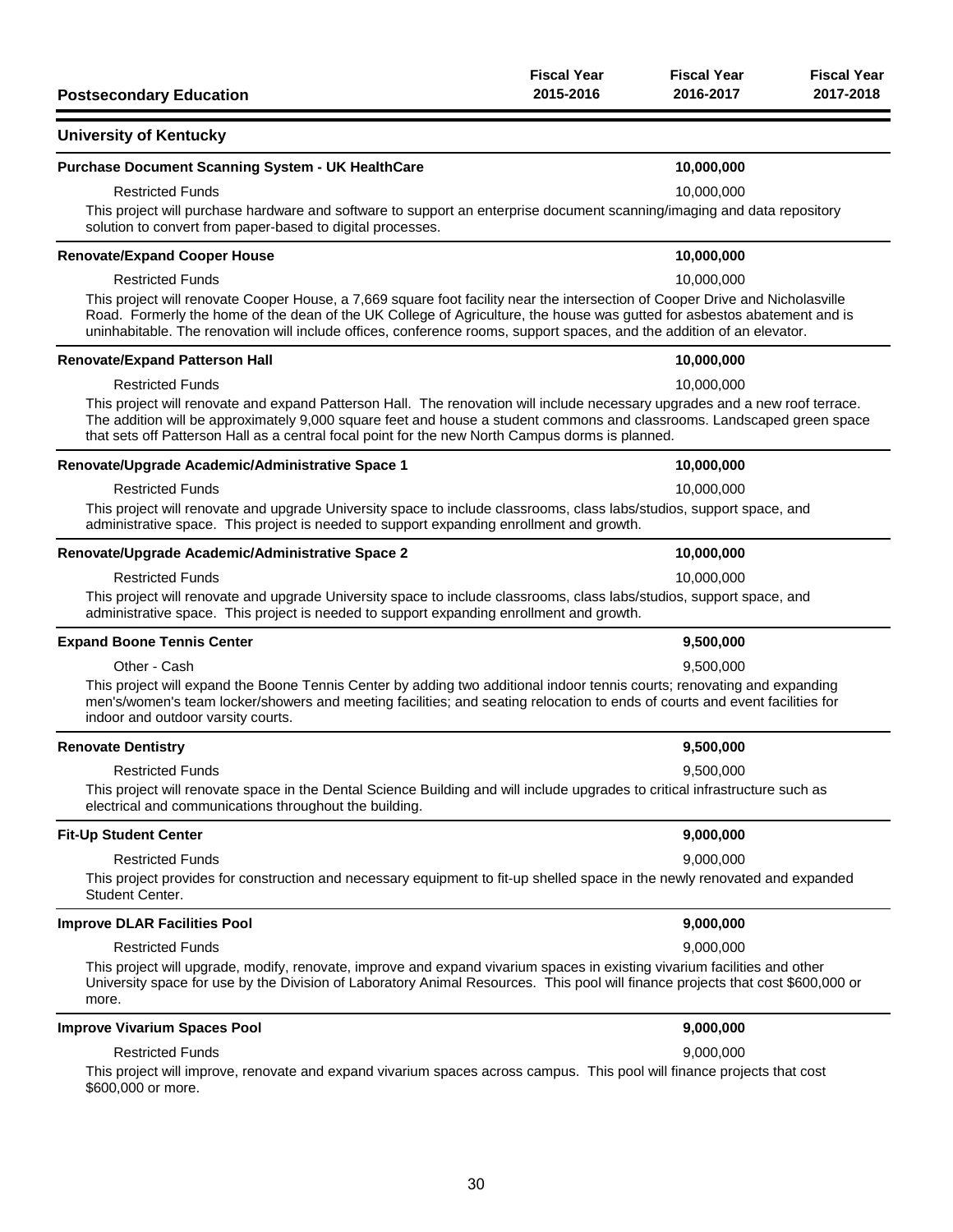| Postsecondary Education | Fiscal Year 2015-2016 | Fiscal Year 2016-2017 | Fiscal Year 2017-2018 |
|---|---|---|---|

## University of Kentucky

**Purchase Document Scanning System - UK HealthCare** | | **10,000,000** |

| | | | |
|---|---|---|---|
| Restricted Funds | | 10,000,000 | |

This project will purchase hardware and software to support an enterprise document scanning/imaging and data repository solution to convert from paper-based to digital processes.

**Renovate/Expand Cooper House** | | **10,000,000** |

| | | | |
|---|---|---|---|
| Restricted Funds | | 10,000,000 | |

This project will renovate Cooper House, a 7,669 square foot facility near the intersection of Cooper Drive and Nicholasville Road. Formerly the home of the dean of the UK College of Agriculture, the house was gutted for asbestos abatement and is uninhabitable. The renovation will include offices, conference rooms, support spaces, and the addition of an elevator.

**Renovate/Expand Patterson Hall** | | **10,000,000** |

| | | | |
|---|---|---|---|
| Restricted Funds | | 10,000,000 | |

This project will renovate and expand Patterson Hall. The renovation will include necessary upgrades and a new roof terrace. The addition will be approximately 9,000 square feet and house a student commons and classrooms. Landscaped green space that sets off Patterson Hall as a central focal point for the new North Campus dorms is planned.

**Renovate/Upgrade Academic/Administrative Space 1** | | **10,000,000** |

| | | | |
|---|---|---|---|
| Restricted Funds | | 10,000,000 | |

This project will renovate and upgrade University space to include classrooms, class labs/studios, support space, and administrative space. This project is needed to support expanding enrollment and growth.

**Renovate/Upgrade Academic/Administrative Space 2** | | **10,000,000** |

| | | | |
|---|---|---|---|
| Restricted Funds | | 10,000,000 | |

This project will renovate and upgrade University space to include classrooms, class labs/studios, support space, and administrative space. This project is needed to support expanding enrollment and growth.

**Expand Boone Tennis Center** | | **9,500,000** |

| | | | |
|---|---|---|---|
| Other - Cash | | 9,500,000 | |

This project will expand the Boone Tennis Center by adding two additional indoor tennis courts; renovating and expanding men's/women's team locker/showers and meeting facilities; and seating relocation to ends of courts and event facilities for indoor and outdoor varsity courts.

**Renovate Dentistry** | | **9,500,000** |

| | | | |
|---|---|---|---|
| Restricted Funds | | 9,500,000 | |

This project will renovate space in the Dental Science Building and will include upgrades to critical infrastructure such as electrical and communications throughout the building.

**Fit-Up Student Center** | | **9,000,000** |

| | | | |
|---|---|---|---|
| Restricted Funds | | 9,000,000 | |

This project provides for construction and necessary equipment to fit-up shelled space in the newly renovated and expanded Student Center.

**Improve DLAR Facilities Pool** | | **9,000,000** |

| | | | |
|---|---|---|---|
| Restricted Funds | | 9,000,000 | |

This project will upgrade, modify, renovate, improve and expand vivarium spaces in existing vivarium facilities and other University space for use by the Division of Laboratory Animal Resources. This pool will finance projects that cost $600,000 or more.

**Improve Vivarium Spaces Pool** | | **9,000,000** |

| | | | |
|---|---|---|---|
| Restricted Funds | | 9,000,000 | |

This project will improve, renovate and expand vivarium spaces across campus. This pool will finance projects that cost $600,000 or more.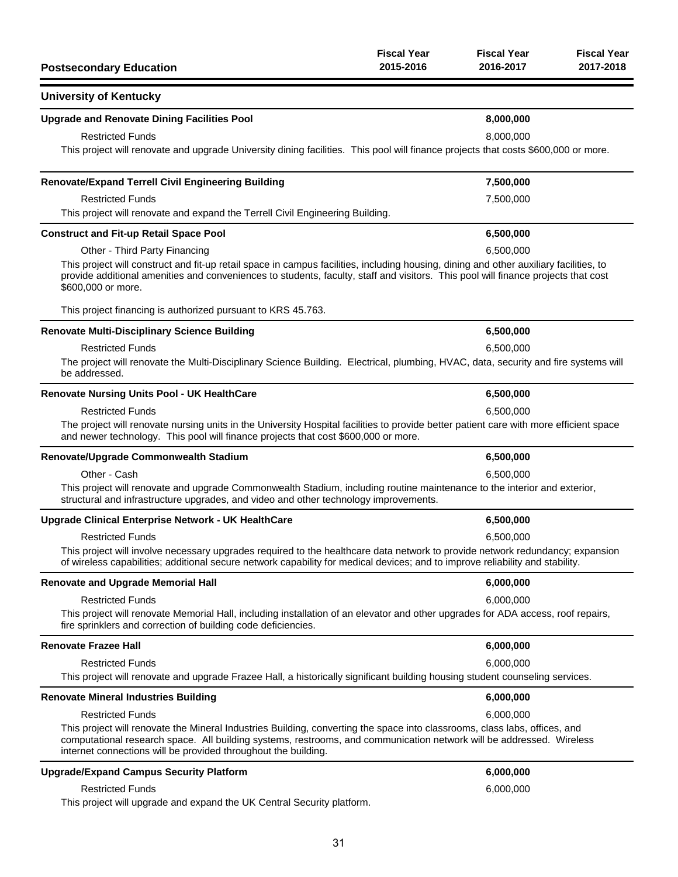| Postsecondary Education | Fiscal Year 2015-2016 | Fiscal Year 2016-2017 | Fiscal Year 2017-2018 |
|---|---|---|---|

## University of Kentucky

| | | | |
|---|---|---|---|
| **Upgrade and Renovate Dining Facilities Pool** | | **8,000,000** | |
| Restricted Funds | | 8,000,000 | |

This project will renovate and upgrade University dining facilities. This pool will finance projects that costs $600,000 or more.

| | | | |
|---|---|---|---|
| **Renovate/Expand Terrell Civil Engineering Building** | | **7,500,000** | |
| Restricted Funds | | 7,500,000 | |

This project will renovate and expand the Terrell Civil Engineering Building.

| | | | |
|---|---|---|---|
| **Construct and Fit-up Retail Space Pool** | | **6,500,000** | |
| Other - Third Party Financing | | 6,500,000 | |

This project will construct and fit-up retail space in campus facilities, including housing, dining and other auxiliary facilities, to provide additional amenities and conveniences to students, faculty, staff and visitors. This pool will finance projects that cost $600,000 or more.

This project financing is authorized pursuant to KRS 45.763.

| | | | |
|---|---|---|---|
| **Renovate Multi-Disciplinary Science Building** | | **6,500,000** | |
| Restricted Funds | | 6,500,000 | |

The project will renovate the Multi-Disciplinary Science Building. Electrical, plumbing, HVAC, data, security and fire systems will be addressed.

| | | | |
|---|---|---|---|
| **Renovate Nursing Units Pool - UK HealthCare** | | **6,500,000** | |
| Restricted Funds | | 6,500,000 | |

The project will renovate nursing units in the University Hospital facilities to provide better patient care with more efficient space and newer technology. This pool will finance projects that cost $600,000 or more.

| | | | |
|---|---|---|---|
| **Renovate/Upgrade Commonwealth Stadium** | | **6,500,000** | |
| Other - Cash | | 6,500,000 | |

This project will renovate and upgrade Commonwealth Stadium, including routine maintenance to the interior and exterior, structural and infrastructure upgrades, and video and other technology improvements.

| | | | |
|---|---|---|---|
| **Upgrade Clinical Enterprise Network - UK HealthCare** | | **6,500,000** | |
| Restricted Funds | | 6,500,000 | |

This project will involve necessary upgrades required to the healthcare data network to provide network redundancy; expansion of wireless capabilities; additional secure network capability for medical devices; and to improve reliability and stability.

| | | | |
|---|---|---|---|
| **Renovate and Upgrade Memorial Hall** | | **6,000,000** | |
| Restricted Funds | | 6,000,000 | |

This project will renovate Memorial Hall, including installation of an elevator and other upgrades for ADA access, roof repairs, fire sprinklers and correction of building code deficiencies.

| | | | |
|---|---|---|---|
| **Renovate Frazee Hall** | | **6,000,000** | |
| Restricted Funds | | 6,000,000 | |

This project will renovate and upgrade Frazee Hall, a historically significant building housing student counseling services.

| | | | |
|---|---|---|---|
| **Renovate Mineral Industries Building** | | **6,000,000** | |
| Restricted Funds | | 6,000,000 | |

This project will renovate the Mineral Industries Building, converting the space into classrooms, class labs, offices, and computational research space. All building systems, restrooms, and communication network will be addressed. Wireless internet connections will be provided throughout the building.

| | | | |
|---|---|---|---|
| **Upgrade/Expand Campus Security Platform** | | **6,000,000** | |
| Restricted Funds | | 6,000,000 | |

This project will upgrade and expand the UK Central Security platform.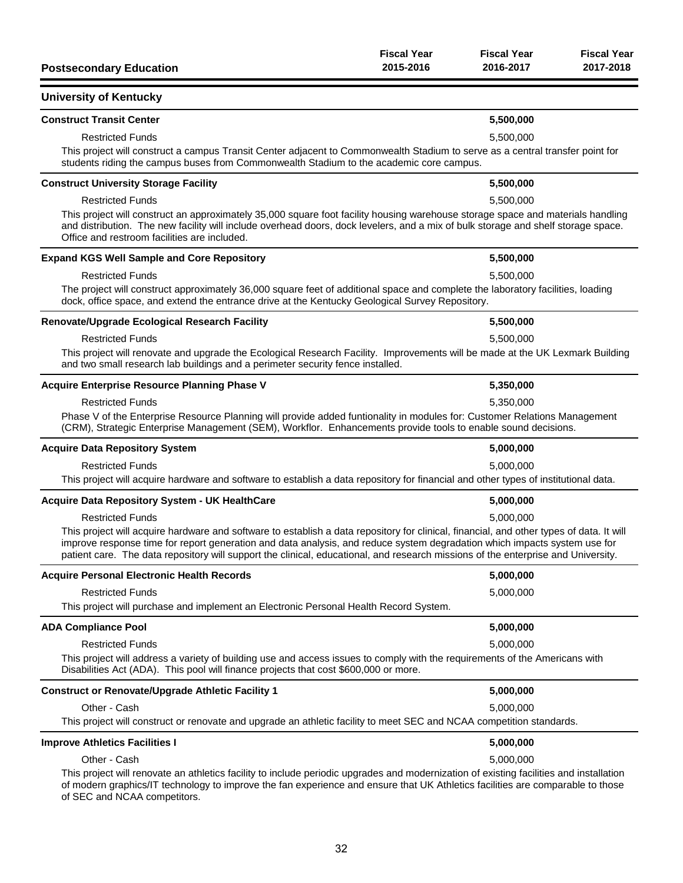| Postsecondary Education | Fiscal Year 2015-2016 | Fiscal Year 2016-2017 | Fiscal Year 2017-2018 |
|---|---|---|---|

## University of Kentucky

**Construct Transit Center** — **5,500,000** (Fiscal Year 2016-2017)

| | Fiscal Year 2015-2016 | Fiscal Year 2016-2017 | Fiscal Year 2017-2018 |
|---|---|---|---|
| Restricted Funds | | 5,500,000 | |

This project will construct a campus Transit Center adjacent to Commonwealth Stadium to serve as a central transfer point for students riding the campus buses from Commonwealth Stadium to the academic core campus.

**Construct University Storage Facility** — **5,500,000** (Fiscal Year 2016-2017)

| | Fiscal Year 2015-2016 | Fiscal Year 2016-2017 | Fiscal Year 2017-2018 |
|---|---|---|---|
| Restricted Funds | | 5,500,000 | |

This project will construct an approximately 35,000 square foot facility housing warehouse storage space and materials handling and distribution. The new facility will include overhead doors, dock levelers, and a mix of bulk storage and shelf storage space. Office and restroom facilities are included.

**Expand KGS Well Sample and Core Repository** — **5,500,000** (Fiscal Year 2016-2017)

| | Fiscal Year 2015-2016 | Fiscal Year 2016-2017 | Fiscal Year 2017-2018 |
|---|---|---|---|
| Restricted Funds | | 5,500,000 | |

The project will construct approximately 36,000 square feet of additional space and complete the laboratory facilities, loading dock, office space, and extend the entrance drive at the Kentucky Geological Survey Repository.

**Renovate/Upgrade Ecological Research Facility** — **5,500,000** (Fiscal Year 2016-2017)

| | Fiscal Year 2015-2016 | Fiscal Year 2016-2017 | Fiscal Year 2017-2018 |
|---|---|---|---|
| Restricted Funds | | 5,500,000 | |

This project will renovate and upgrade the Ecological Research Facility. Improvements will be made at the UK Lexmark Building and two small research lab buildings and a perimeter security fence installed.

**Acquire Enterprise Resource Planning Phase V** — **5,350,000** (Fiscal Year 2016-2017)

| | Fiscal Year 2015-2016 | Fiscal Year 2016-2017 | Fiscal Year 2017-2018 |
|---|---|---|---|
| Restricted Funds | | 5,350,000 | |

Phase V of the Enterprise Resource Planning will provide added funtionality in modules for: Customer Relations Management (CRM), Strategic Enterprise Management (SEM), Workflor. Enhancements provide tools to enable sound decisions.

**Acquire Data Repository System** — **5,000,000** (Fiscal Year 2016-2017)

| | Fiscal Year 2015-2016 | Fiscal Year 2016-2017 | Fiscal Year 2017-2018 |
|---|---|---|---|
| Restricted Funds | | 5,000,000 | |

This project will acquire hardware and software to establish a data repository for financial and other types of institutional data.

**Acquire Data Repository System - UK HealthCare** — **5,000,000** (Fiscal Year 2016-2017)

| | Fiscal Year 2015-2016 | Fiscal Year 2016-2017 | Fiscal Year 2017-2018 |
|---|---|---|---|
| Restricted Funds | | 5,000,000 | |

This project will acquire hardware and software to establish a data repository for clinical, financial, and other types of data. It will improve response time for report generation and data analysis, and reduce system degradation which impacts system use for patient care. The data repository will support the clinical, educational, and research missions of the enterprise and University.

**Acquire Personal Electronic Health Records** — **5,000,000** (Fiscal Year 2016-2017)

| | Fiscal Year 2015-2016 | Fiscal Year 2016-2017 | Fiscal Year 2017-2018 |
|---|---|---|---|
| Restricted Funds | | 5,000,000 | |

This project will purchase and implement an Electronic Personal Health Record System.

**ADA Compliance Pool** — **5,000,000** (Fiscal Year 2016-2017)

| | Fiscal Year 2015-2016 | Fiscal Year 2016-2017 | Fiscal Year 2017-2018 |
|---|---|---|---|
| Restricted Funds | | 5,000,000 | |

This project will address a variety of building use and access issues to comply with the requirements of the Americans with Disabilities Act (ADA). This pool will finance projects that cost $600,000 or more.

**Construct or Renovate/Upgrade Athletic Facility 1** — **5,000,000** (Fiscal Year 2016-2017)

| | Fiscal Year 2015-2016 | Fiscal Year 2016-2017 | Fiscal Year 2017-2018 |
|---|---|---|---|
| Other - Cash | | 5,000,000 | |

This project will construct or renovate and upgrade an athletic facility to meet SEC and NCAA competition standards.

**Improve Athletics Facilities I** — **5,000,000** (Fiscal Year 2016-2017)

| | Fiscal Year 2015-2016 | Fiscal Year 2016-2017 | Fiscal Year 2017-2018 |
|---|---|---|---|
| Other - Cash | | 5,000,000 | |

This project will renovate an athletics facility to include periodic upgrades and modernization of existing facilities and installation of modern graphics/IT technology to improve the fan experience and ensure that UK Athletics facilities are comparable to those of SEC and NCAA competitors.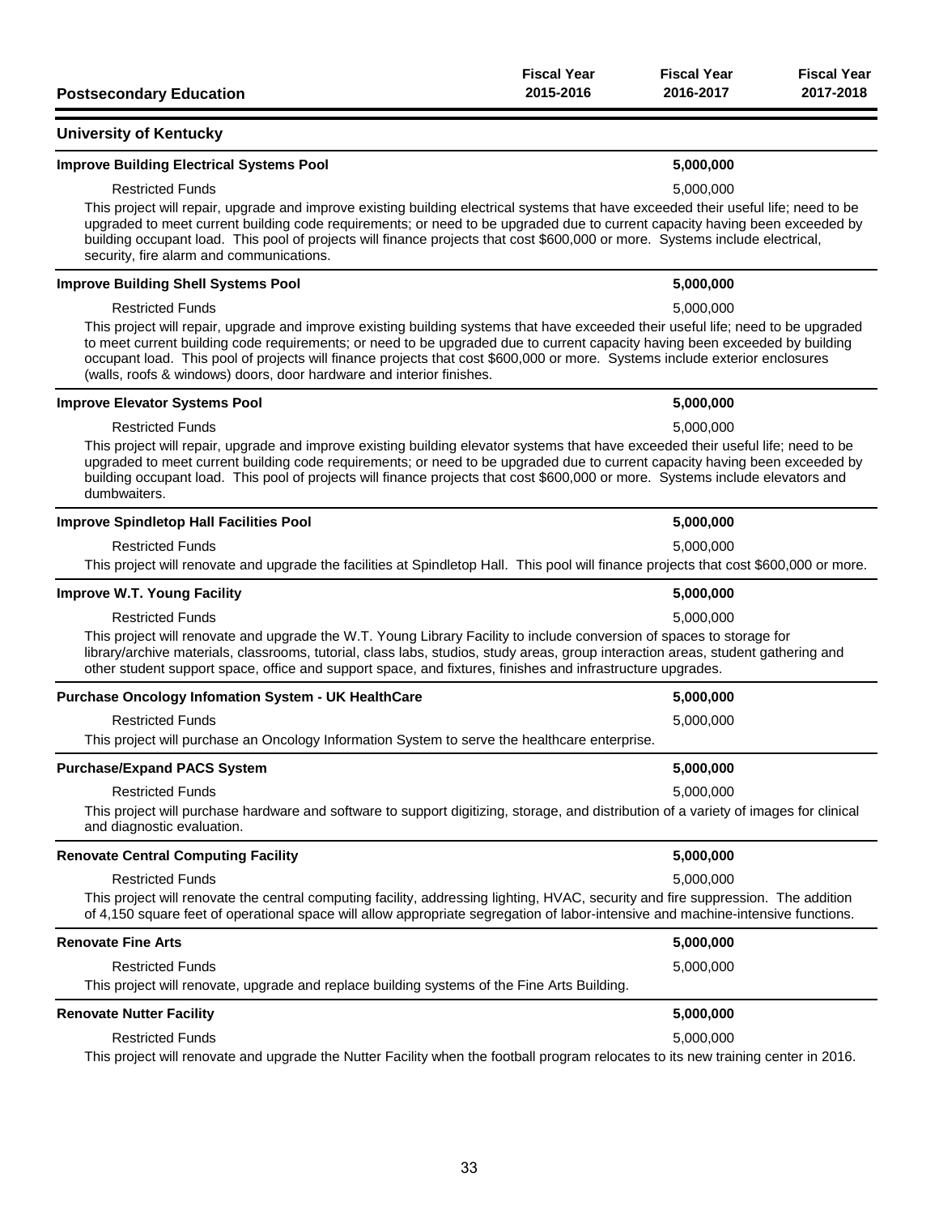| Postsecondary Education | Fiscal Year 2015-2016 | Fiscal Year 2016-2017 | Fiscal Year 2017-2018 |
|---|---|---|---|

## University of Kentucky

| | | | |
|---|---|---|---|
| **Improve Building Electrical Systems Pool** | | **5,000,000** | |
| Restricted Funds | | 5,000,000 | |

This project will repair, upgrade and improve existing building electrical systems that have exceeded their useful life; need to be upgraded to meet current building code requirements; or need to be upgraded due to current capacity having been exceeded by building occupant load. This pool of projects will finance projects that cost $600,000 or more. Systems include electrical, security, fire alarm and communications.

| | | | |
|---|---|---|---|
| **Improve Building Shell Systems Pool** | | **5,000,000** | |
| Restricted Funds | | 5,000,000 | |

This project will repair, upgrade and improve existing building systems that have exceeded their useful life; need to be upgraded to meet current building code requirements; or need to be upgraded due to current capacity having been exceeded by building occupant load. This pool of projects will finance projects that cost $600,000 or more. Systems include exterior enclosures (walls, roofs & windows) doors, door hardware and interior finishes.

| | | | |
|---|---|---|---|
| **Improve Elevator Systems Pool** | | **5,000,000** | |
| Restricted Funds | | 5,000,000 | |

This project will repair, upgrade and improve existing building elevator systems that have exceeded their useful life; need to be upgraded to meet current building code requirements; or need to be upgraded due to current capacity having been exceeded by building occupant load. This pool of projects will finance projects that cost $600,000 or more. Systems include elevators and dumbwaiters.

| | | | |
|---|---|---|---|
| **Improve Spindletop Hall Facilities Pool** | | **5,000,000** | |
| Restricted Funds | | 5,000,000 | |

This project will renovate and upgrade the facilities at Spindletop Hall. This pool will finance projects that cost $600,000 or more.

| | | | |
|---|---|---|---|
| **Improve W.T. Young Facility** | | **5,000,000** | |
| Restricted Funds | | 5,000,000 | |

This project will renovate and upgrade the W.T. Young Library Facility to include conversion of spaces to storage for library/archive materials, classrooms, tutorial, class labs, studios, study areas, group interaction areas, student gathering and other student support space, office and support space, and fixtures, finishes and infrastructure upgrades.

| | | | |
|---|---|---|---|
| **Purchase Oncology Infomation System - UK HealthCare** | | **5,000,000** | |
| Restricted Funds | | 5,000,000 | |

This project will purchase an Oncology Information System to serve the healthcare enterprise.

| | | | |
|---|---|---|---|
| **Purchase/Expand PACS System** | | **5,000,000** | |
| Restricted Funds | | 5,000,000 | |

This project will purchase hardware and software to support digitizing, storage, and distribution of a variety of images for clinical and diagnostic evaluation.

| | | | |
|---|---|---|---|
| **Renovate Central Computing Facility** | | **5,000,000** | |
| Restricted Funds | | 5,000,000 | |

This project will renovate the central computing facility, addressing lighting, HVAC, security and fire suppression. The addition of 4,150 square feet of operational space will allow appropriate segregation of labor-intensive and machine-intensive functions.

| | | | |
|---|---|---|---|
| **Renovate Fine Arts** | | **5,000,000** | |
| Restricted Funds | | 5,000,000 | |

This project will renovate, upgrade and replace building systems of the Fine Arts Building.

| | | | |
|---|---|---|---|
| **Renovate Nutter Facility** | | **5,000,000** | |
| Restricted Funds | | 5,000,000 | |

This project will renovate and upgrade the Nutter Facility when the football program relocates to its new training center in 2016.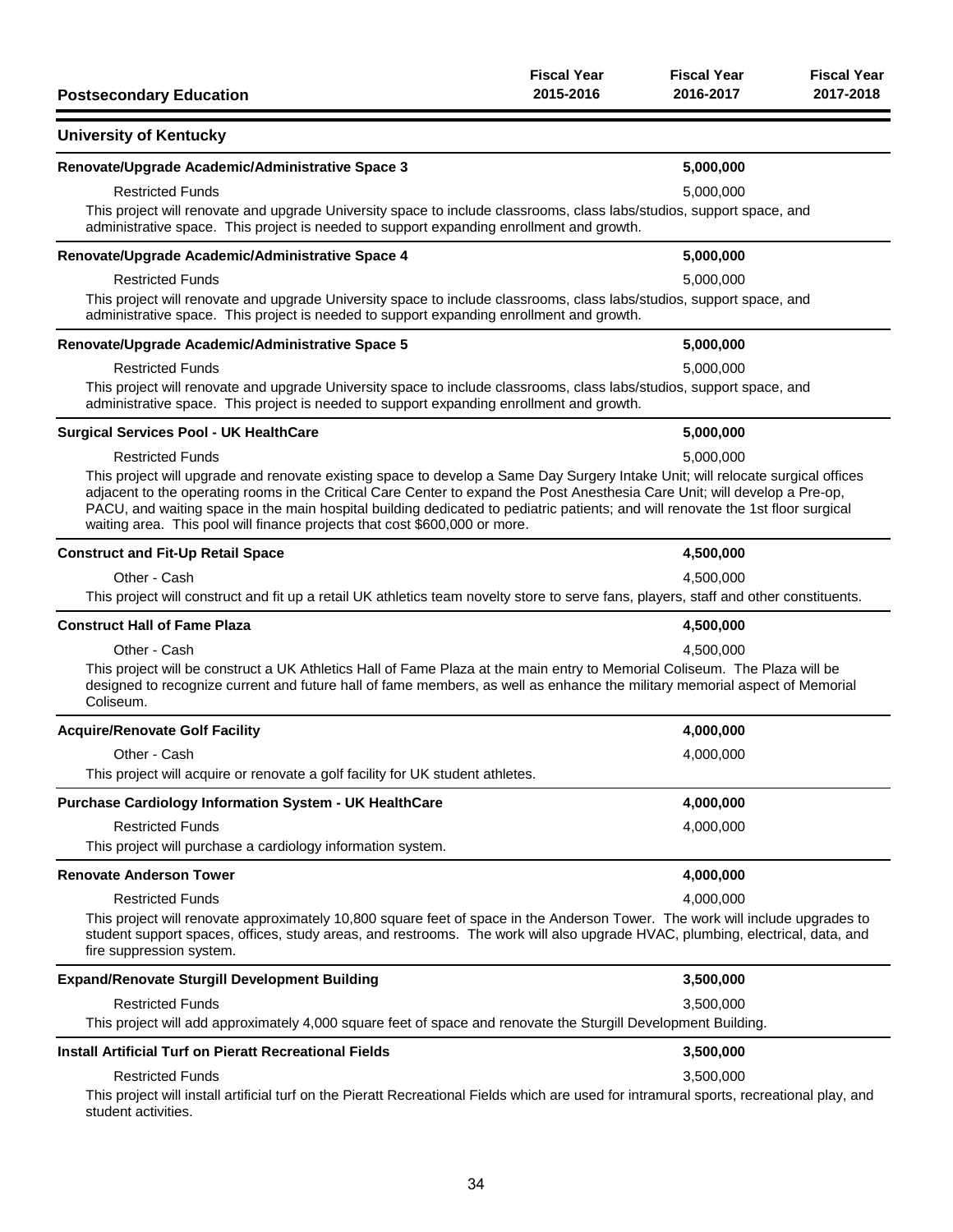| Postsecondary Education | Fiscal Year 2015-2016 | Fiscal Year 2016-2017 | Fiscal Year 2017-2018 |
|---|---|---|---|

## University of Kentucky

| | Fiscal Year 2015-2016 | Fiscal Year 2016-2017 | Fiscal Year 2017-2018 |
|---|---|---|---|
| **Renovate/Upgrade Academic/Administrative Space 3** | | **5,000,000** | |
| Restricted Funds | | 5,000,000 | |

This project will renovate and upgrade University space to include classrooms, class labs/studios, support space, and administrative space. This project is needed to support expanding enrollment and growth.

| | Fiscal Year 2015-2016 | Fiscal Year 2016-2017 | Fiscal Year 2017-2018 |
|---|---|---|---|
| **Renovate/Upgrade Academic/Administrative Space 4** | | **5,000,000** | |
| Restricted Funds | | 5,000,000 | |

This project will renovate and upgrade University space to include classrooms, class labs/studios, support space, and administrative space. This project is needed to support expanding enrollment and growth.

| | Fiscal Year 2015-2016 | Fiscal Year 2016-2017 | Fiscal Year 2017-2018 |
|---|---|---|---|
| **Renovate/Upgrade Academic/Administrative Space 5** | | **5,000,000** | |
| Restricted Funds | | 5,000,000 | |

This project will renovate and upgrade University space to include classrooms, class labs/studios, support space, and administrative space. This project is needed to support expanding enrollment and growth.

| | Fiscal Year 2015-2016 | Fiscal Year 2016-2017 | Fiscal Year 2017-2018 |
|---|---|---|---|
| **Surgical Services Pool - UK HealthCare** | | **5,000,000** | |
| Restricted Funds | | 5,000,000 | |

This project will upgrade and renovate existing space to develop a Same Day Surgery Intake Unit; will relocate surgical offices adjacent to the operating rooms in the Critical Care Center to expand the Post Anesthesia Care Unit; will develop a Pre-op, PACU, and waiting space in the main hospital building dedicated to pediatric patients; and will renovate the 1st floor surgical waiting area. This pool will finance projects that cost $600,000 or more.

| | Fiscal Year 2015-2016 | Fiscal Year 2016-2017 | Fiscal Year 2017-2018 |
|---|---|---|---|
| **Construct and Fit-Up Retail Space** | | **4,500,000** | |
| Other - Cash | | 4,500,000 | |

This project will construct and fit up a retail UK athletics team novelty store to serve fans, players, staff and other constituents.

| | Fiscal Year 2015-2016 | Fiscal Year 2016-2017 | Fiscal Year 2017-2018 |
|---|---|---|---|
| **Construct Hall of Fame Plaza** | | **4,500,000** | |
| Other - Cash | | 4,500,000 | |

This project will be construct a UK Athletics Hall of Fame Plaza at the main entry to Memorial Coliseum. The Plaza will be designed to recognize current and future hall of fame members, as well as enhance the military memorial aspect of Memorial Coliseum.

| | Fiscal Year 2015-2016 | Fiscal Year 2016-2017 | Fiscal Year 2017-2018 |
|---|---|---|---|
| **Acquire/Renovate Golf Facility** | | **4,000,000** | |
| Other - Cash | | 4,000,000 | |

This project will acquire or renovate a golf facility for UK student athletes.

| | Fiscal Year 2015-2016 | Fiscal Year 2016-2017 | Fiscal Year 2017-2018 |
|---|---|---|---|
| **Purchase Cardiology Information System - UK HealthCare** | | **4,000,000** | |
| Restricted Funds | | 4,000,000 | |

This project will purchase a cardiology information system.

| | Fiscal Year 2015-2016 | Fiscal Year 2016-2017 | Fiscal Year 2017-2018 |
|---|---|---|---|
| **Renovate Anderson Tower** | | **4,000,000** | |
| Restricted Funds | | 4,000,000 | |

This project will renovate approximately 10,800 square feet of space in the Anderson Tower. The work will include upgrades to student support spaces, offices, study areas, and restrooms. The work will also upgrade HVAC, plumbing, electrical, data, and fire suppression system.

| | Fiscal Year 2015-2016 | Fiscal Year 2016-2017 | Fiscal Year 2017-2018 |
|---|---|---|---|
| **Expand/Renovate Sturgill Development Building** | | **3,500,000** | |
| Restricted Funds | | 3,500,000 | |

This project will add approximately 4,000 square feet of space and renovate the Sturgill Development Building.

| | Fiscal Year 2015-2016 | Fiscal Year 2016-2017 | Fiscal Year 2017-2018 |
|---|---|---|---|
| **Install Artificial Turf on Pieratt Recreational Fields** | | **3,500,000** | |
| Restricted Funds | | 3,500,000 | |

This project will install artificial turf on the Pieratt Recreational Fields which are used for intramural sports, recreational play, and student activities.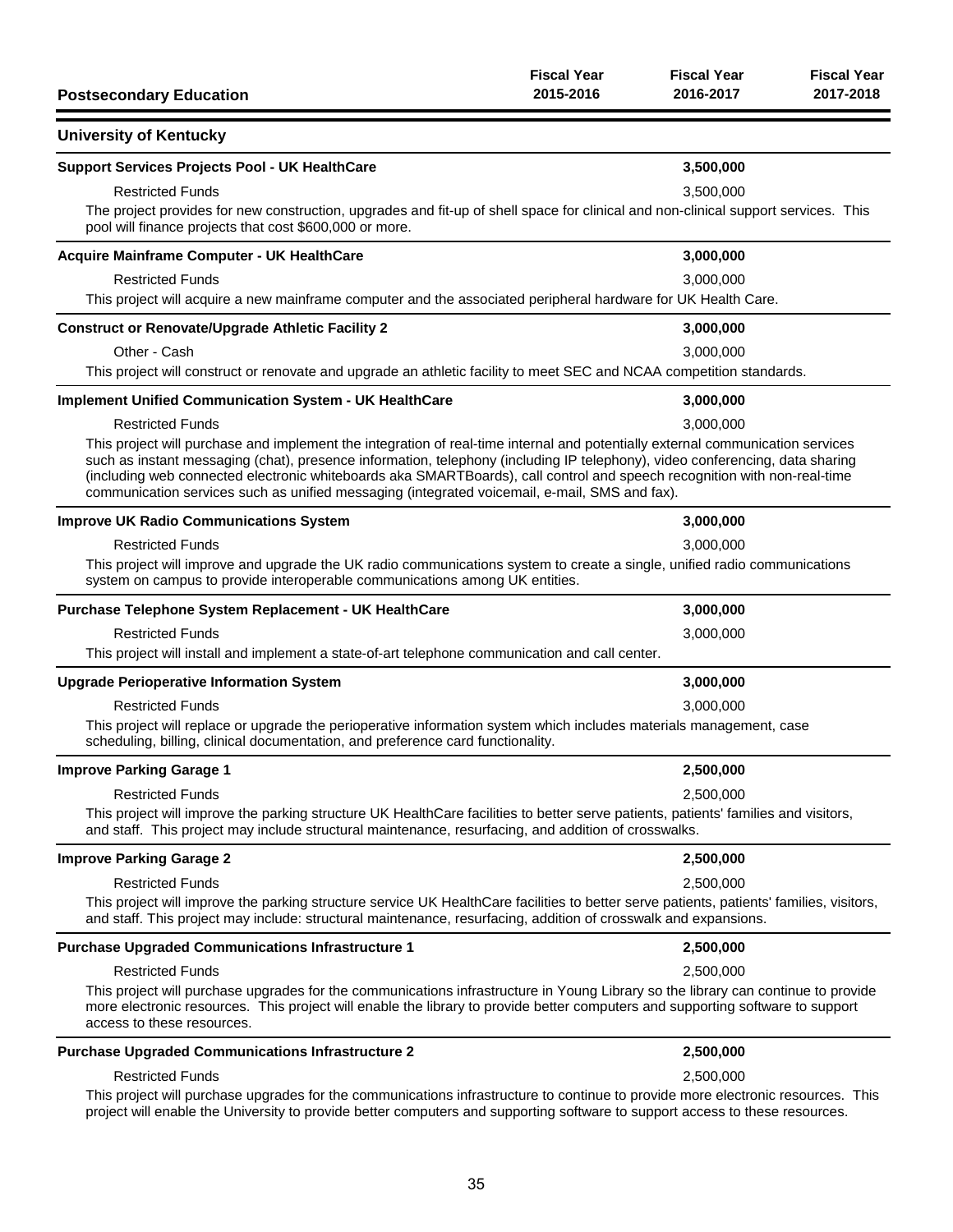| Postsecondary Education | Fiscal Year 2015-2016 | Fiscal Year 2016-2017 | Fiscal Year 2017-2018 |
|---|---|---|---|

## University of Kentucky

| | Fiscal Year 2015-2016 | Fiscal Year 2016-2017 | Fiscal Year 2017-2018 |
|---|---|---|---|
| **Support Services Projects Pool - UK HealthCare** | | **3,500,000** | |
| Restricted Funds | | 3,500,000 | |

The project provides for new construction, upgrades and fit-up of shell space for clinical and non-clinical support services. This pool will finance projects that cost $600,000 or more.

| | Fiscal Year 2015-2016 | Fiscal Year 2016-2017 | Fiscal Year 2017-2018 |
|---|---|---|---|
| **Acquire Mainframe Computer - UK HealthCare** | | **3,000,000** | |
| Restricted Funds | | 3,000,000 | |

This project will acquire a new mainframe computer and the associated peripheral hardware for UK Health Care.

| | Fiscal Year 2015-2016 | Fiscal Year 2016-2017 | Fiscal Year 2017-2018 |
|---|---|---|---|
| **Construct or Renovate/Upgrade Athletic Facility 2** | | **3,000,000** | |
| Other - Cash | | 3,000,000 | |

This project will construct or renovate and upgrade an athletic facility to meet SEC and NCAA competition standards.

| | Fiscal Year 2015-2016 | Fiscal Year 2016-2017 | Fiscal Year 2017-2018 |
|---|---|---|---|
| **Implement Unified Communication System - UK HealthCare** | | **3,000,000** | |
| Restricted Funds | | 3,000,000 | |

This project will purchase and implement the integration of real-time internal and potentially external communication services such as instant messaging (chat), presence information, telephony (including IP telephony), video conferencing, data sharing (including web connected electronic whiteboards aka SMARTBoards), call control and speech recognition with non-real-time communication services such as unified messaging (integrated voicemail, e-mail, SMS and fax).

| | Fiscal Year 2015-2016 | Fiscal Year 2016-2017 | Fiscal Year 2017-2018 |
|---|---|---|---|
| **Improve UK Radio Communications System** | | **3,000,000** | |
| Restricted Funds | | 3,000,000 | |

This project will improve and upgrade the UK radio communications system to create a single, unified radio communications system on campus to provide interoperable communications among UK entities.

| | Fiscal Year 2015-2016 | Fiscal Year 2016-2017 | Fiscal Year 2017-2018 |
|---|---|---|---|
| **Purchase Telephone System Replacement - UK HealthCare** | | **3,000,000** | |
| Restricted Funds | | 3,000,000 | |

This project will install and implement a state-of-art telephone communication and call center.

| | Fiscal Year 2015-2016 | Fiscal Year 2016-2017 | Fiscal Year 2017-2018 |
|---|---|---|---|
| **Upgrade Perioperative Information System** | | **3,000,000** | |
| Restricted Funds | | 3,000,000 | |

This project will replace or upgrade the perioperative information system which includes materials management, case scheduling, billing, clinical documentation, and preference card functionality.

| | Fiscal Year 2015-2016 | Fiscal Year 2016-2017 | Fiscal Year 2017-2018 |
|---|---|---|---|
| **Improve Parking Garage 1** | | **2,500,000** | |
| Restricted Funds | | 2,500,000 | |

This project will improve the parking structure UK HealthCare facilities to better serve patients, patients' families and visitors, and staff. This project may include structural maintenance, resurfacing, and addition of crosswalks.

| | Fiscal Year 2015-2016 | Fiscal Year 2016-2017 | Fiscal Year 2017-2018 |
|---|---|---|---|
| **Improve Parking Garage 2** | | **2,500,000** | |
| Restricted Funds | | 2,500,000 | |

This project will improve the parking structure service UK HealthCare facilities to better serve patients, patients' families, visitors, and staff. This project may include: structural maintenance, resurfacing, addition of crosswalk and expansions.

| | Fiscal Year 2015-2016 | Fiscal Year 2016-2017 | Fiscal Year 2017-2018 |
|---|---|---|---|
| **Purchase Upgraded Communications Infrastructure 1** | | **2,500,000** | |
| Restricted Funds | | 2,500,000 | |

This project will purchase upgrades for the communications infrastructure in Young Library so the library can continue to provide more electronic resources. This project will enable the library to provide better computers and supporting software to support access to these resources.

| | Fiscal Year 2015-2016 | Fiscal Year 2016-2017 | Fiscal Year 2017-2018 |
|---|---|---|---|
| **Purchase Upgraded Communications Infrastructure 2** | | **2,500,000** | |
| Restricted Funds | | 2,500,000 | |

This project will purchase upgrades for the communications infrastructure to continue to provide more electronic resources. This project will enable the University to provide better computers and supporting software to support access to these resources.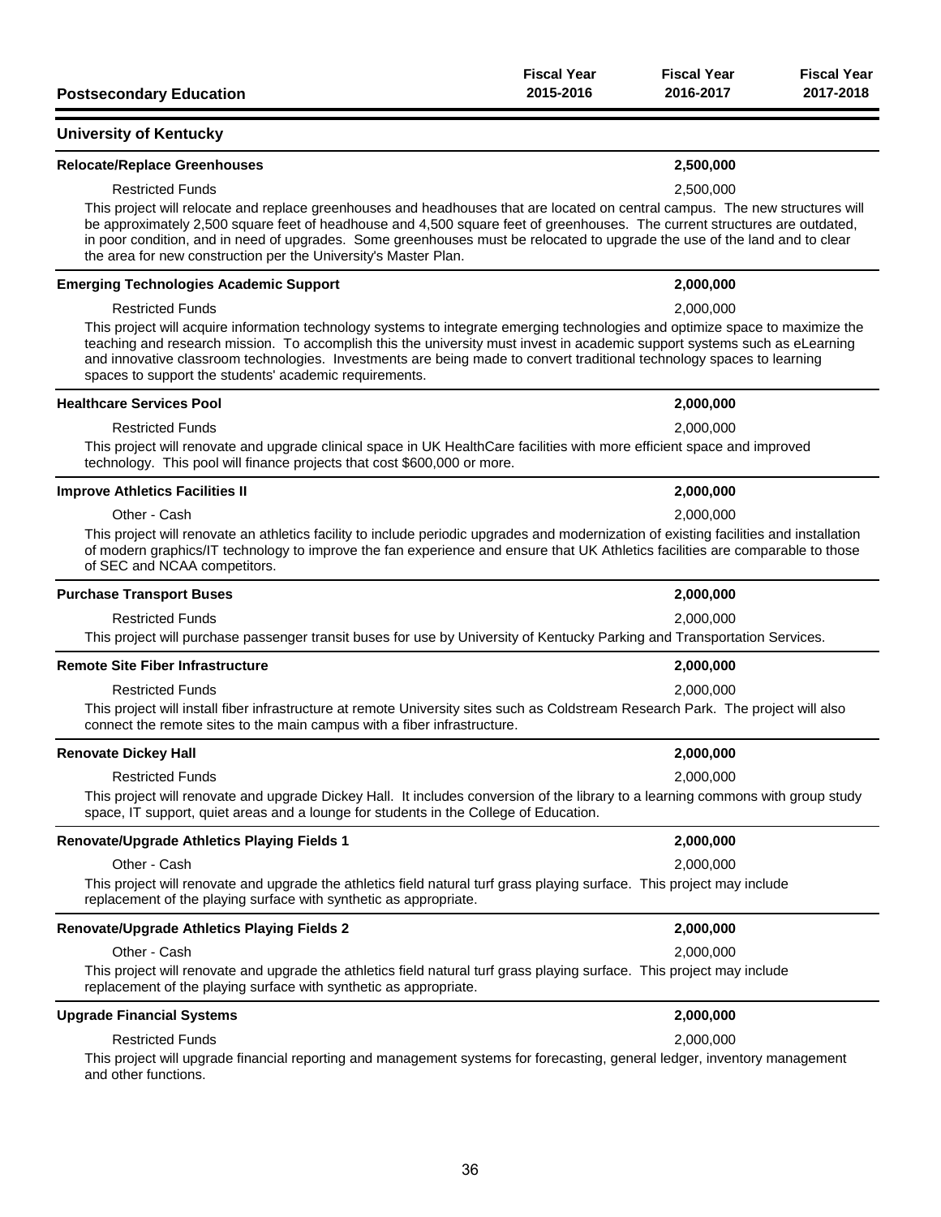| Postsecondary Education | Fiscal Year 2015-2016 | Fiscal Year 2016-2017 | Fiscal Year 2017-2018 |
|---|---|---|---|

## University of Kentucky

### Relocate/Replace Greenhouses

| | | 2,500,000 | |
|---|---|---|---|
| Restricted Funds | | 2,500,000 | |

This project will relocate and replace greenhouses and headhouses that are located on central campus. The new structures will be approximately 2,500 square feet of headhouse and 4,500 square feet of greenhouses. The current structures are outdated, in poor condition, and in need of upgrades. Some greenhouses must be relocated to upgrade the use of the land and to clear the area for new construction per the University's Master Plan.

### Emerging Technologies Academic Support

| | | 2,000,000 | |
|---|---|---|---|
| Restricted Funds | | 2,000,000 | |

This project will acquire information technology systems to integrate emerging technologies and optimize space to maximize the teaching and research mission. To accomplish this the university must invest in academic support systems such as eLearning and innovative classroom technologies. Investments are being made to convert traditional technology spaces to learning spaces to support the students' academic requirements.

### Healthcare Services Pool

| | | 2,000,000 | |
|---|---|---|---|
| Restricted Funds | | 2,000,000 | |

This project will renovate and upgrade clinical space in UK HealthCare facilities with more efficient space and improved technology. This pool will finance projects that cost $600,000 or more.

### Improve Athletics Facilities II

| | | 2,000,000 | |
|---|---|---|---|
| Other - Cash | | 2,000,000 | |

This project will renovate an athletics facility to include periodic upgrades and modernization of existing facilities and installation of modern graphics/IT technology to improve the fan experience and ensure that UK Athletics facilities are comparable to those of SEC and NCAA competitors.

### Purchase Transport Buses

| | | 2,000,000 | |
|---|---|---|---|
| Restricted Funds | | 2,000,000 | |

This project will purchase passenger transit buses for use by University of Kentucky Parking and Transportation Services.

### Remote Site Fiber Infrastructure

| | | 2,000,000 | |
|---|---|---|---|
| Restricted Funds | | 2,000,000 | |

This project will install fiber infrastructure at remote University sites such as Coldstream Research Park. The project will also connect the remote sites to the main campus with a fiber infrastructure.

### Renovate Dickey Hall

| | | 2,000,000 | |
|---|---|---|---|
| Restricted Funds | | 2,000,000 | |

This project will renovate and upgrade Dickey Hall. It includes conversion of the library to a learning commons with group study space, IT support, quiet areas and a lounge for students in the College of Education.

### Renovate/Upgrade Athletics Playing Fields 1

| | | 2,000,000 | |
|---|---|---|---|
| Other - Cash | | 2,000,000 | |

This project will renovate and upgrade the athletics field natural turf grass playing surface. This project may include replacement of the playing surface with synthetic as appropriate.

### Renovate/Upgrade Athletics Playing Fields 2

| | | 2,000,000 | |
|---|---|---|---|
| Other - Cash | | 2,000,000 | |

This project will renovate and upgrade the athletics field natural turf grass playing surface. This project may include replacement of the playing surface with synthetic as appropriate.

### Upgrade Financial Systems

| | | 2,000,000 | |
|---|---|---|---|
| Restricted Funds | | 2,000,000 | |

This project will upgrade financial reporting and management systems for forecasting, general ledger, inventory management and other functions.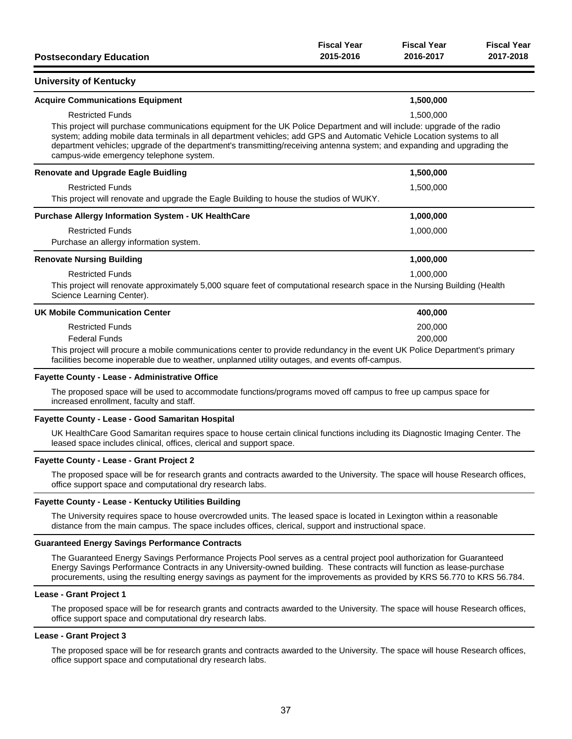| Postsecondary Education | Fiscal Year 2015-2016 | Fiscal Year 2016-2017 | Fiscal Year 2017-2018 |
|---|---|---|---|

## University of Kentucky

### Acquire Communications Equipment

| | | 2016-2017 | |
|---|---|---|---|
| **Acquire Communications Equipment** | | **1,500,000** | |
| Restricted Funds | | 1,500,000 | |

This project will purchase communications equipment for the UK Police Department and will include: upgrade of the radio system; adding mobile data terminals in all department vehicles; add GPS and Automatic Vehicle Location systems to all department vehicles; upgrade of the department's transmitting/receiving antenna system; and expanding and upgrading the campus-wide emergency telephone system.

### Renovate and Upgrade Eagle Buidling

| | | 2016-2017 | |
|---|---|---|---|
| **Renovate and Upgrade Eagle Buidling** | | **1,500,000** | |
| Restricted Funds | | 1,500,000 | |

This project will renovate and upgrade the Eagle Building to house the studios of WUKY.

### Purchase Allergy Information System - UK HealthCare

| | | 2016-2017 | |
|---|---|---|---|
| **Purchase Allergy Information System - UK HealthCare** | | **1,000,000** | |
| Restricted Funds | | 1,000,000 | |

Purchase an allergy information system.

### Renovate Nursing Building

| | | 2016-2017 | |
|---|---|---|---|
| **Renovate Nursing Building** | | **1,000,000** | |
| Restricted Funds | | 1,000,000 | |

This project will renovate approximately 5,000 square feet of computational research space in the Nursing Building (Health Science Learning Center).

### UK Mobile Communication Center

| | | 2016-2017 | |
|---|---|---|---|
| **UK Mobile Communication Center** | | **400,000** | |
| Restricted Funds | | 200,000 | |
| Federal Funds | | 200,000 | |

This project will procure a mobile communications center to provide redundancy in the event UK Police Department's primary facilities become inoperable due to weather, unplanned utility outages, and events off-campus.

### Fayette County - Lease - Administrative Office

The proposed space will be used to accommodate functions/programs moved off campus to free up campus space for increased enrollment, faculty and staff.

### Fayette County - Lease - Good Samaritan Hospital

UK HealthCare Good Samaritan requires space to house certain clinical functions including its Diagnostic Imaging Center. The leased space includes clinical, offices, clerical and support space.

### Fayette County - Lease - Grant Project 2

The proposed space will be for research grants and contracts awarded to the University. The space will house Research offices, office support space and computational dry research labs.

### Fayette County - Lease - Kentucky Utilities Building

The University requires space to house overcrowded units. The leased space is located in Lexington within a reasonable distance from the main campus. The space includes offices, clerical, support and instructional space.

### Guaranteed Energy Savings Performance Contracts

The Guaranteed Energy Savings Performance Projects Pool serves as a central project pool authorization for Guaranteed Energy Savings Performance Contracts in any University-owned building. These contracts will function as lease-purchase procurements, using the resulting energy savings as payment for the improvements as provided by KRS 56.770 to KRS 56.784.

### Lease - Grant Project 1

The proposed space will be for research grants and contracts awarded to the University. The space will house Research offices, office support space and computational dry research labs.

### Lease - Grant Project 3

The proposed space will be for research grants and contracts awarded to the University. The space will house Research offices, office support space and computational dry research labs.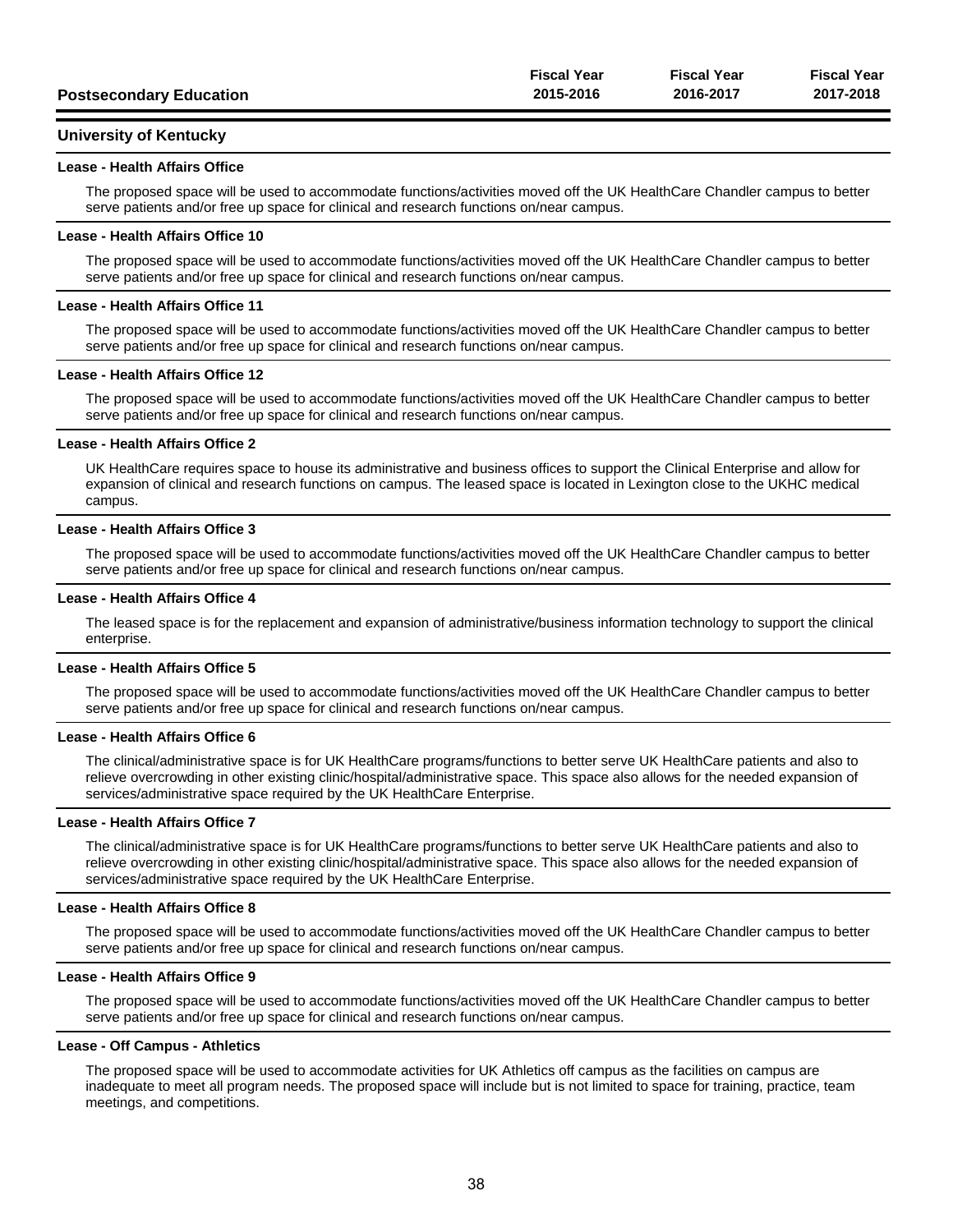| Postsecondary Education | Fiscal Year 2015-2016 | Fiscal Year 2016-2017 | Fiscal Year 2017-2018 |
|---|---|---|---|

## University of Kentucky

### Lease - Health Affairs Office

The proposed space will be used to accommodate functions/activities moved off the UK HealthCare Chandler campus to better serve patients and/or free up space for clinical and research functions on/near campus.

### Lease - Health Affairs Office 10

The proposed space will be used to accommodate functions/activities moved off the UK HealthCare Chandler campus to better serve patients and/or free up space for clinical and research functions on/near campus.

### Lease - Health Affairs Office 11

The proposed space will be used to accommodate functions/activities moved off the UK HealthCare Chandler campus to better serve patients and/or free up space for clinical and research functions on/near campus.

### Lease - Health Affairs Office 12

The proposed space will be used to accommodate functions/activities moved off the UK HealthCare Chandler campus to better serve patients and/or free up space for clinical and research functions on/near campus.

### Lease - Health Affairs Office 2

UK HealthCare requires space to house its administrative and business offices to support the Clinical Enterprise and allow for expansion of clinical and research functions on campus. The leased space is located in Lexington close to the UKHC medical campus.

### Lease - Health Affairs Office 3

The proposed space will be used to accommodate functions/activities moved off the UK HealthCare Chandler campus to better serve patients and/or free up space for clinical and research functions on/near campus.

### Lease - Health Affairs Office 4

The leased space is for the replacement and expansion of administrative/business information technology to support the clinical enterprise.

### Lease - Health Affairs Office 5

The proposed space will be used to accommodate functions/activities moved off the UK HealthCare Chandler campus to better serve patients and/or free up space for clinical and research functions on/near campus.

### Lease - Health Affairs Office 6

The clinical/administrative space is for UK HealthCare programs/functions to better serve UK HealthCare patients and also to relieve overcrowding in other existing clinic/hospital/administrative space. This space also allows for the needed expansion of services/administrative space required by the UK HealthCare Enterprise.

### Lease - Health Affairs Office 7

The clinical/administrative space is for UK HealthCare programs/functions to better serve UK HealthCare patients and also to relieve overcrowding in other existing clinic/hospital/administrative space. This space also allows for the needed expansion of services/administrative space required by the UK HealthCare Enterprise.

### Lease - Health Affairs Office 8

The proposed space will be used to accommodate functions/activities moved off the UK HealthCare Chandler campus to better serve patients and/or free up space for clinical and research functions on/near campus.

### Lease - Health Affairs Office 9

The proposed space will be used to accommodate functions/activities moved off the UK HealthCare Chandler campus to better serve patients and/or free up space for clinical and research functions on/near campus.

### Lease - Off Campus - Athletics

The proposed space will be used to accommodate activities for UK Athletics off campus as the facilities on campus are inadequate to meet all program needs. The proposed space will include but is not limited to space for training, practice, team meetings, and competitions.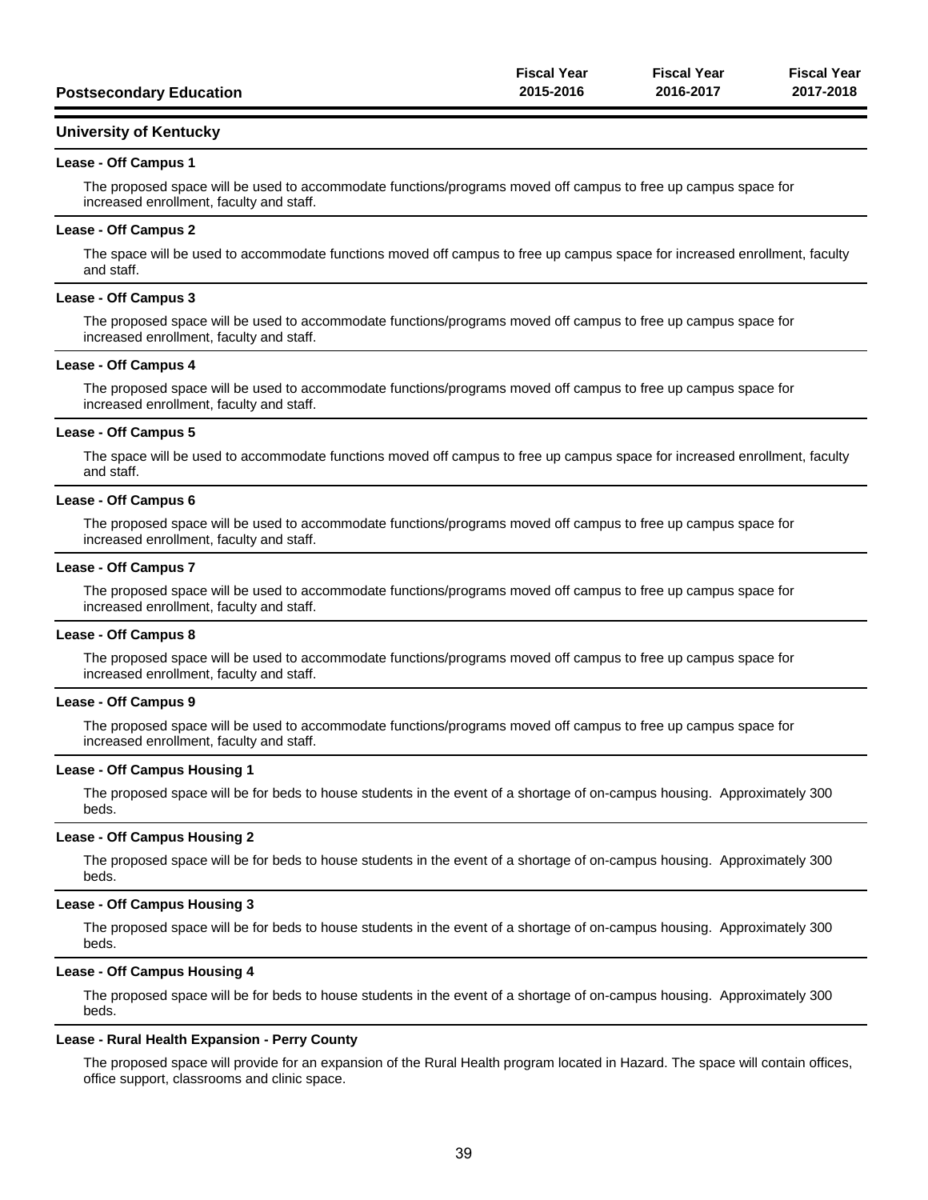| Postsecondary Education | Fiscal Year 2015-2016 | Fiscal Year 2016-2017 | Fiscal Year 2017-2018 |
|---|---|---|---|

## University of Kentucky

### Lease - Off Campus 1

The proposed space will be used to accommodate functions/programs moved off campus to free up campus space for increased enrollment, faculty and staff.

### Lease - Off Campus 2

The space will be used to accommodate functions moved off campus to free up campus space for increased enrollment, faculty and staff.

### Lease - Off Campus 3

The proposed space will be used to accommodate functions/programs moved off campus to free up campus space for increased enrollment, faculty and staff.

### Lease - Off Campus 4

The proposed space will be used to accommodate functions/programs moved off campus to free up campus space for increased enrollment, faculty and staff.

### Lease - Off Campus 5

The space will be used to accommodate functions moved off campus to free up campus space for increased enrollment, faculty and staff.

### Lease - Off Campus 6

The proposed space will be used to accommodate functions/programs moved off campus to free up campus space for increased enrollment, faculty and staff.

### Lease - Off Campus 7

The proposed space will be used to accommodate functions/programs moved off campus to free up campus space for increased enrollment, faculty and staff.

### Lease - Off Campus 8

The proposed space will be used to accommodate functions/programs moved off campus to free up campus space for increased enrollment, faculty and staff.

### Lease - Off Campus 9

The proposed space will be used to accommodate functions/programs moved off campus to free up campus space for increased enrollment, faculty and staff.

### Lease - Off Campus Housing 1

The proposed space will be for beds to house students in the event of a shortage of on-campus housing. Approximately 300 beds.

### Lease - Off Campus Housing 2

The proposed space will be for beds to house students in the event of a shortage of on-campus housing. Approximately 300 beds.

### Lease - Off Campus Housing 3

The proposed space will be for beds to house students in the event of a shortage of on-campus housing. Approximately 300 beds.

### Lease - Off Campus Housing 4

The proposed space will be for beds to house students in the event of a shortage of on-campus housing. Approximately 300 beds.

### Lease - Rural Health Expansion - Perry County

The proposed space will provide for an expansion of the Rural Health program located in Hazard. The space will contain offices, office support, classrooms and clinic space.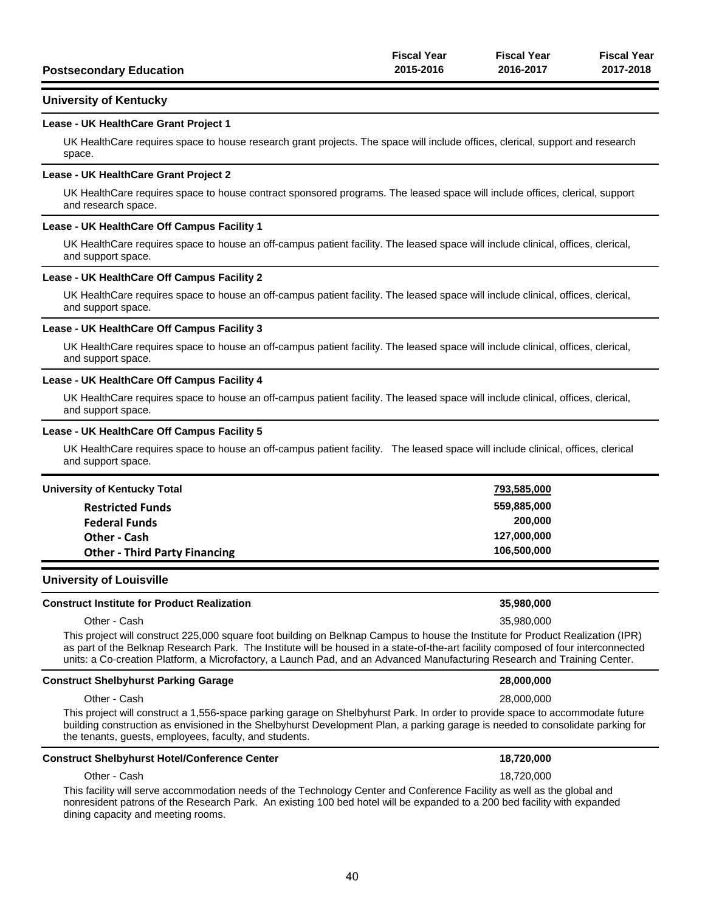| Postsecondary Education | Fiscal Year 2015-2016 | Fiscal Year 2016-2017 | Fiscal Year 2017-2018 |
|---|---|---|---|

## University of Kentucky

### Lease - UK HealthCare Grant Project 1

UK HealthCare requires space to house research grant projects. The space will include offices, clerical, support and research space.

### Lease - UK HealthCare Grant Project 2

UK HealthCare requires space to house contract sponsored programs. The leased space will include offices, clerical, support and research space.

### Lease - UK HealthCare Off Campus Facility 1

UK HealthCare requires space to house an off-campus patient facility. The leased space will include clinical, offices, clerical, and support space.

### Lease - UK HealthCare Off Campus Facility 2

UK HealthCare requires space to house an off-campus patient facility. The leased space will include clinical, offices, clerical, and support space.

### Lease - UK HealthCare Off Campus Facility 3

UK HealthCare requires space to house an off-campus patient facility. The leased space will include clinical, offices, clerical, and support space.

### Lease - UK HealthCare Off Campus Facility 4

UK HealthCare requires space to house an off-campus patient facility. The leased space will include clinical, offices, clerical, and support space.

### Lease - UK HealthCare Off Campus Facility 5

UK HealthCare requires space to house an off-campus patient facility. The leased space will include clinical, offices, clerical and support space.

| | Fiscal Year 2015-2016 | Fiscal Year 2016-2017 | Fiscal Year 2017-2018 |
|---|---|---|---|
| **University of Kentucky Total** | | 793,585,000 | |
| **Restricted Funds** | | 559,885,000 | |
| **Federal Funds** | | 200,000 | |
| **Other - Cash** | | 127,000,000 | |
| **Other - Third Party Financing** | | 106,500,000 | |

## University of Louisville

| | Fiscal Year 2015-2016 | Fiscal Year 2016-2017 | Fiscal Year 2017-2018 |
|---|---|---|---|
| **Construct Institute for Product Realization** | | 35,980,000 | |
| Other - Cash | | 35,980,000 | |

This project will construct 225,000 square foot building on Belknap Campus to house the Institute for Product Realization (IPR) as part of the Belknap Research Park. The Institute will be housed in a state-of-the-art facility composed of four interconnected units: a Co-creation Platform, a Microfactory, a Launch Pad, and an Advanced Manufacturing Research and Training Center.

| | Fiscal Year 2015-2016 | Fiscal Year 2016-2017 | Fiscal Year 2017-2018 |
|---|---|---|---|
| **Construct Shelbyhurst Parking Garage** | | 28,000,000 | |
| Other - Cash | | 28,000,000 | |

This project will construct a 1,556-space parking garage on Shelbyhurst Park. In order to provide space to accommodate future building construction as envisioned in the Shelbyhurst Development Plan, a parking garage is needed to consolidate parking for the tenants, guests, employees, faculty, and students.

| | Fiscal Year 2015-2016 | Fiscal Year 2016-2017 | Fiscal Year 2017-2018 |
|---|---|---|---|
| **Construct Shelbyhurst Hotel/Conference Center** | | 18,720,000 | |
| Other - Cash | | 18,720,000 | |

This facility will serve accommodation needs of the Technology Center and Conference Facility as well as the global and nonresident patrons of the Research Park. An existing 100 bed hotel will be expanded to a 200 bed facility with expanded dining capacity and meeting rooms.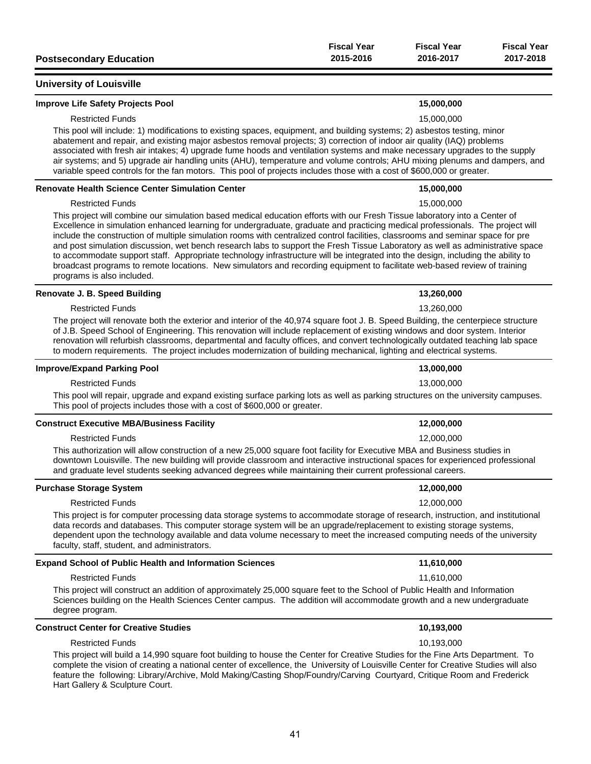| Postsecondary Education | Fiscal Year 2015-2016 | Fiscal Year 2016-2017 | Fiscal Year 2017-2018 |
|---|---|---|---|

## University of Louisville

| | | | |
|---|---|---|---|
| **Improve Life Safety Projects Pool** | | **15,000,000** | |
| Restricted Funds | | 15,000,000 | |

This pool will include: 1) modifications to existing spaces, equipment, and building systems; 2) asbestos testing, minor abatement and repair, and existing major asbestos removal projects; 3) correction of indoor air quality (IAQ) problems associated with fresh air intakes; 4) upgrade fume hoods and ventilation systems and make necessary upgrades to the supply air systems; and 5) upgrade air handling units (AHU), temperature and volume controls; AHU mixing plenums and dampers, and variable speed controls for the fan motors. This pool of projects includes those with a cost of $600,000 or greater.

| | | | |
|---|---|---|---|
| **Renovate Health Science Center Simulation Center** | | **15,000,000** | |
| Restricted Funds | | 15,000,000 | |

This project will combine our simulation based medical education efforts with our Fresh Tissue laboratory into a Center of Excellence in simulation enhanced learning for undergraduate, graduate and practicing medical professionals. The project will include the construction of multiple simulation rooms with centralized control facilities, classrooms and seminar space for pre and post simulation discussion, wet bench research labs to support the Fresh Tissue Laboratory as well as administrative space to accommodate support staff. Appropriate technology infrastructure will be integrated into the design, including the ability to broadcast programs to remote locations. New simulators and recording equipment to facilitate web-based review of training programs is also included.

| | | | |
|---|---|---|---|
| **Renovate J. B. Speed Building** | | **13,260,000** | |
| Restricted Funds | | 13,260,000 | |

The project will renovate both the exterior and interior of the 40,974 square foot J. B. Speed Building, the centerpiece structure of J.B. Speed School of Engineering. This renovation will include replacement of existing windows and door system. Interior renovation will refurbish classrooms, departmental and faculty offices, and convert technologically outdated teaching lab space to modern requirements. The project includes modernization of building mechanical, lighting and electrical systems.

| | | | |
|---|---|---|---|
| **Improve/Expand Parking Pool** | | **13,000,000** | |
| Restricted Funds | | 13,000,000 | |

This pool will repair, upgrade and expand existing surface parking lots as well as parking structures on the university campuses. This pool of projects includes those with a cost of $600,000 or greater.

| | | | |
|---|---|---|---|
| **Construct Executive MBA/Business Facility** | | **12,000,000** | |
| Restricted Funds | | 12,000,000 | |

This authorization will allow construction of a new 25,000 square foot facility for Executive MBA and Business studies in downtown Louisville. The new building will provide classroom and interactive instructional spaces for experienced professional and graduate level students seeking advanced degrees while maintaining their current professional careers.

| | | | |
|---|---|---|---|
| **Purchase Storage System** | | **12,000,000** | |
| Restricted Funds | | 12,000,000 | |

This project is for computer processing data storage systems to accommodate storage of research, instruction, and institutional data records and databases. This computer storage system will be an upgrade/replacement to existing storage systems, dependent upon the technology available and data volume necessary to meet the increased computing needs of the university faculty, staff, student, and administrators.

| | | | |
|---|---|---|---|
| **Expand School of Public Health and Information Sciences** | | **11,610,000** | |
| Restricted Funds | | 11,610,000 | |

This project will construct an addition of approximately 25,000 square feet to the School of Public Health and Information Sciences building on the Health Sciences Center campus. The addition will accommodate growth and a new undergraduate degree program.

| | | | |
|---|---|---|---|
| **Construct Center for Creative Studies** | | **10,193,000** | |
| Restricted Funds | | 10,193,000 | |

This project will build a 14,990 square foot building to house the Center for Creative Studies for the Fine Arts Department. To complete the vision of creating a national center of excellence, the University of Louisville Center for Creative Studies will also feature the following: Library/Archive, Mold Making/Casting Shop/Foundry/Carving Courtyard, Critique Room and Frederick Hart Gallery & Sculpture Court.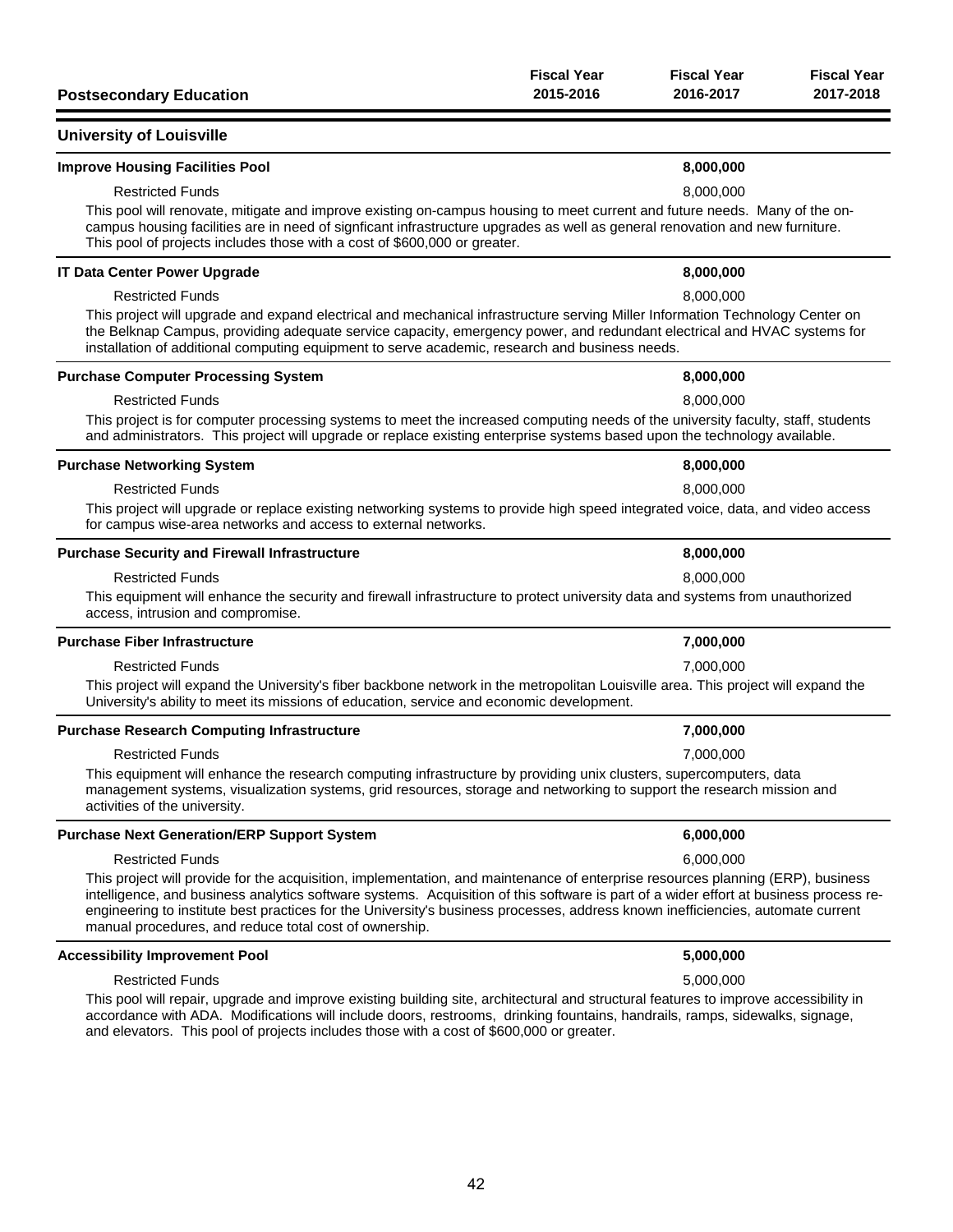| Postsecondary Education | Fiscal Year 2015-2016 | Fiscal Year 2016-2017 | Fiscal Year 2017-2018 |
|---|---|---|---|

## University of Louisville

| | Fiscal Year 2015-2016 | Fiscal Year 2016-2017 | Fiscal Year 2017-2018 |
|---|---|---|---|
| **Improve Housing Facilities Pool** | | **8,000,000** | |
| Restricted Funds | | 8,000,000 | |

This pool will renovate, mitigate and improve existing on-campus housing to meet current and future needs. Many of the on-campus housing facilities are in need of signficant infrastructure upgrades as well as general renovation and new furniture. This pool of projects includes those with a cost of $600,000 or greater.

| | Fiscal Year 2015-2016 | Fiscal Year 2016-2017 | Fiscal Year 2017-2018 |
|---|---|---|---|
| **IT Data Center Power Upgrade** | | **8,000,000** | |
| Restricted Funds | | 8,000,000 | |

This project will upgrade and expand electrical and mechanical infrastructure serving Miller Information Technology Center on the Belknap Campus, providing adequate service capacity, emergency power, and redundant electrical and HVAC systems for installation of additional computing equipment to serve academic, research and business needs.

| | Fiscal Year 2015-2016 | Fiscal Year 2016-2017 | Fiscal Year 2017-2018 |
|---|---|---|---|
| **Purchase Computer Processing System** | | **8,000,000** | |
| Restricted Funds | | 8,000,000 | |

This project is for computer processing systems to meet the increased computing needs of the university faculty, staff, students and administrators. This project will upgrade or replace existing enterprise systems based upon the technology available.

| | Fiscal Year 2015-2016 | Fiscal Year 2016-2017 | Fiscal Year 2017-2018 |
|---|---|---|---|
| **Purchase Networking System** | | **8,000,000** | |
| Restricted Funds | | 8,000,000 | |

This project will upgrade or replace existing networking systems to provide high speed integrated voice, data, and video access for campus wise-area networks and access to external networks.

| | Fiscal Year 2015-2016 | Fiscal Year 2016-2017 | Fiscal Year 2017-2018 |
|---|---|---|---|
| **Purchase Security and Firewall Infrastructure** | | **8,000,000** | |
| Restricted Funds | | 8,000,000 | |

This equipment will enhance the security and firewall infrastructure to protect university data and systems from unauthorized access, intrusion and compromise.

| | Fiscal Year 2015-2016 | Fiscal Year 2016-2017 | Fiscal Year 2017-2018 |
|---|---|---|---|
| **Purchase Fiber Infrastructure** | | **7,000,000** | |
| Restricted Funds | | 7,000,000 | |

This project will expand the University's fiber backbone network in the metropolitan Louisville area. This project will expand the University's ability to meet its missions of education, service and economic development.

| | Fiscal Year 2015-2016 | Fiscal Year 2016-2017 | Fiscal Year 2017-2018 |
|---|---|---|---|
| **Purchase Research Computing Infrastructure** | | **7,000,000** | |
| Restricted Funds | | 7,000,000 | |

This equipment will enhance the research computing infrastructure by providing unix clusters, supercomputers, data management systems, visualization systems, grid resources, storage and networking to support the research mission and activities of the university.

| | Fiscal Year 2015-2016 | Fiscal Year 2016-2017 | Fiscal Year 2017-2018 |
|---|---|---|---|
| **Purchase Next Generation/ERP Support System** | | **6,000,000** | |
| Restricted Funds | | 6,000,000 | |

This project will provide for the acquisition, implementation, and maintenance of enterprise resources planning (ERP), business intelligence, and business analytics software systems. Acquisition of this software is part of a wider effort at business process re-engineering to institute best practices for the University's business processes, address known inefficiencies, automate current manual procedures, and reduce total cost of ownership.

| | Fiscal Year 2015-2016 | Fiscal Year 2016-2017 | Fiscal Year 2017-2018 |
|---|---|---|---|
| **Accessibility Improvement Pool** | | **5,000,000** | |
| Restricted Funds | | 5,000,000 | |

This pool will repair, upgrade and improve existing building site, architectural and structural features to improve accessibility in accordance with ADA. Modifications will include doors, restrooms, drinking fountains, handrails, ramps, sidewalks, signage, and elevators. This pool of projects includes those with a cost of $600,000 or greater.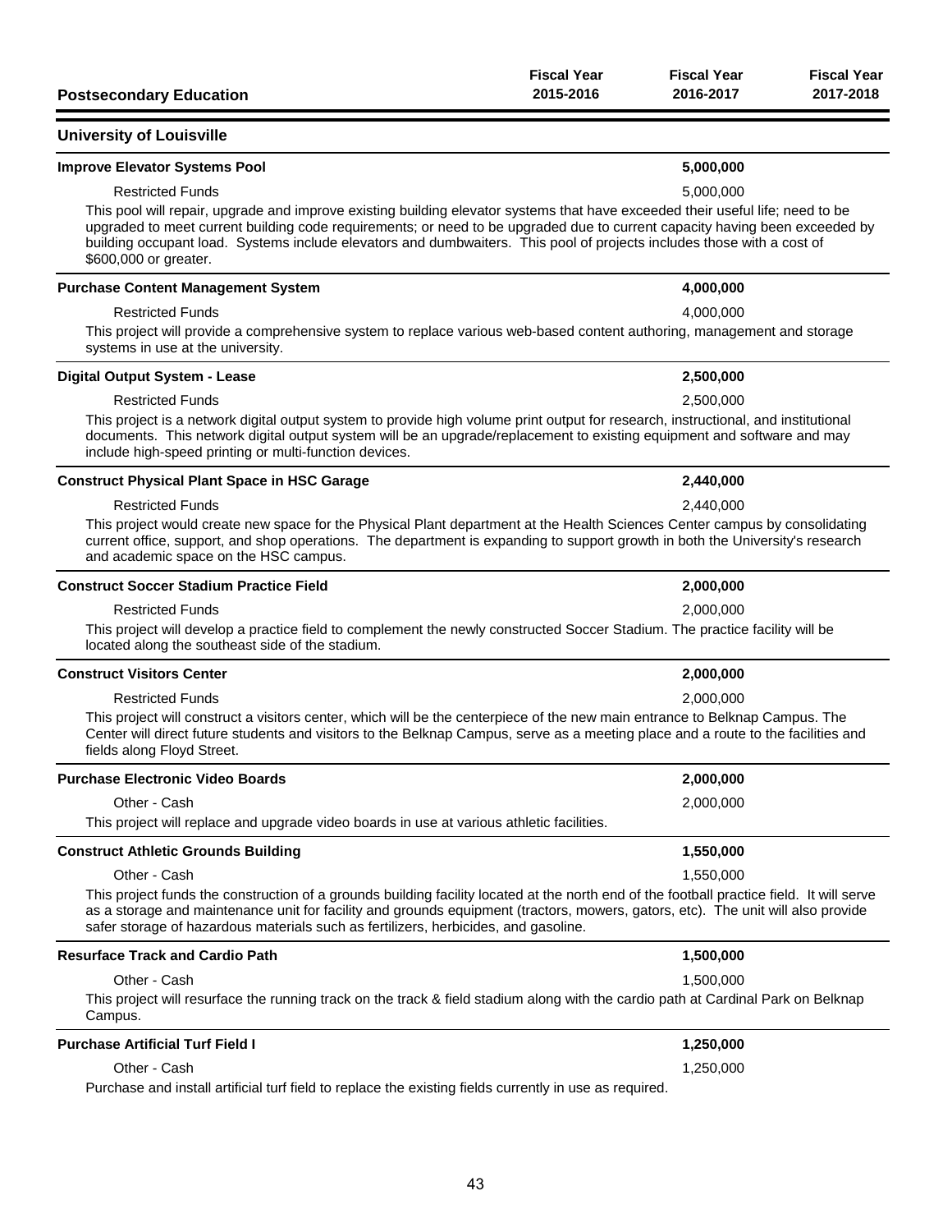| Postsecondary Education | Fiscal Year 2015-2016 | Fiscal Year 2016-2017 | Fiscal Year 2017-2018 |
|---|---|---|---|

## University of Louisville

| | Fiscal Year 2015-2016 | Fiscal Year 2016-2017 | Fiscal Year 2017-2018 |
|---|---|---|---|
| **Improve Elevator Systems Pool** | | **5,000,000** | |
| Restricted Funds | | 5,000,000 | |

This pool will repair, upgrade and improve existing building elevator systems that have exceeded their useful life; need to be upgraded to meet current building code requirements; or need to be upgraded due to current capacity having been exceeded by building occupant load. Systems include elevators and dumbwaiters. This pool of projects includes those with a cost of $600,000 or greater.

| | Fiscal Year 2015-2016 | Fiscal Year 2016-2017 | Fiscal Year 2017-2018 |
|---|---|---|---|
| **Purchase Content Management System** | | **4,000,000** | |
| Restricted Funds | | 4,000,000 | |

This project will provide a comprehensive system to replace various web-based content authoring, management and storage systems in use at the university.

| | Fiscal Year 2015-2016 | Fiscal Year 2016-2017 | Fiscal Year 2017-2018 |
|---|---|---|---|
| **Digital Output System - Lease** | | **2,500,000** | |
| Restricted Funds | | 2,500,000 | |

This project is a network digital output system to provide high volume print output for research, instructional, and institutional documents. This network digital output system will be an upgrade/replacement to existing equipment and software and may include high-speed printing or multi-function devices.

| | Fiscal Year 2015-2016 | Fiscal Year 2016-2017 | Fiscal Year 2017-2018 |
|---|---|---|---|
| **Construct Physical Plant Space in HSC Garage** | | **2,440,000** | |
| Restricted Funds | | 2,440,000 | |

This project would create new space for the Physical Plant department at the Health Sciences Center campus by consolidating current office, support, and shop operations. The department is expanding to support growth in both the University's research and academic space on the HSC campus.

| | Fiscal Year 2015-2016 | Fiscal Year 2016-2017 | Fiscal Year 2017-2018 |
|---|---|---|---|
| **Construct Soccer Stadium Practice Field** | | **2,000,000** | |
| Restricted Funds | | 2,000,000 | |

This project will develop a practice field to complement the newly constructed Soccer Stadium. The practice facility will be located along the southeast side of the stadium.

| | Fiscal Year 2015-2016 | Fiscal Year 2016-2017 | Fiscal Year 2017-2018 |
|---|---|---|---|
| **Construct Visitors Center** | | **2,000,000** | |
| Restricted Funds | | 2,000,000 | |

This project will construct a visitors center, which will be the centerpiece of the new main entrance to Belknap Campus. The Center will direct future students and visitors to the Belknap Campus, serve as a meeting place and a route to the facilities and fields along Floyd Street.

| | Fiscal Year 2015-2016 | Fiscal Year 2016-2017 | Fiscal Year 2017-2018 |
|---|---|---|---|
| **Purchase Electronic Video Boards** | | **2,000,000** | |
| Other - Cash | | 2,000,000 | |

This project will replace and upgrade video boards in use at various athletic facilities.

| | Fiscal Year 2015-2016 | Fiscal Year 2016-2017 | Fiscal Year 2017-2018 |
|---|---|---|---|
| **Construct Athletic Grounds Building** | | **1,550,000** | |
| Other - Cash | | 1,550,000 | |

This project funds the construction of a grounds building facility located at the north end of the football practice field. It will serve as a storage and maintenance unit for facility and grounds equipment (tractors, mowers, gators, etc). The unit will also provide safer storage of hazardous materials such as fertilizers, herbicides, and gasoline.

| | Fiscal Year 2015-2016 | Fiscal Year 2016-2017 | Fiscal Year 2017-2018 |
|---|---|---|---|
| **Resurface Track and Cardio Path** | | **1,500,000** | |
| Other - Cash | | 1,500,000 | |

This project will resurface the running track on the track & field stadium along with the cardio path at Cardinal Park on Belknap Campus.

| | Fiscal Year 2015-2016 | Fiscal Year 2016-2017 | Fiscal Year 2017-2018 |
|---|---|---|---|
| **Purchase Artificial Turf Field I** | | **1,250,000** | |
| Other - Cash | | 1,250,000 | |

Purchase and install artificial turf field to replace the existing fields currently in use as required.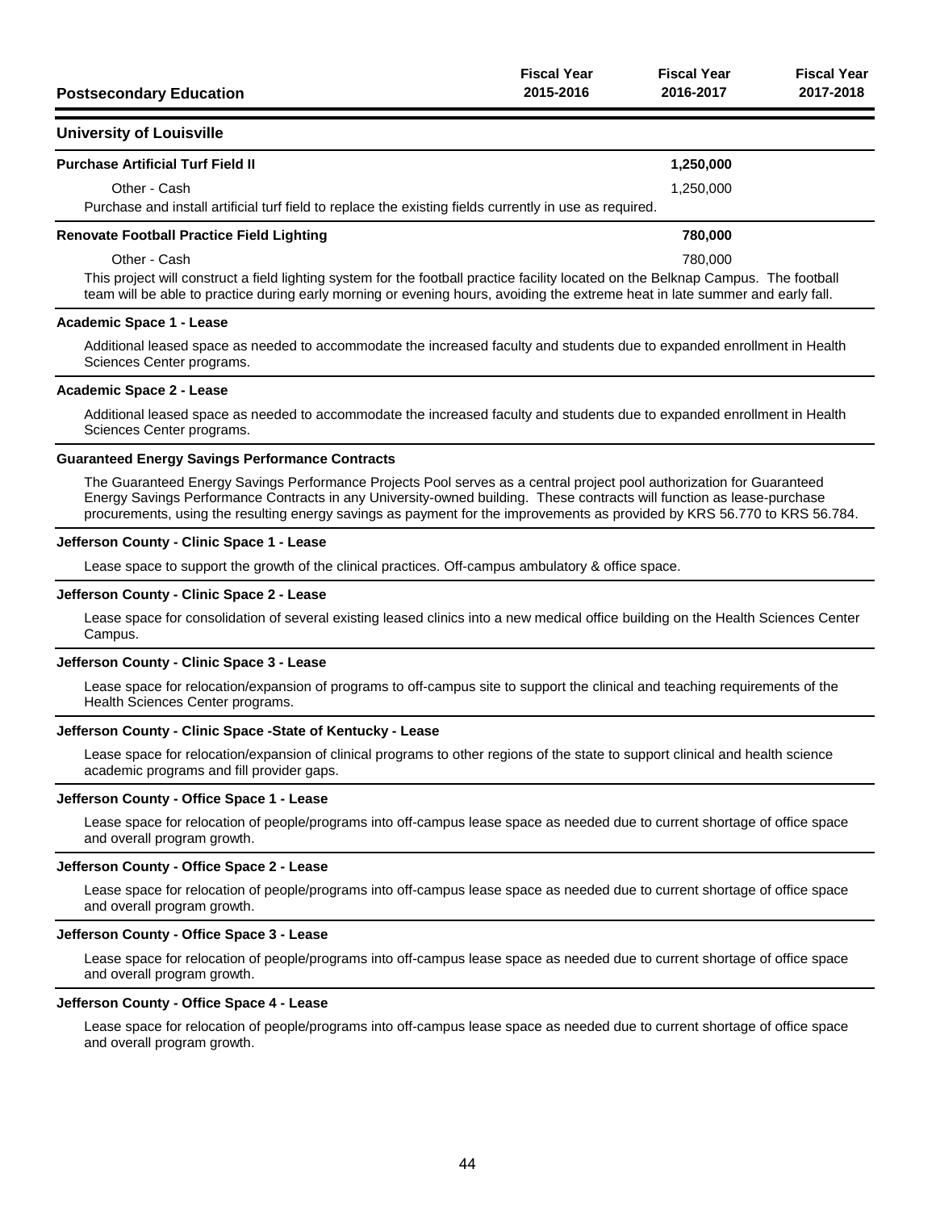| Postsecondary Education | Fiscal Year 2015-2016 | Fiscal Year 2016-2017 | Fiscal Year 2017-2018 |
|---|---|---|---|

## University of Louisville

### Purchase Artificial Turf Field II

| | Fiscal Year 2015-2016 | Fiscal Year 2016-2017 | Fiscal Year 2017-2018 |
|---|---|---|---|
| **Purchase Artificial Turf Field II** | | **1,250,000** | |
| Other - Cash | | 1,250,000 | |

Purchase and install artificial turf field to replace the existing fields currently in use as required.

### Renovate Football Practice Field Lighting

| | Fiscal Year 2015-2016 | Fiscal Year 2016-2017 | Fiscal Year 2017-2018 |
|---|---|---|---|
| **Renovate Football Practice Field Lighting** | | **780,000** | |
| Other - Cash | | 780,000 | |

This project will construct a field lighting system for the football practice facility located on the Belknap Campus. The football team will be able to practice during early morning or evening hours, avoiding the extreme heat in late summer and early fall.

### Academic Space 1 - Lease

Additional leased space as needed to accommodate the increased faculty and students due to expanded enrollment in Health Sciences Center programs.

### Academic Space 2 - Lease

Additional leased space as needed to accommodate the increased faculty and students due to expanded enrollment in Health Sciences Center programs.

### Guaranteed Energy Savings Performance Contracts

The Guaranteed Energy Savings Performance Projects Pool serves as a central project pool authorization for Guaranteed Energy Savings Performance Contracts in any University-owned building. These contracts will function as lease-purchase procurements, using the resulting energy savings as payment for the improvements as provided by KRS 56.770 to KRS 56.784.

### Jefferson County - Clinic Space 1 - Lease

Lease space to support the growth of the clinical practices. Off-campus ambulatory & office space.

### Jefferson County - Clinic Space 2 - Lease

Lease space for consolidation of several existing leased clinics into a new medical office building on the Health Sciences Center Campus.

### Jefferson County - Clinic Space 3 - Lease

Lease space for relocation/expansion of programs to off-campus site to support the clinical and teaching requirements of the Health Sciences Center programs.

### Jefferson County - Clinic Space -State of Kentucky - Lease

Lease space for relocation/expansion of clinical programs to other regions of the state to support clinical and health science academic programs and fill provider gaps.

### Jefferson County - Office Space 1 - Lease

Lease space for relocation of people/programs into off-campus lease space as needed due to current shortage of office space and overall program growth.

### Jefferson County - Office Space 2 - Lease

Lease space for relocation of people/programs into off-campus lease space as needed due to current shortage of office space and overall program growth.

### Jefferson County - Office Space 3 - Lease

Lease space for relocation of people/programs into off-campus lease space as needed due to current shortage of office space and overall program growth.

### Jefferson County - Office Space 4 - Lease

Lease space for relocation of people/programs into off-campus lease space as needed due to current shortage of office space and overall program growth.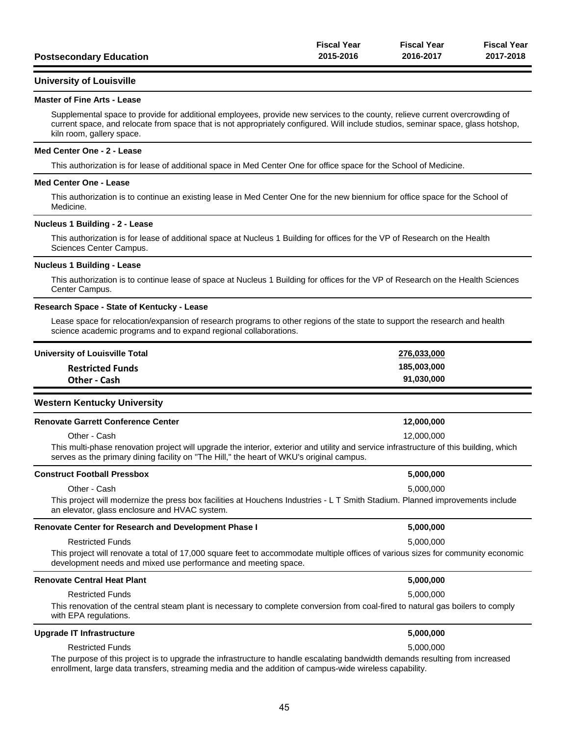| Postsecondary Education | Fiscal Year 2015-2016 | Fiscal Year 2016-2017 | Fiscal Year 2017-2018 |
|---|---|---|---|

## University of Louisville

### Master of Fine Arts - Lease

Supplemental space to provide for additional employees, provide new services to the county, relieve current overcrowding of current space, and relocate from space that is not appropriately configured. Will include studios, seminar space, glass hotshop, kiln room, gallery space.

### Med Center One - 2 - Lease

This authorization is for lease of additional space in Med Center One for office space for the School of Medicine.

### Med Center One - Lease

This authorization is to continue an existing lease in Med Center One for the new biennium for office space for the School of Medicine.

### Nucleus 1 Building - 2 - Lease

This authorization is for lease of additional space at Nucleus 1 Building for offices for the VP of Research on the Health Sciences Center Campus.

### Nucleus 1 Building - Lease

This authorization is to continue lease of space at Nucleus 1 Building for offices for the VP of Research on the Health Sciences Center Campus.

### Research Space - State of Kentucky - Lease

Lease space for relocation/expansion of research programs to other regions of the state to support the research and health science academic programs and to expand regional collaborations.

| | Fiscal Year 2015-2016 | Fiscal Year 2016-2017 | Fiscal Year 2017-2018 |
|---|---|---|---|
| **University of Louisville Total** | | **276,033,000** | |
| **Restricted Funds** | | **185,003,000** | |
| **Other - Cash** | | **91,030,000** | |

## Western Kentucky University

| | Fiscal Year 2015-2016 | Fiscal Year 2016-2017 | Fiscal Year 2017-2018 |
|---|---|---|---|
| **Renovate Garrett Conference Center** | | **12,000,000** | |
| Other - Cash | | 12,000,000 | |

This multi-phase renovation project will upgrade the interior, exterior and utility and service infrastructure of this building, which serves as the primary dining facility on "The Hill," the heart of WKU's original campus.

| | Fiscal Year 2015-2016 | Fiscal Year 2016-2017 | Fiscal Year 2017-2018 |
|---|---|---|---|
| **Construct Football Pressbox** | | **5,000,000** | |
| Other - Cash | | 5,000,000 | |

This project will modernize the press box facilities at Houchens Industries - L T Smith Stadium. Planned improvements include an elevator, glass enclosure and HVAC system.

| | Fiscal Year 2015-2016 | Fiscal Year 2016-2017 | Fiscal Year 2017-2018 |
|---|---|---|---|
| **Renovate Center for Research and Development Phase I** | | **5,000,000** | |
| Restricted Funds | | 5,000,000 | |

This project will renovate a total of 17,000 square feet to accommodate multiple offices of various sizes for community economic development needs and mixed use performance and meeting space.

| | Fiscal Year 2015-2016 | Fiscal Year 2016-2017 | Fiscal Year 2017-2018 |
|---|---|---|---|
| **Renovate Central Heat Plant** | | **5,000,000** | |
| Restricted Funds | | 5,000,000 | |

This renovation of the central steam plant is necessary to complete conversion from coal-fired to natural gas boilers to comply with EPA regulations.

| | Fiscal Year 2015-2016 | Fiscal Year 2016-2017 | Fiscal Year 2017-2018 |
|---|---|---|---|
| **Upgrade IT Infrastructure** | | **5,000,000** | |
| Restricted Funds | | 5,000,000 | |

The purpose of this project is to upgrade the infrastructure to handle escalating bandwidth demands resulting from increased enrollment, large data transfers, streaming media and the addition of campus-wide wireless capability.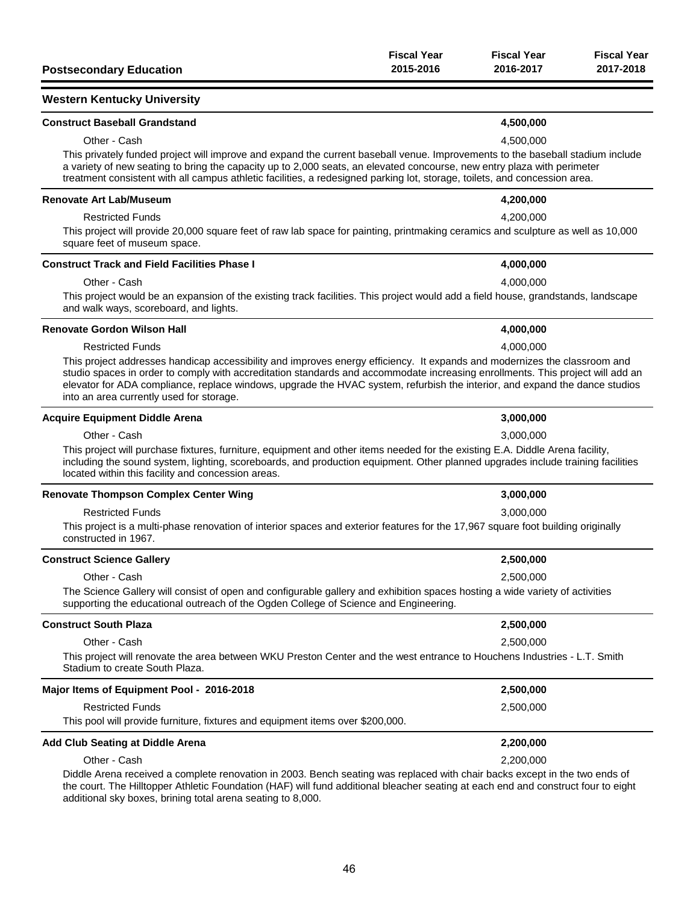| Postsecondary Education | Fiscal Year 2015-2016 | Fiscal Year 2016-2017 | Fiscal Year 2017-2018 |
|---|---|---|---|

## Western Kentucky University

| | Fiscal Year 2015-2016 | Fiscal Year 2016-2017 | Fiscal Year 2017-2018 |
|---|---|---|---|
| **Construct Baseball Grandstand** | | **4,500,000** | |
| Other - Cash | | 4,500,000 | |

This privately funded project will improve and expand the current baseball venue. Improvements to the baseball stadium include a variety of new seating to bring the capacity up to 2,000 seats, an elevated concourse, new entry plaza with perimeter treatment consistent with all campus athletic facilities, a redesigned parking lot, storage, toilets, and concession area.

| | Fiscal Year 2015-2016 | Fiscal Year 2016-2017 | Fiscal Year 2017-2018 |
|---|---|---|---|
| **Renovate Art Lab/Museum** | | **4,200,000** | |
| Restricted Funds | | 4,200,000 | |

This project will provide 20,000 square feet of raw lab space for painting, printmaking ceramics and sculpture as well as 10,000 square feet of museum space.

| | Fiscal Year 2015-2016 | Fiscal Year 2016-2017 | Fiscal Year 2017-2018 |
|---|---|---|---|
| **Construct Track and Field Facilities Phase I** | | **4,000,000** | |
| Other - Cash | | 4,000,000 | |

This project would be an expansion of the existing track facilities. This project would add a field house, grandstands, landscape and walk ways, scoreboard, and lights.

| | Fiscal Year 2015-2016 | Fiscal Year 2016-2017 | Fiscal Year 2017-2018 |
|---|---|---|---|
| **Renovate Gordon Wilson Hall** | | **4,000,000** | |
| Restricted Funds | | 4,000,000 | |

This project addresses handicap accessibility and improves energy efficiency. It expands and modernizes the classroom and studio spaces in order to comply with accreditation standards and accommodate increasing enrollments. This project will add an elevator for ADA compliance, replace windows, upgrade the HVAC system, refurbish the interior, and expand the dance studios into an area currently used for storage.

| | Fiscal Year 2015-2016 | Fiscal Year 2016-2017 | Fiscal Year 2017-2018 |
|---|---|---|---|
| **Acquire Equipment Diddle Arena** | | **3,000,000** | |
| Other - Cash | | 3,000,000 | |

This project will purchase fixtures, furniture, equipment and other items needed for the existing E.A. Diddle Arena facility, including the sound system, lighting, scoreboards, and production equipment. Other planned upgrades include training facilities located within this facility and concession areas.

| | Fiscal Year 2015-2016 | Fiscal Year 2016-2017 | Fiscal Year 2017-2018 |
|---|---|---|---|
| **Renovate Thompson Complex Center Wing** | | **3,000,000** | |
| Restricted Funds | | 3,000,000 | |

This project is a multi-phase renovation of interior spaces and exterior features for the 17,967 square foot building originally constructed in 1967.

| | Fiscal Year 2015-2016 | Fiscal Year 2016-2017 | Fiscal Year 2017-2018 |
|---|---|---|---|
| **Construct Science Gallery** | | **2,500,000** | |
| Other - Cash | | 2,500,000 | |

The Science Gallery will consist of open and configurable gallery and exhibition spaces hosting a wide variety of activities supporting the educational outreach of the Ogden College of Science and Engineering.

| | Fiscal Year 2015-2016 | Fiscal Year 2016-2017 | Fiscal Year 2017-2018 |
|---|---|---|---|
| **Construct South Plaza** | | **2,500,000** | |
| Other - Cash | | 2,500,000 | |

This project will renovate the area between WKU Preston Center and the west entrance to Houchens Industries - L.T. Smith Stadium to create South Plaza.

| | Fiscal Year 2015-2016 | Fiscal Year 2016-2017 | Fiscal Year 2017-2018 |
|---|---|---|---|
| **Major Items of Equipment Pool - 2016-2018** | | **2,500,000** | |
| Restricted Funds | | 2,500,000 | |

This pool will provide furniture, fixtures and equipment items over $200,000.

| | Fiscal Year 2015-2016 | Fiscal Year 2016-2017 | Fiscal Year 2017-2018 |
|---|---|---|---|
| **Add Club Seating at Diddle Arena** | | **2,200,000** | |
| Other - Cash | | 2,200,000 | |

Diddle Arena received a complete renovation in 2003. Bench seating was replaced with chair backs except in the two ends of the court. The Hilltopper Athletic Foundation (HAF) will fund additional bleacher seating at each end and construct four to eight additional sky boxes, brining total arena seating to 8,000.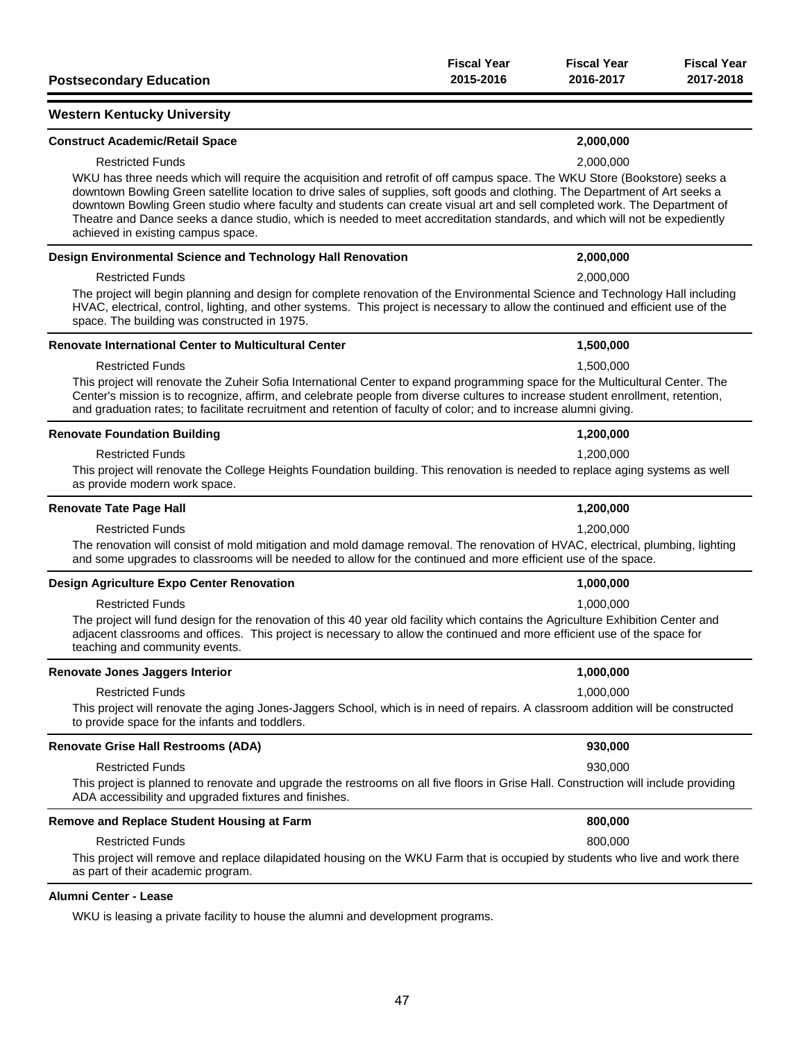| Postsecondary Education | Fiscal Year 2015-2016 | Fiscal Year 2016-2017 | Fiscal Year 2017-2018 |
|---|---|---|---|

## Western Kentucky University

| | Fiscal Year 2015-2016 | Fiscal Year 2016-2017 | Fiscal Year 2017-2018 |
|---|---|---|---|
| **Construct Academic/Retail Space** | | **2,000,000** | |
| Restricted Funds | | 2,000,000 | |

WKU has three needs which will require the acquisition and retrofit of off campus space. The WKU Store (Bookstore) seeks a downtown Bowling Green satellite location to drive sales of supplies, soft goods and clothing. The Department of Art seeks a downtown Bowling Green studio where faculty and students can create visual art and sell completed work. The Department of Theatre and Dance seeks a dance studio, which is needed to meet accreditation standards, and which will not be expediently achieved in existing campus space.

| | Fiscal Year 2015-2016 | Fiscal Year 2016-2017 | Fiscal Year 2017-2018 |
|---|---|---|---|
| **Design Environmental Science and Technology Hall Renovation** | | **2,000,000** | |
| Restricted Funds | | 2,000,000 | |

The project will begin planning and design for complete renovation of the Environmental Science and Technology Hall including HVAC, electrical, control, lighting, and other systems. This project is necessary to allow the continued and efficient use of the space. The building was constructed in 1975.

| | Fiscal Year 2015-2016 | Fiscal Year 2016-2017 | Fiscal Year 2017-2018 |
|---|---|---|---|
| **Renovate International Center to Multicultural Center** | | **1,500,000** | |
| Restricted Funds | | 1,500,000 | |

This project will renovate the Zuheir Sofia International Center to expand programming space for the Multicultural Center. The Center's mission is to recognize, affirm, and celebrate people from diverse cultures to increase student enrollment, retention, and graduation rates; to facilitate recruitment and retention of faculty of color; and to increase alumni giving.

| | Fiscal Year 2015-2016 | Fiscal Year 2016-2017 | Fiscal Year 2017-2018 |
|---|---|---|---|
| **Renovate Foundation Building** | | **1,200,000** | |
| Restricted Funds | | 1,200,000 | |

This project will renovate the College Heights Foundation building. This renovation is needed to replace aging systems as well as provide modern work space.

| | Fiscal Year 2015-2016 | Fiscal Year 2016-2017 | Fiscal Year 2017-2018 |
|---|---|---|---|
| **Renovate Tate Page Hall** | | **1,200,000** | |
| Restricted Funds | | 1,200,000 | |

The renovation will consist of mold mitigation and mold damage removal. The renovation of HVAC, electrical, plumbing, lighting and some upgrades to classrooms will be needed to allow for the continued and more efficient use of the space.

| | Fiscal Year 2015-2016 | Fiscal Year 2016-2017 | Fiscal Year 2017-2018 |
|---|---|---|---|
| **Design Agriculture Expo Center Renovation** | | **1,000,000** | |
| Restricted Funds | | 1,000,000 | |

The project will fund design for the renovation of this 40 year old facility which contains the Agriculture Exhibition Center and adjacent classrooms and offices. This project is necessary to allow the continued and more efficient use of the space for teaching and community events.

| | Fiscal Year 2015-2016 | Fiscal Year 2016-2017 | Fiscal Year 2017-2018 |
|---|---|---|---|
| **Renovate Jones Jaggers Interior** | | **1,000,000** | |
| Restricted Funds | | 1,000,000 | |

This project will renovate the aging Jones-Jaggers School, which is in need of repairs. A classroom addition will be constructed to provide space for the infants and toddlers.

| | Fiscal Year 2015-2016 | Fiscal Year 2016-2017 | Fiscal Year 2017-2018 |
|---|---|---|---|
| **Renovate Grise Hall Restrooms (ADA)** | | **930,000** | |
| Restricted Funds | | 930,000 | |

This project is planned to renovate and upgrade the restrooms on all five floors in Grise Hall. Construction will include providing ADA accessibility and upgraded fixtures and finishes.

| | Fiscal Year 2015-2016 | Fiscal Year 2016-2017 | Fiscal Year 2017-2018 |
|---|---|---|---|
| **Remove and Replace Student Housing at Farm** | | **800,000** | |
| Restricted Funds | | 800,000 | |

This project will remove and replace dilapidated housing on the WKU Farm that is occupied by students who live and work there as part of their academic program.

**Alumni Center - Lease**

WKU is leasing a private facility to house the alumni and development programs.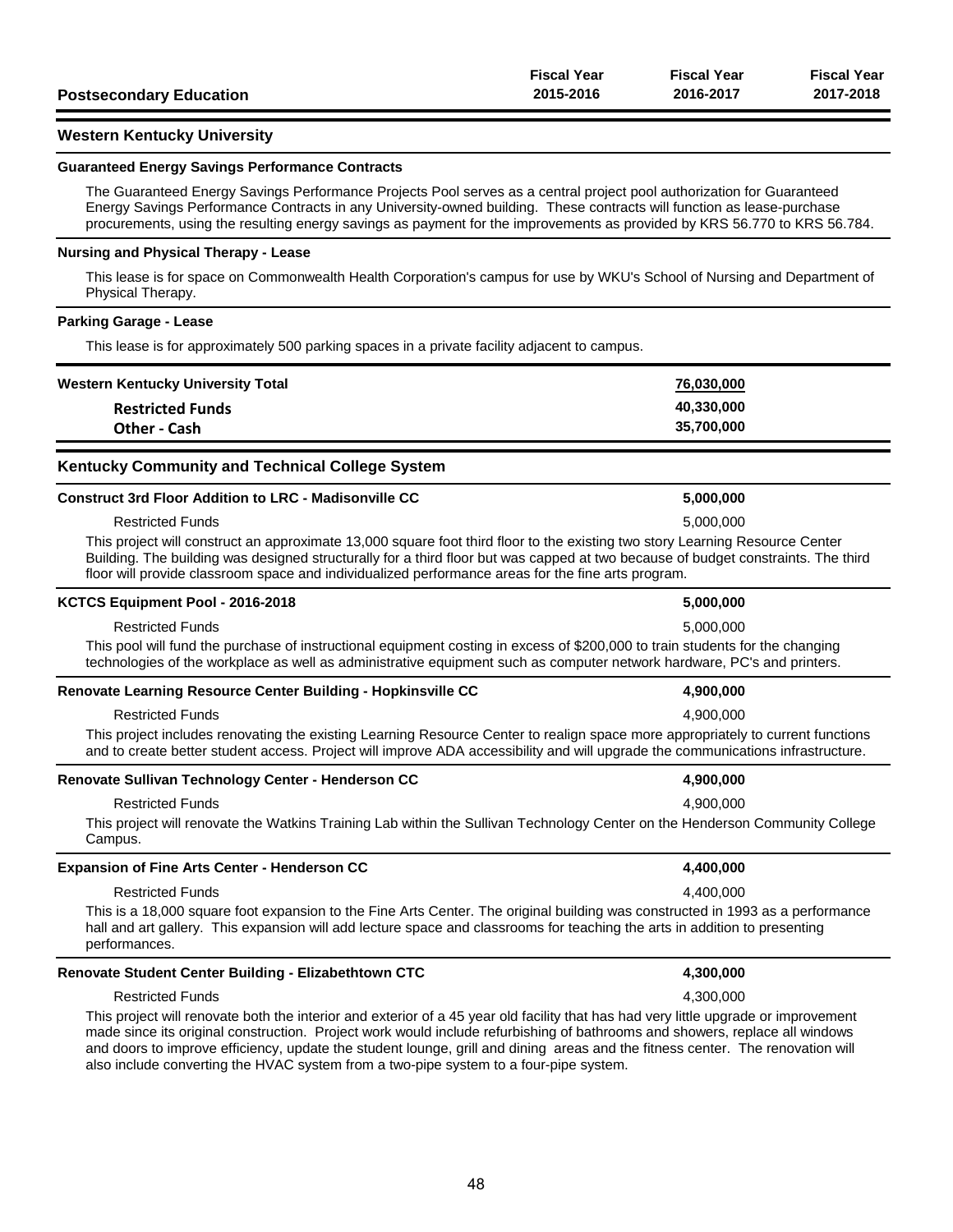| Postsecondary Education | Fiscal Year 2015-2016 | Fiscal Year 2016-2017 | Fiscal Year 2017-2018 |
|---|---|---|---|

## Western Kentucky University

**Guaranteed Energy Savings Performance Contracts**

The Guaranteed Energy Savings Performance Projects Pool serves as a central project pool authorization for Guaranteed Energy Savings Performance Contracts in any University-owned building. These contracts will function as lease-purchase procurements, using the resulting energy savings as payment for the improvements as provided by KRS 56.770 to KRS 56.784.

**Nursing and Physical Therapy - Lease**

This lease is for space on Commonwealth Health Corporation's campus for use by WKU's School of Nursing and Department of Physical Therapy.

**Parking Garage - Lease**

This lease is for approximately 500 parking spaces in a private facility adjacent to campus.

| | Fiscal Year 2015-2016 | Fiscal Year 2016-2017 | Fiscal Year 2017-2018 |
|---|---|---|---|
| **Western Kentucky University Total** | | **76,030,000** | |
| **Restricted Funds** | | **40,330,000** | |
| **Other - Cash** | | **35,700,000** | |

## Kentucky Community and Technical College System

| | Fiscal Year 2015-2016 | Fiscal Year 2016-2017 | Fiscal Year 2017-2018 |
|---|---|---|---|
| **Construct 3rd Floor Addition to LRC - Madisonville CC** | | **5,000,000** | |
| Restricted Funds | | 5,000,000 | |

This project will construct an approximate 13,000 square foot third floor to the existing two story Learning Resource Center Building. The building was designed structurally for a third floor but was capped at two because of budget constraints. The third floor will provide classroom space and individualized performance areas for the fine arts program.

| | Fiscal Year 2015-2016 | Fiscal Year 2016-2017 | Fiscal Year 2017-2018 |
|---|---|---|---|
| **KCTCS Equipment Pool - 2016-2018** | | **5,000,000** | |
| Restricted Funds | | 5,000,000 | |

This pool will fund the purchase of instructional equipment costing in excess of $200,000 to train students for the changing technologies of the workplace as well as administrative equipment such as computer network hardware, PC's and printers.

| | Fiscal Year 2015-2016 | Fiscal Year 2016-2017 | Fiscal Year 2017-2018 |
|---|---|---|---|
| **Renovate Learning Resource Center Building - Hopkinsville CC** | | **4,900,000** | |
| Restricted Funds | | 4,900,000 | |

This project includes renovating the existing Learning Resource Center to realign space more appropriately to current functions and to create better student access. Project will improve ADA accessibility and will upgrade the communications infrastructure.

| | Fiscal Year 2015-2016 | Fiscal Year 2016-2017 | Fiscal Year 2017-2018 |
|---|---|---|---|
| **Renovate Sullivan Technology Center - Henderson CC** | | **4,900,000** | |
| Restricted Funds | | 4,900,000 | |

This project will renovate the Watkins Training Lab within the Sullivan Technology Center on the Henderson Community College Campus.

| | Fiscal Year 2015-2016 | Fiscal Year 2016-2017 | Fiscal Year 2017-2018 |
|---|---|---|---|
| **Expansion of Fine Arts Center - Henderson CC** | | **4,400,000** | |
| Restricted Funds | | 4,400,000 | |

This is a 18,000 square foot expansion to the Fine Arts Center. The original building was constructed in 1993 as a performance hall and art gallery. This expansion will add lecture space and classrooms for teaching the arts in addition to presenting performances.

| | Fiscal Year 2015-2016 | Fiscal Year 2016-2017 | Fiscal Year 2017-2018 |
|---|---|---|---|
| **Renovate Student Center Building - Elizabethtown CTC** | | **4,300,000** | |
| Restricted Funds | | 4,300,000 | |

This project will renovate both the interior and exterior of a 45 year old facility that has had very little upgrade or improvement made since its original construction. Project work would include refurbishing of bathrooms and showers, replace all windows and doors to improve efficiency, update the student lounge, grill and dining areas and the fitness center. The renovation will also include converting the HVAC system from a two-pipe system to a four-pipe system.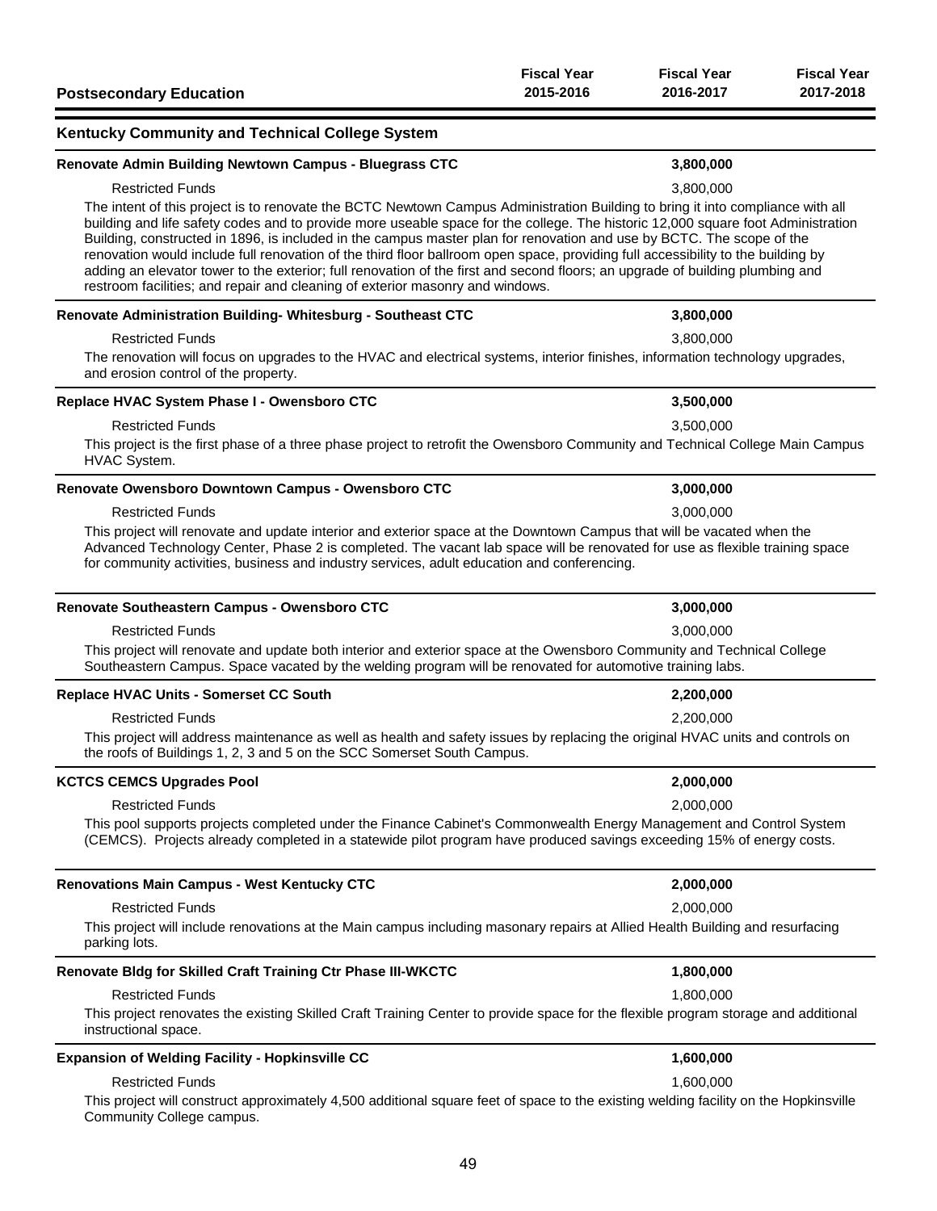| Postsecondary Education | Fiscal Year 2015-2016 | Fiscal Year 2016-2017 | Fiscal Year 2017-2018 |
|---|---|---|---|

## Kentucky Community and Technical College System

| | Fiscal Year 2015-2016 | Fiscal Year 2016-2017 | Fiscal Year 2017-2018 |
|---|---|---|---|
| **Renovate Admin Building Newtown Campus - Bluegrass CTC** | | **3,800,000** | |
| Restricted Funds | | 3,800,000 | |

The intent of this project is to renovate the BCTC Newtown Campus Administration Building to bring it into compliance with all building and life safety codes and to provide more useable space for the college. The historic 12,000 square foot Administration Building, constructed in 1896, is included in the campus master plan for renovation and use by BCTC. The scope of the renovation would include full renovation of the third floor ballroom open space, providing full accessibility to the building by adding an elevator tower to the exterior; full renovation of the first and second floors; an upgrade of building plumbing and restroom facilities; and repair and cleaning of exterior masonry and windows.

| | Fiscal Year 2015-2016 | Fiscal Year 2016-2017 | Fiscal Year 2017-2018 |
|---|---|---|---|
| **Renovate Administration Building- Whitesburg - Southeast CTC** | | **3,800,000** | |
| Restricted Funds | | 3,800,000 | |

The renovation will focus on upgrades to the HVAC and electrical systems, interior finishes, information technology upgrades, and erosion control of the property.

| | Fiscal Year 2015-2016 | Fiscal Year 2016-2017 | Fiscal Year 2017-2018 |
|---|---|---|---|
| **Replace HVAC System Phase I - Owensboro CTC** | | **3,500,000** | |
| Restricted Funds | | 3,500,000 | |

This project is the first phase of a three phase project to retrofit the Owensboro Community and Technical College Main Campus HVAC System.

| | Fiscal Year 2015-2016 | Fiscal Year 2016-2017 | Fiscal Year 2017-2018 |
|---|---|---|---|
| **Renovate Owensboro Downtown Campus - Owensboro CTC** | | **3,000,000** | |
| Restricted Funds | | 3,000,000 | |

This project will renovate and update interior and exterior space at the Downtown Campus that will be vacated when the Advanced Technology Center, Phase 2 is completed. The vacant lab space will be renovated for use as flexible training space for community activities, business and industry services, adult education and conferencing.

| | Fiscal Year 2015-2016 | Fiscal Year 2016-2017 | Fiscal Year 2017-2018 |
|---|---|---|---|
| **Renovate Southeastern Campus - Owensboro CTC** | | **3,000,000** | |
| Restricted Funds | | 3,000,000 | |

This project will renovate and update both interior and exterior space at the Owensboro Community and Technical College Southeastern Campus. Space vacated by the welding program will be renovated for automotive training labs.

| | Fiscal Year 2015-2016 | Fiscal Year 2016-2017 | Fiscal Year 2017-2018 |
|---|---|---|---|
| **Replace HVAC Units - Somerset CC South** | | **2,200,000** | |
| Restricted Funds | | 2,200,000 | |

This project will address maintenance as well as health and safety issues by replacing the original HVAC units and controls on the roofs of Buildings 1, 2, 3 and 5 on the SCC Somerset South Campus.

| | Fiscal Year 2015-2016 | Fiscal Year 2016-2017 | Fiscal Year 2017-2018 |
|---|---|---|---|
| **KCTCS CEMCS Upgrades Pool** | | **2,000,000** | |
| Restricted Funds | | 2,000,000 | |

This pool supports projects completed under the Finance Cabinet's Commonwealth Energy Management and Control System (CEMCS). Projects already completed in a statewide pilot program have produced savings exceeding 15% of energy costs.

| | Fiscal Year 2015-2016 | Fiscal Year 2016-2017 | Fiscal Year 2017-2018 |
|---|---|---|---|
| **Renovations Main Campus - West Kentucky CTC** | | **2,000,000** | |
| Restricted Funds | | 2,000,000 | |

This project will include renovations at the Main campus including masonary repairs at Allied Health Building and resurfacing parking lots.

| | Fiscal Year 2015-2016 | Fiscal Year 2016-2017 | Fiscal Year 2017-2018 |
|---|---|---|---|
| **Renovate Bldg for Skilled Craft Training Ctr Phase III-WKCTC** | | **1,800,000** | |
| Restricted Funds | | 1,800,000 | |

This project renovates the existing Skilled Craft Training Center to provide space for the flexible program storage and additional instructional space.

| | Fiscal Year 2015-2016 | Fiscal Year 2016-2017 | Fiscal Year 2017-2018 |
|---|---|---|---|
| **Expansion of Welding Facility - Hopkinsville CC** | | **1,600,000** | |
| Restricted Funds | | 1,600,000 | |

This project will construct approximately 4,500 additional square feet of space to the existing welding facility on the Hopkinsville Community College campus.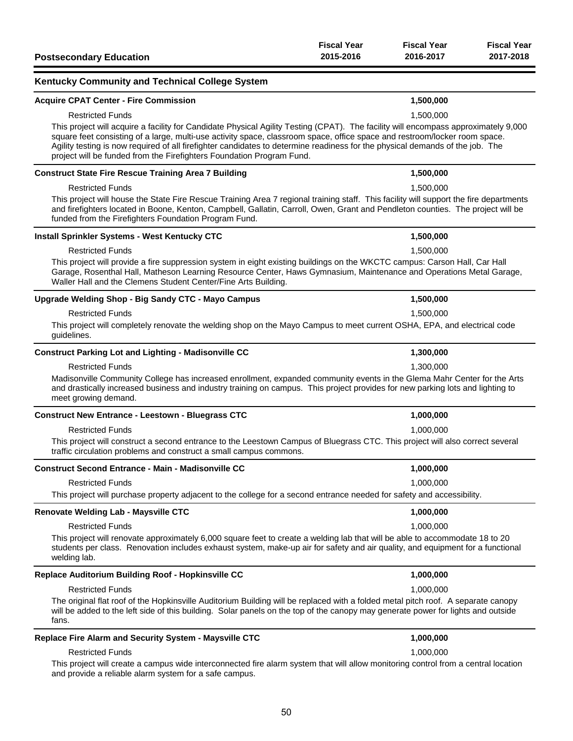| Postsecondary Education | Fiscal Year 2015-2016 | Fiscal Year 2016-2017 | Fiscal Year 2017-2018 |
|---|---|---|---|

## Kentucky Community and Technical College System

### Acquire CPAT Center - Fire Commission

| | | 1,500,000 | |
|---|---|---|---|
| Restricted Funds | | 1,500,000 | |

This project will acquire a facility for Candidate Physical Agility Testing (CPAT). The facility will encompass approximately 9,000 square feet consisting of a large, multi-use activity space, classroom space, office space and restroom/locker room space. Agility testing is now required of all firefighter candidates to determine readiness for the physical demands of the job. The project will be funded from the Firefighters Foundation Program Fund.

### Construct State Fire Rescue Training Area 7 Building

| | | 1,500,000 | |
|---|---|---|---|
| Restricted Funds | | 1,500,000 | |

This project will house the State Fire Rescue Training Area 7 regional training staff. This facility will support the fire departments and firefighters located in Boone, Kenton, Campbell, Gallatin, Carroll, Owen, Grant and Pendleton counties. The project will be funded from the Firefighters Foundation Program Fund.

### Install Sprinkler Systems - West Kentucky CTC

| | | 1,500,000 | |
|---|---|---|---|
| Restricted Funds | | 1,500,000 | |

This project will provide a fire suppression system in eight existing buildings on the WKCTC campus: Carson Hall, Car Hall Garage, Rosenthal Hall, Matheson Learning Resource Center, Haws Gymnasium, Maintenance and Operations Metal Garage, Waller Hall and the Clemens Student Center/Fine Arts Building.

### Upgrade Welding Shop - Big Sandy CTC - Mayo Campus

| | | 1,500,000 | |
|---|---|---|---|
| Restricted Funds | | 1,500,000 | |

This project will completely renovate the welding shop on the Mayo Campus to meet current OSHA, EPA, and electrical code guidelines.

### Construct Parking Lot and Lighting - Madisonville CC

| | | 1,300,000 | |
|---|---|---|---|
| Restricted Funds | | 1,300,000 | |

Madisonville Community College has increased enrollment, expanded community events in the Glema Mahr Center for the Arts and drastically increased business and industry training on campus. This project provides for new parking lots and lighting to meet growing demand.

### Construct New Entrance - Leestown - Bluegrass CTC

| | | 1,000,000 | |
|---|---|---|---|
| Restricted Funds | | 1,000,000 | |

This project will construct a second entrance to the Leestown Campus of Bluegrass CTC. This project will also correct several traffic circulation problems and construct a small campus commons.

### Construct Second Entrance - Main - Madisonville CC

| | | 1,000,000 | |
|---|---|---|---|
| Restricted Funds | | 1,000,000 | |

This project will purchase property adjacent to the college for a second entrance needed for safety and accessibility.

### Renovate Welding Lab - Maysville CTC

| | | 1,000,000 | |
|---|---|---|---|
| Restricted Funds | | 1,000,000 | |

This project will renovate approximately 6,000 square feet to create a welding lab that will be able to accommodate 18 to 20 students per class. Renovation includes exhaust system, make-up air for safety and air quality, and equipment for a functional welding lab.

### Replace Auditorium Building Roof - Hopkinsville CC

| | | 1,000,000 | |
|---|---|---|---|
| Restricted Funds | | 1,000,000 | |

The original flat roof of the Hopkinsville Auditorium Building will be replaced with a folded metal pitch roof. A separate canopy will be added to the left side of this building. Solar panels on the top of the canopy may generate power for lights and outside fans.

### Replace Fire Alarm and Security System - Maysville CTC

| | | 1,000,000 | |
|---|---|---|---|
| Restricted Funds | | 1,000,000 | |

This project will create a campus wide interconnected fire alarm system that will allow monitoring control from a central location and provide a reliable alarm system for a safe campus.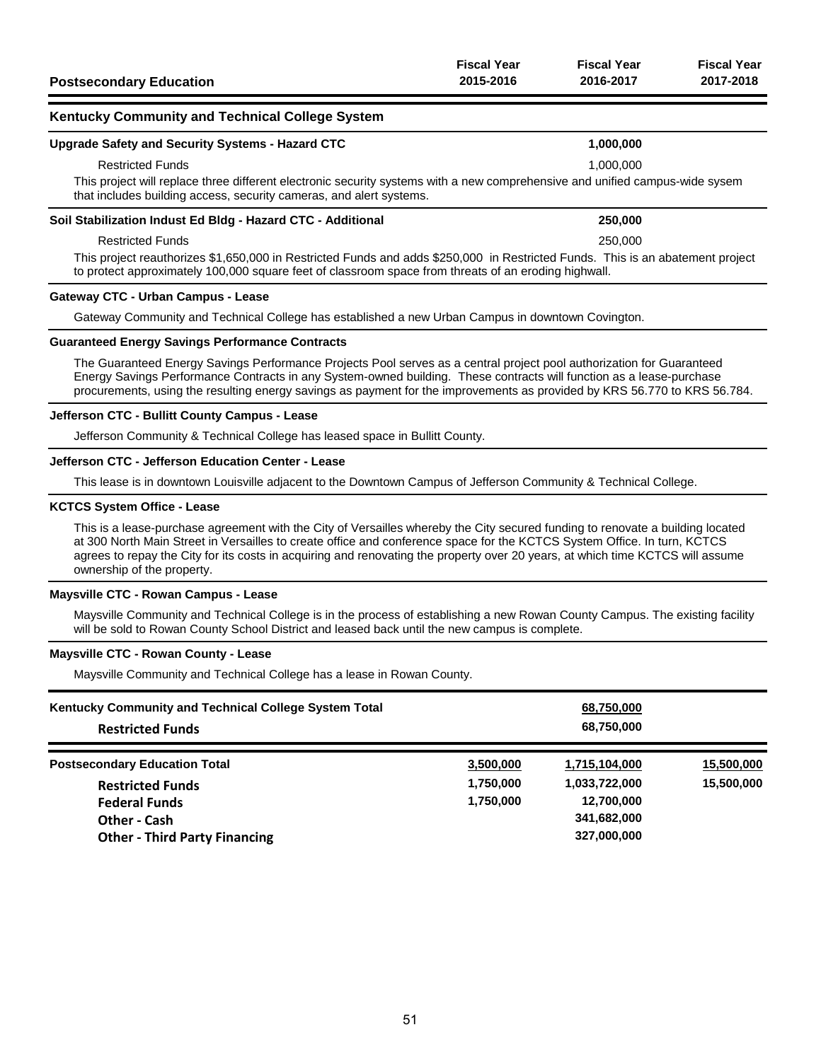| Postsecondary Education | Fiscal Year 2015-2016 | Fiscal Year 2016-2017 | Fiscal Year 2017-2018 |
|---|---|---|---|

## Kentucky Community and Technical College System

| | Fiscal Year 2015-2016 | Fiscal Year 2016-2017 | Fiscal Year 2017-2018 |
|---|---|---|---|
| **Upgrade Safety and Security Systems - Hazard CTC** | | **1,000,000** | |
| Restricted Funds | | 1,000,000 | |

This project will replace three different electronic security systems with a new comprehensive and unified campus-wide sysem that includes building access, security cameras, and alert systems.

| | Fiscal Year 2015-2016 | Fiscal Year 2016-2017 | Fiscal Year 2017-2018 |
|---|---|---|---|
| **Soil Stabilization Indust Ed Bldg - Hazard CTC - Additional** | | **250,000** | |
| Restricted Funds | | 250,000 | |

This project reauthorizes $1,650,000 in Restricted Funds and adds $250,000 in Restricted Funds. This is an abatement project to protect approximately 100,000 square feet of classroom space from threats of an eroding highwall.

**Gateway CTC - Urban Campus - Lease**

Gateway Community and Technical College has established a new Urban Campus in downtown Covington.

**Guaranteed Energy Savings Performance Contracts**

The Guaranteed Energy Savings Performance Projects Pool serves as a central project pool authorization for Guaranteed Energy Savings Performance Contracts in any System-owned building. These contracts will function as a lease-purchase procurements, using the resulting energy savings as payment for the improvements as provided by KRS 56.770 to KRS 56.784.

**Jefferson CTC - Bullitt County Campus - Lease**

Jefferson Community & Technical College has leased space in Bullitt County.

**Jefferson CTC - Jefferson Education Center - Lease**

This lease is in downtown Louisville adjacent to the Downtown Campus of Jefferson Community & Technical College.

**KCTCS System Office - Lease**

This is a lease-purchase agreement with the City of Versailles whereby the City secured funding to renovate a building located at 300 North Main Street in Versailles to create office and conference space for the KCTCS System Office. In turn, KCTCS agrees to repay the City for its costs in acquiring and renovating the property over 20 years, at which time KCTCS will assume ownership of the property.

**Maysville CTC - Rowan Campus - Lease**

Maysville Community and Technical College is in the process of establishing a new Rowan County Campus. The existing facility will be sold to Rowan County School District and leased back until the new campus is complete.

**Maysville CTC - Rowan County - Lease**

Maysville Community and Technical College has a lease in Rowan County.

| | Fiscal Year 2015-2016 | Fiscal Year 2016-2017 | Fiscal Year 2017-2018 |
|---|---|---|---|
| **Kentucky Community and Technical College System Total** | | 68,750,000 | |
| **Restricted Funds** | | 68,750,000 | |

| | Fiscal Year 2015-2016 | Fiscal Year 2016-2017 | Fiscal Year 2017-2018 |
|---|---|---|---|
| **Postsecondary Education Total** | 3,500,000 | 1,715,104,000 | 15,500,000 |
| **Restricted Funds** | 1,750,000 | 1,033,722,000 | 15,500,000 |
| **Federal Funds** | 1,750,000 | 12,700,000 | |
| **Other - Cash** | | 341,682,000 | |
| **Other - Third Party Financing** | | 327,000,000 | |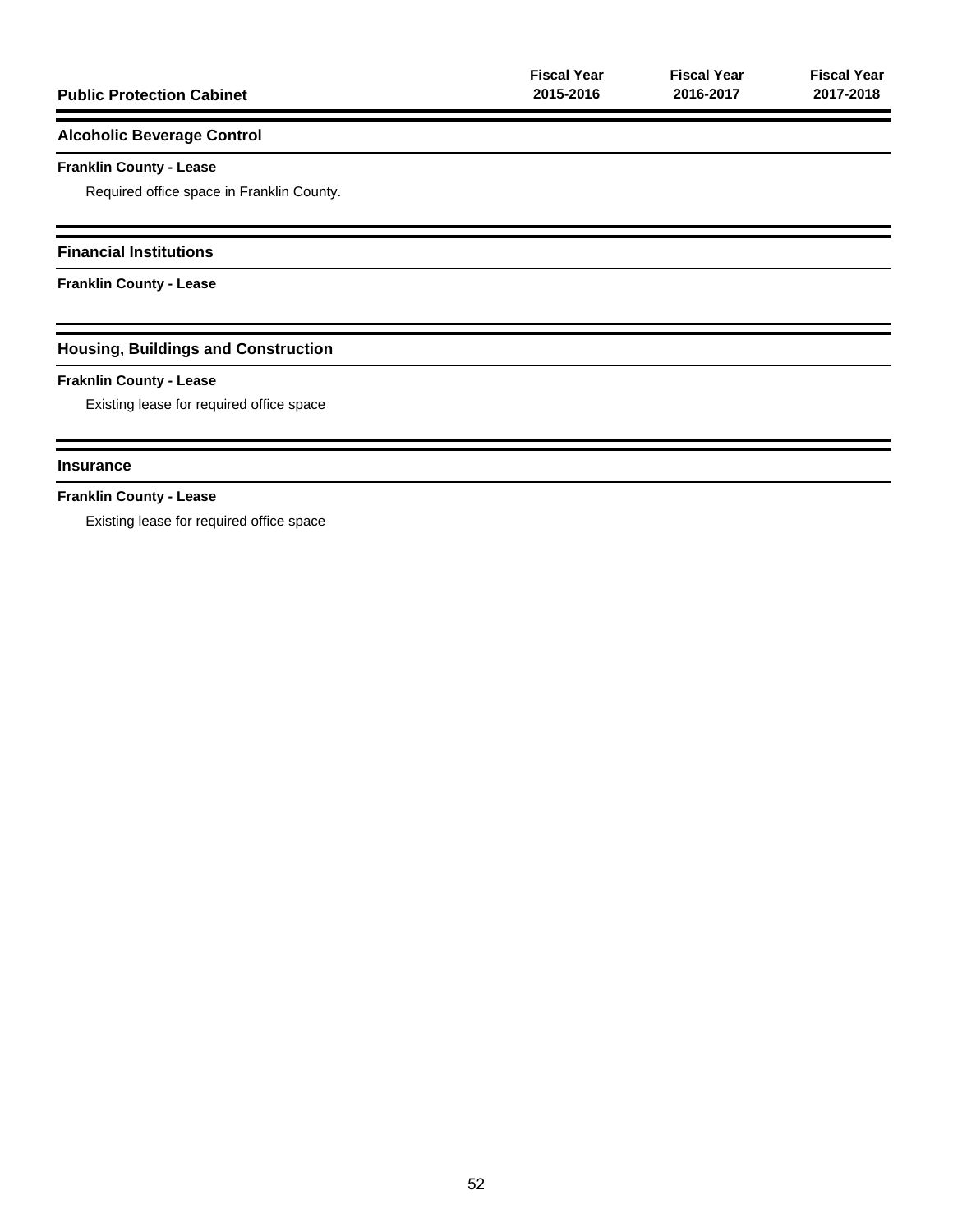| Public Protection Cabinet | Fiscal Year 2015-2016 | Fiscal Year 2016-2017 | Fiscal Year 2017-2018 |
|---|---|---|---|

## Alcoholic Beverage Control

**Franklin County - Lease**

Required office space in Franklin County.

## Financial Institutions

**Franklin County - Lease**

## Housing, Buildings and Construction

**Fraknlin County - Lease**

Existing lease for required office space

## Insurance

**Franklin County - Lease**

Existing lease for required office space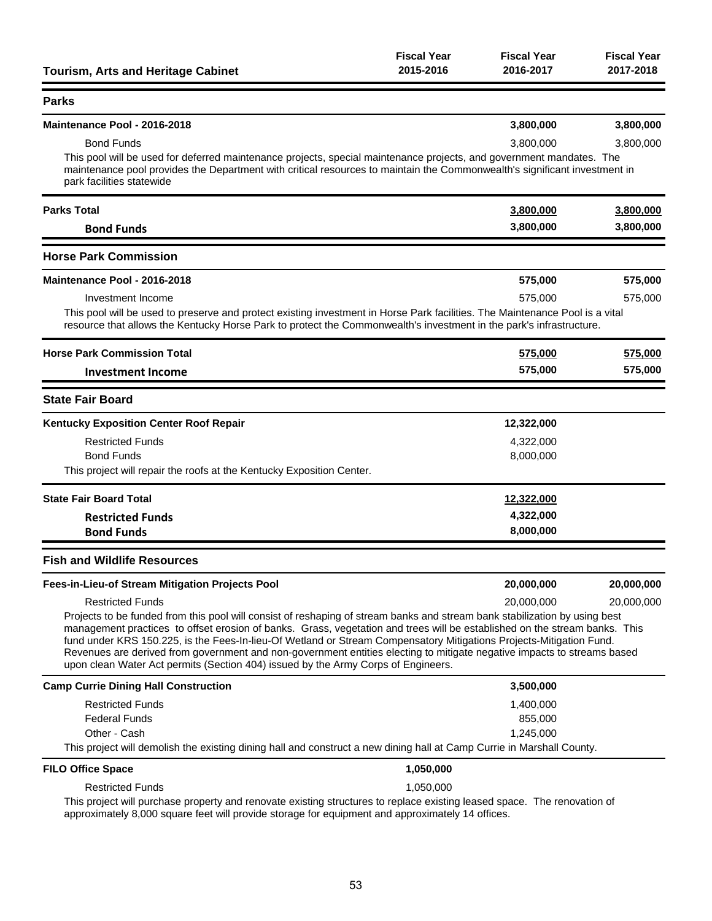| Tourism, Arts and Heritage Cabinet | Fiscal Year 2015-2016 | Fiscal Year 2016-2017 | Fiscal Year 2017-2018 |
|---|---|---|---|
| **Parks** | | | |
| **Maintenance Pool - 2016-2018** | | **3,800,000** | **3,800,000** |
| Bond Funds | | 3,800,000 | 3,800,000 |
| This pool will be used for deferred maintenance projects, special maintenance projects, and government mandates. The maintenance pool provides the Department with critical resources to maintain the Commonwealth's significant investment in park facilities statewide | | | |
| **Parks Total** | | **3,800,000** | **3,800,000** |
| **Bond Funds** | | **3,800,000** | **3,800,000** |
| **Horse Park Commission** | | | |
| **Maintenance Pool - 2016-2018** | | **575,000** | **575,000** |
| Investment Income | | 575,000 | 575,000 |
| This pool will be used to preserve and protect existing investment in Horse Park facilities. The Maintenance Pool is a vital resource that allows the Kentucky Horse Park to protect the Commonwealth's investment in the park's infrastructure. | | | |
| **Horse Park Commission Total** | | **575,000** | **575,000** |
| **Investment Income** | | **575,000** | **575,000** |
| **State Fair Board** | | | |
| **Kentucky Exposition Center Roof Repair** | | **12,322,000** | |
| Restricted Funds | | 4,322,000 | |
| Bond Funds | | 8,000,000 | |
| This project will repair the roofs at the Kentucky Exposition Center. | | | |
| **State Fair Board Total** | | **12,322,000** | |
| **Restricted Funds** | | **4,322,000** | |
| **Bond Funds** | | **8,000,000** | |
| **Fish and Wildlife Resources** | | | |
| **Fees-in-Lieu-of Stream Mitigation Projects Pool** | | **20,000,000** | **20,000,000** |
| Restricted Funds | | 20,000,000 | 20,000,000 |
| Projects to be funded from this pool will consist of reshaping of stream banks and stream bank stabilization by using best management practices to offset erosion of banks. Grass, vegetation and trees will be established on the stream banks. This fund under KRS 150.225, is the Fees-In-lieu-Of Wetland or Stream Compensatory Mitigations Projects-Mitigation Fund. Revenues are derived from government and non-government entities electing to mitigate negative impacts to streams based upon clean Water Act permits (Section 404) issued by the Army Corps of Engineers. | | | |
| **Camp Currie Dining Hall Construction** | | **3,500,000** | |
| Restricted Funds | | 1,400,000 | |
| Federal Funds | | 855,000 | |
| Other - Cash | | 1,245,000 | |
| This project will demolish the existing dining hall and construct a new dining hall at Camp Currie in Marshall County. | | | |
| **FILO Office Space** | **1,050,000** | | |
| Restricted Funds | 1,050,000 | | |
| This project will purchase property and renovate existing structures to replace existing leased space. The renovation of approximately 8,000 square feet will provide storage for equipment and approximately 14 offices. | | | |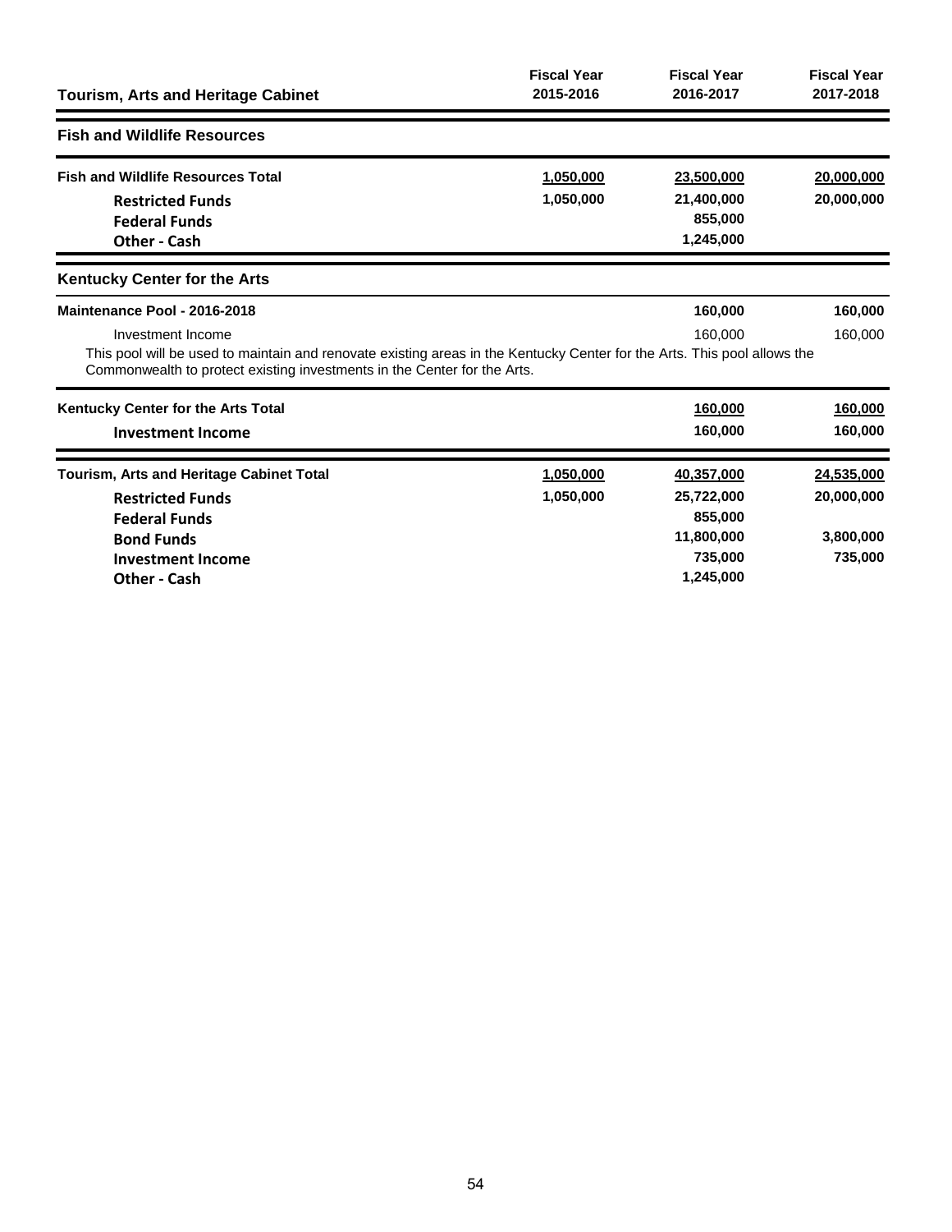| Tourism, Arts and Heritage Cabinet | Fiscal Year 2015-2016 | Fiscal Year 2016-2017 | Fiscal Year 2017-2018 |
|---|---|---|---|
| **Fish and Wildlife Resources** | | | |
| **Fish and Wildlife Resources Total** | 1,050,000 | 23,500,000 | 20,000,000 |
| **Restricted Funds** | 1,050,000 | 21,400,000 | 20,000,000 |
| **Federal Funds** | | 855,000 | |
| **Other - Cash** | | 1,245,000 | |
| **Kentucky Center for the Arts** | | | |
| **Maintenance Pool - 2016-2018** | | 160,000 | 160,000 |
| Investment Income | | 160,000 | 160,000 |

This pool will be used to maintain and renovate existing areas in the Kentucky Center for the Arts. This pool allows the Commonwealth to protect existing investments in the Center for the Arts.

| | Fiscal Year 2015-2016 | Fiscal Year 2016-2017 | Fiscal Year 2017-2018 |
|---|---|---|---|
| **Kentucky Center for the Arts Total** | | 160,000 | 160,000 |
| **Investment Income** | | 160,000 | 160,000 |
| **Tourism, Arts and Heritage Cabinet Total** | 1,050,000 | 40,357,000 | 24,535,000 |
| **Restricted Funds** | 1,050,000 | 25,722,000 | 20,000,000 |
| **Federal Funds** | | 855,000 | |
| **Bond Funds** | | 11,800,000 | 3,800,000 |
| **Investment Income** | | 735,000 | 735,000 |
| **Other - Cash** | | 1,245,000 | |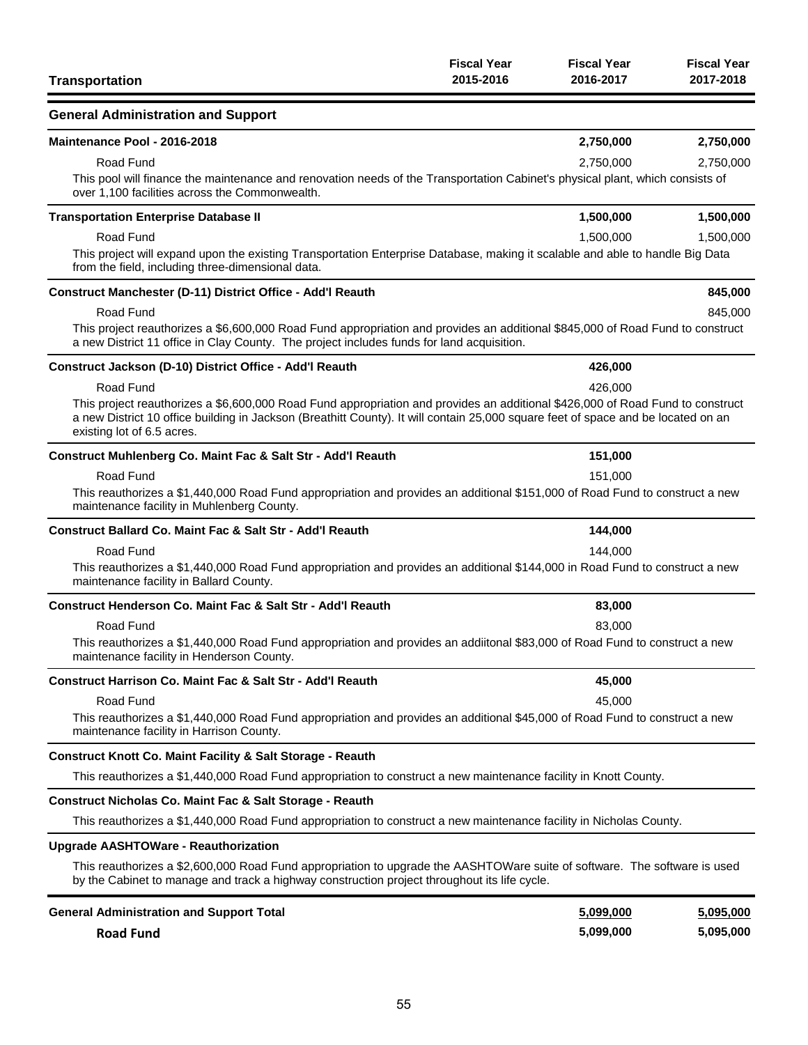| Transportation | Fiscal Year 2015-2016 | Fiscal Year 2016-2017 | Fiscal Year 2017-2018 |
|---|---|---|---|
| **General Administration and Support** | | | |
| **Maintenance Pool - 2016-2018** | | **2,750,000** | **2,750,000** |
| Road Fund | | 2,750,000 | 2,750,000 |
| This pool will finance the maintenance and renovation needs of the Transportation Cabinet's physical plant, which consists of over 1,100 facilities across the Commonwealth. | | | |
| **Transportation Enterprise Database II** | | **1,500,000** | **1,500,000** |
| Road Fund | | 1,500,000 | 1,500,000 |
| This project will expand upon the existing Transportation Enterprise Database, making it scalable and able to handle Big Data from the field, including three-dimensional data. | | | |
| **Construct Manchester (D-11) District Office - Add'l Reauth** | | | **845,000** |
| Road Fund | | | 845,000 |
| This project reauthorizes a $6,600,000 Road Fund appropriation and provides an additional $845,000 of Road Fund to construct a new District 11 office in Clay County. The project includes funds for land acquisition. | | | |
| **Construct Jackson (D-10) District Office - Add'l Reauth** | | **426,000** | |
| Road Fund | | 426,000 | |
| This project reauthorizes a $6,600,000 Road Fund appropriation and provides an additional $426,000 of Road Fund to construct a new District 10 office building in Jackson (Breathitt County). It will contain 25,000 square feet of space and be located on an existing lot of 6.5 acres. | | | |
| **Construct Muhlenberg Co. Maint Fac & Salt Str - Add'l Reauth** | | **151,000** | |
| Road Fund | | 151,000 | |
| This reauthorizes a $1,440,000 Road Fund appropriation and provides an additional $151,000 of Road Fund to construct a new maintenance facility in Muhlenberg County. | | | |
| **Construct Ballard Co. Maint Fac & Salt Str - Add'l Reauth** | | **144,000** | |
| Road Fund | | 144,000 | |
| This reauthorizes a $1,440,000 Road Fund appropriation and provides an additional $144,000 in Road Fund to construct a new maintenance facility in Ballard County. | | | |
| **Construct Henderson Co. Maint Fac & Salt Str - Add'l Reauth** | | **83,000** | |
| Road Fund | | 83,000 | |
| This reauthorizes a $1,440,000 Road Fund appropriation and provides an addiitonal $83,000 of Road Fund to construct a new maintenance facility in Henderson County. | | | |
| **Construct Harrison Co. Maint Fac & Salt Str - Add'l Reauth** | | **45,000** | |
| Road Fund | | 45,000 | |
| This reauthorizes a $1,440,000 Road Fund appropriation and provides an additional $45,000 of Road Fund to construct a new maintenance facility in Harrison County. | | | |
| **Construct Knott Co. Maint Facility & Salt Storage - Reauth** | | | |
| This reauthorizes a $1,440,000 Road Fund appropriation to construct a new maintenance facility in Knott County. | | | |
| **Construct Nicholas Co. Maint Fac & Salt Storage - Reauth** | | | |
| This reauthorizes a $1,440,000 Road Fund appropriation to construct a new maintenance facility in Nicholas County. | | | |
| **Upgrade AASHTOWare - Reauthorization** | | | |
| This reauthorizes a $2,600,000 Road Fund appropriation to upgrade the AASHTOWare suite of software. The software is used by the Cabinet to manage and track a highway construction project throughout its life cycle. | | | |
| **General Administration and Support Total** | | **5,099,000** | **5,095,000** |
| **Road Fund** | | **5,099,000** | **5,095,000** |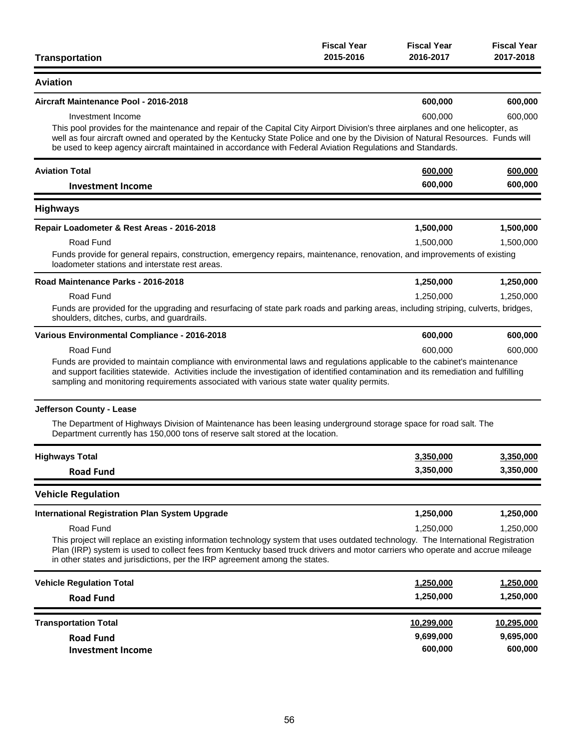| Transportation | Fiscal Year 2015-2016 | Fiscal Year 2016-2017 | Fiscal Year 2017-2018 |
|---|---|---|---|
| **Aviation** | | | |
| **Aircraft Maintenance Pool - 2016-2018** | | **600,000** | **600,000** |
| Investment Income | | 600,000 | 600,000 |

This pool provides for the maintenance and repair of the Capital City Airport Division's three airplanes and one helicopter, as well as four aircraft owned and operated by the Kentucky State Police and one by the Division of Natural Resources. Funds will be used to keep agency aircraft maintained in accordance with Federal Aviation Regulations and Standards.

| | | | |
|---|---|---|---|
| **Aviation Total** | | **600,000** | **600,000** |
| **Investment Income** | | **600,000** | **600,000** |
| **Highways** | | | |
| **Repair Loadometer & Rest Areas - 2016-2018** | | **1,500,000** | **1,500,000** |
| Road Fund | | 1,500,000 | 1,500,000 |

Funds provide for general repairs, construction, emergency repairs, maintenance, renovation, and improvements of existing loadometer stations and interstate rest areas.

| | | | |
|---|---|---|---|
| **Road Maintenance Parks - 2016-2018** | | **1,250,000** | **1,250,000** |
| Road Fund | | 1,250,000 | 1,250,000 |

Funds are provided for the upgrading and resurfacing of state park roads and parking areas, including striping, culverts, bridges, shoulders, ditches, curbs, and guardrails.

| | | | |
|---|---|---|---|
| **Various Environmental Compliance - 2016-2018** | | **600,000** | **600,000** |
| Road Fund | | 600,000 | 600,000 |

Funds are provided to maintain compliance with environmental laws and regulations applicable to the cabinet's maintenance and support facilities statewide. Activities include the investigation of identified contamination and its remediation and fulfilling sampling and monitoring requirements associated with various state water quality permits.

**Jefferson County - Lease**

The Department of Highways Division of Maintenance has been leasing underground storage space for road salt. The Department currently has 150,000 tons of reserve salt stored at the location.

| | | | |
|---|---|---|---|
| **Highways Total** | | **3,350,000** | **3,350,000** |
| **Road Fund** | | **3,350,000** | **3,350,000** |
| **Vehicle Regulation** | | | |
| **International Registration Plan System Upgrade** | | **1,250,000** | **1,250,000** |
| Road Fund | | 1,250,000 | 1,250,000 |

This project will replace an existing information technology system that uses outdated technology. The International Registration Plan (IRP) system is used to collect fees from Kentucky based truck drivers and motor carriers who operate and accrue mileage in other states and jurisdictions, per the IRP agreement among the states.

| | | | |
|---|---|---|---|
| **Vehicle Regulation Total** | | **1,250,000** | **1,250,000** |
| **Road Fund** | | **1,250,000** | **1,250,000** |
| **Transportation Total** | | **10,299,000** | **10,295,000** |
| **Road Fund** | | **9,699,000** | **9,695,000** |
| **Investment Income** | | **600,000** | **600,000** |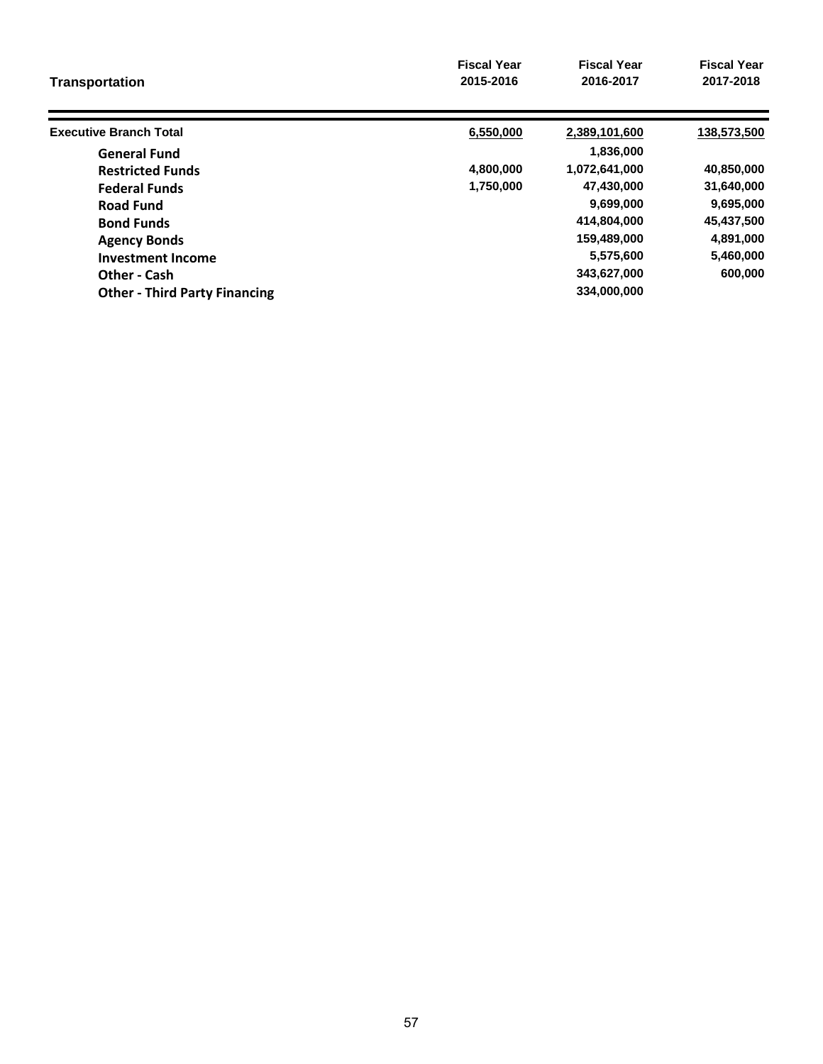| Transportation | Fiscal Year 2015-2016 | Fiscal Year 2016-2017 | Fiscal Year 2017-2018 |
|---|---|---|---|
| **Executive Branch Total** | 6,550,000 | 2,389,101,600 | 138,573,500 |
| General Fund | | 1,836,000 | |
| Restricted Funds | 4,800,000 | 1,072,641,000 | 40,850,000 |
| Federal Funds | 1,750,000 | 47,430,000 | 31,640,000 |
| Road Fund | | 9,699,000 | 9,695,000 |
| Bond Funds | | 414,804,000 | 45,437,500 |
| Agency Bonds | | 159,489,000 | 4,891,000 |
| Investment Income | | 5,575,600 | 5,460,000 |
| Other - Cash | | 343,627,000 | 600,000 |
| Other - Third Party Financing | | 334,000,000 | |